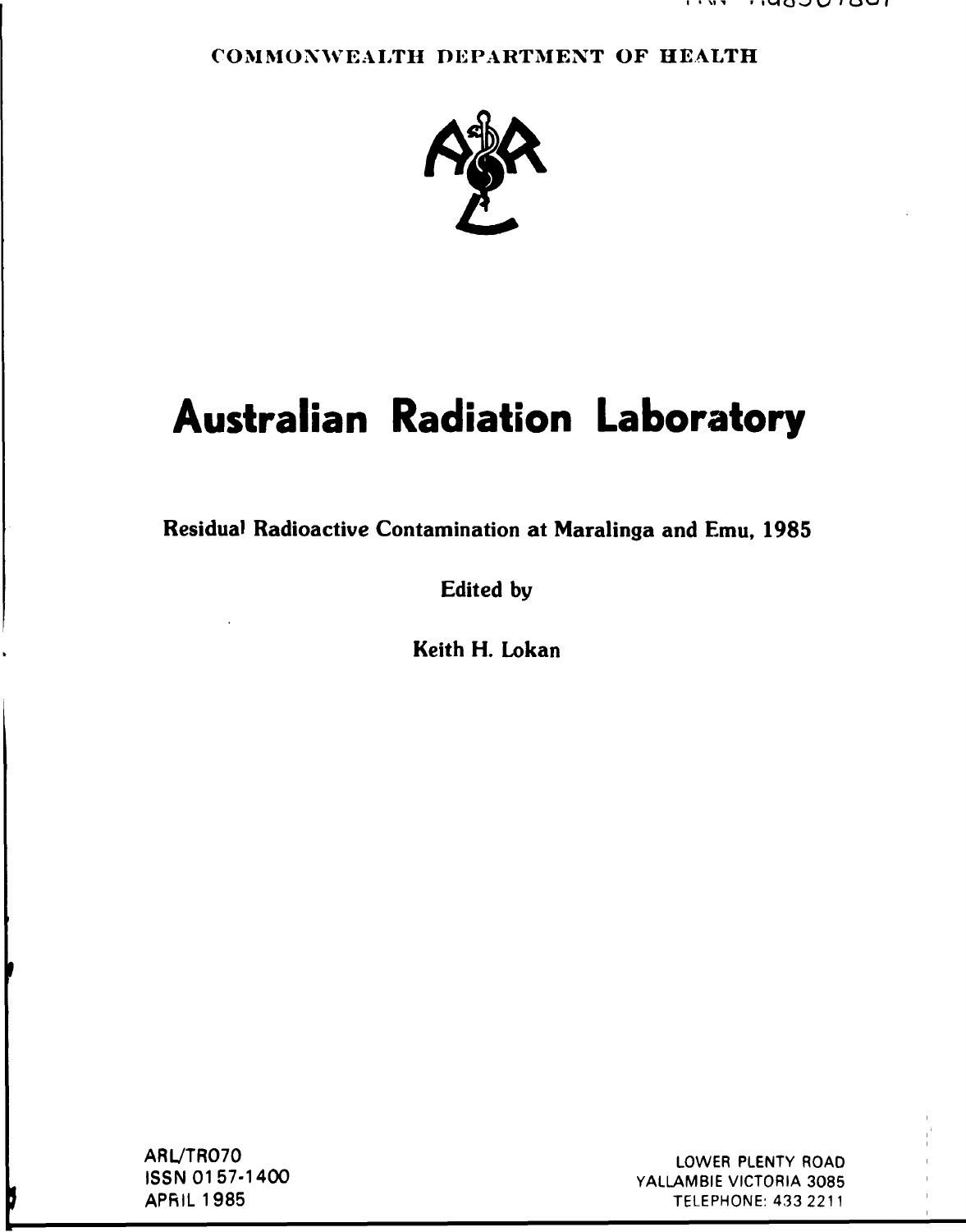COMMONWEALTH DEPARTMENT OF HEALTH

# Australian Radiation Laboratory

**Residual Radioactive Contamination at Maralinga and Emu, 1985**

**Edited by**

**Keith H. Lokan**

ARL/TR070
ISSN 0157-1400
APRIL 1985

LOWER PLENTY ROAD
YALLAMBIE VICTORIA 3085
TELEPHONE: 433 2211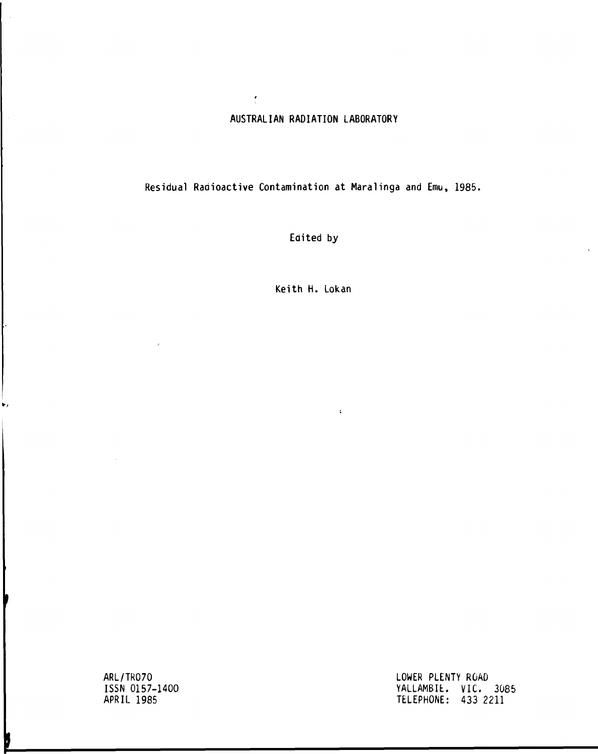# AUSTRALIAN RADIATION LABORATORY

## Residual Radioactive Contamination at Maralinga and Emu, 1985.

Edited by

Keith H. Lokan

ARL/TR070
ISSN 0157-1400
APRIL 1985

LOWER PLENTY ROAD
YALLAMBIE. VIC. 3085
TELEPHONE: 433 2211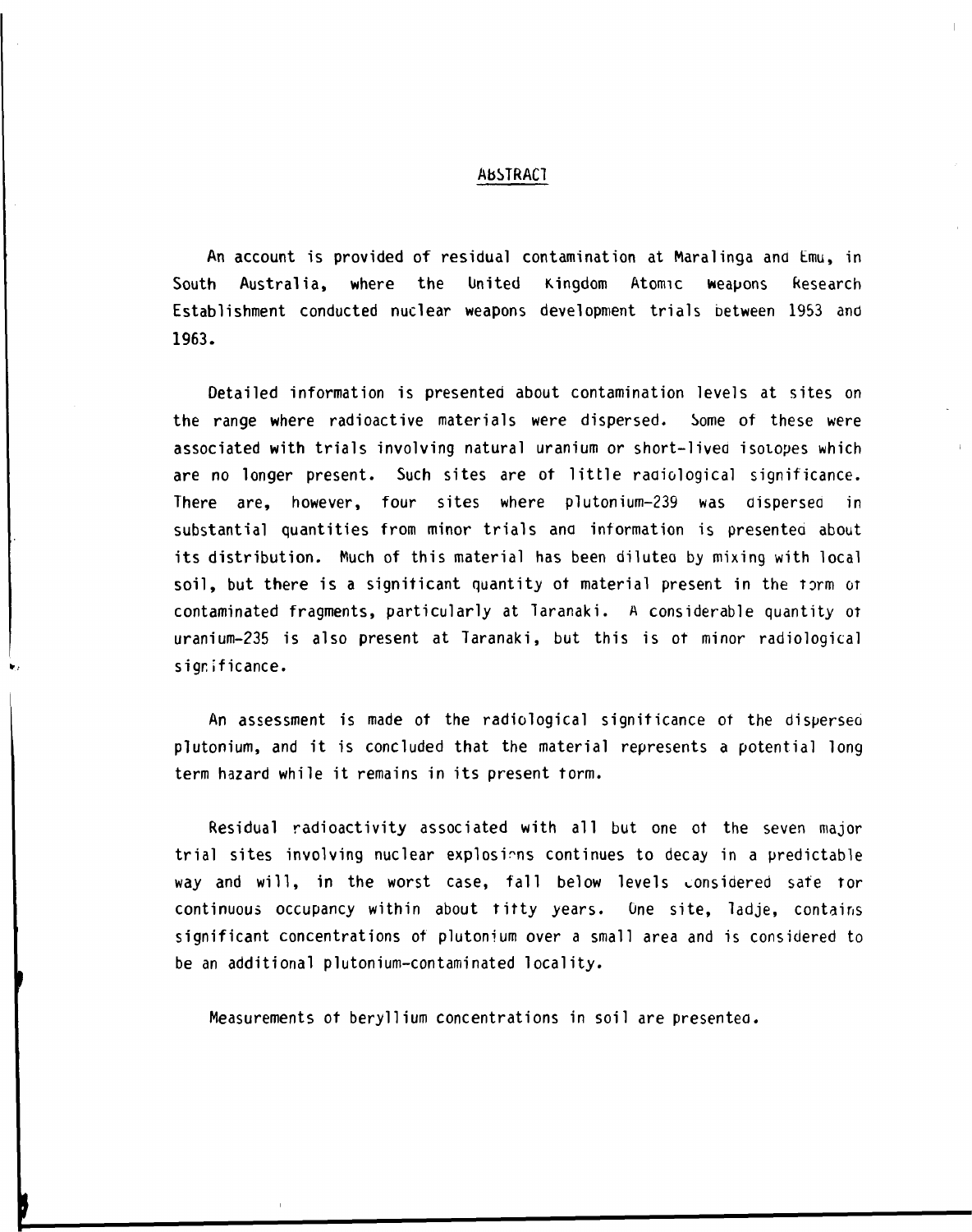## ABSTRACT

An account is provided of residual contamination at Maralinga and Emu, in South Australia, where the United Kingdom Atomic Weapons Research Establishment conducted nuclear weapons development trials between 1953 and 1963.

Detailed information is presented about contamination levels at sites on the range where radioactive materials were dispersed. Some of these were associated with trials involving natural uranium or short-lived isotopes which are no longer present. Such sites are of little radiological significance. There are, however, four sites where plutonium-239 was dispersed in substantial quantities from minor trials and information is presented about its distribution. Much of this material has been diluted by mixing with local soil, but there is a significant quantity of material present in the form of contaminated fragments, particularly at Taranaki. A considerable quantity of uranium-235 is also present at Taranaki, but this is of minor radiological significance.

An assessment is made of the radiological significance of the dispersed plutonium, and it is concluded that the material represents a potential long term hazard while it remains in its present form.

Residual radioactivity associated with all but one of the seven major trial sites involving nuclear explosions continues to decay in a predictable way and will, in the worst case, fall below levels considered safe for continuous occupancy within about fifty years. One site, Tadje, contains significant concentrations of plutonium over a small area and is considered to be an additional plutonium-contaminated locality.

Measurements of beryllium concentrations in soil are presented.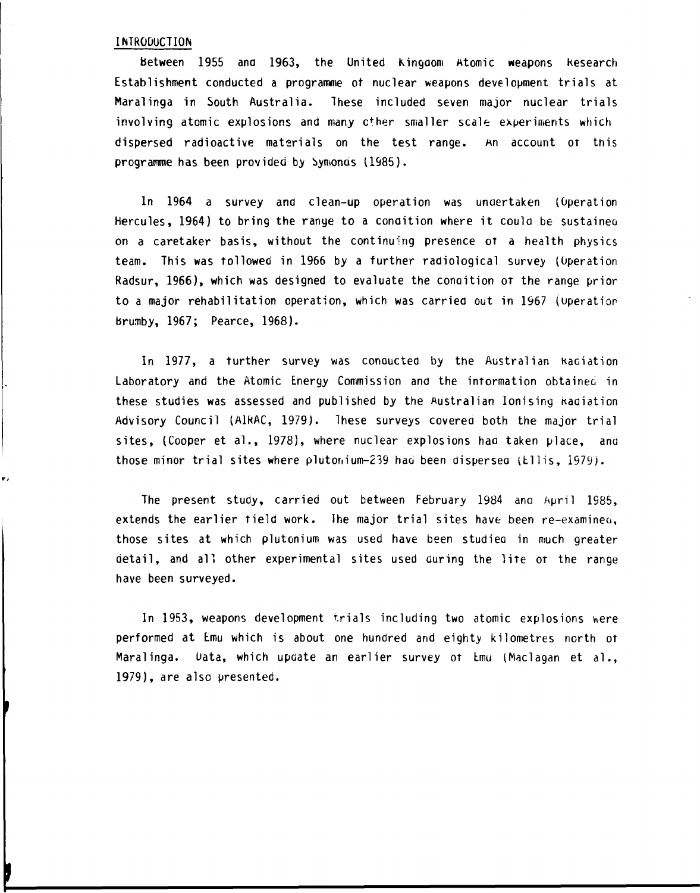# INTRODUCTION

Between 1955 and 1963, the United Kingdom Atomic Weapons Research Establishment conducted a programme of nuclear weapons development trials at Maralinga in South Australia. These included seven major nuclear trials involving atomic explosions and many other smaller scale experiments which dispersed radioactive materials on the test range. An account of this programme has been provided by Symonds (1985).

In 1964 a survey and clean-up operation was undertaken (Operation Hercules, 1964) to bring the range to a condition where it could be sustained on a caretaker basis, without the continuing presence of a health physics team. This was followed in 1966 by a further radiological survey (Operation Radsur, 1966), which was designed to evaluate the condition of the range prior to a major rehabilitation operation, which was carried out in 1967 (Operation Brumby, 1967; Pearce, 1968).

In 1977, a further survey was conducted by the Australian Radiation Laboratory and the Atomic Energy Commission and the information obtained in these studies was assessed and published by the Australian Ionising Radiation Advisory Council (AIRAC, 1979). These surveys covered both the major trial sites, (Cooper et al., 1978), where nuclear explosions had taken place, and those minor trial sites where plutonium-239 had been dispersed (Ellis, 1979).

The present study, carried out between February 1984 and April 1985, extends the earlier field work. The major trial sites have been re-examined, those sites at which plutonium was used have been studied in much greater detail, and all other experimental sites used during the life of the range have been surveyed.

In 1953, weapons development trials including two atomic explosions were performed at Emu which is about one hundred and eighty kilometres north of Maralinga. Data, which update an earlier survey of Emu (Maclagan et al., 1979), are also presented.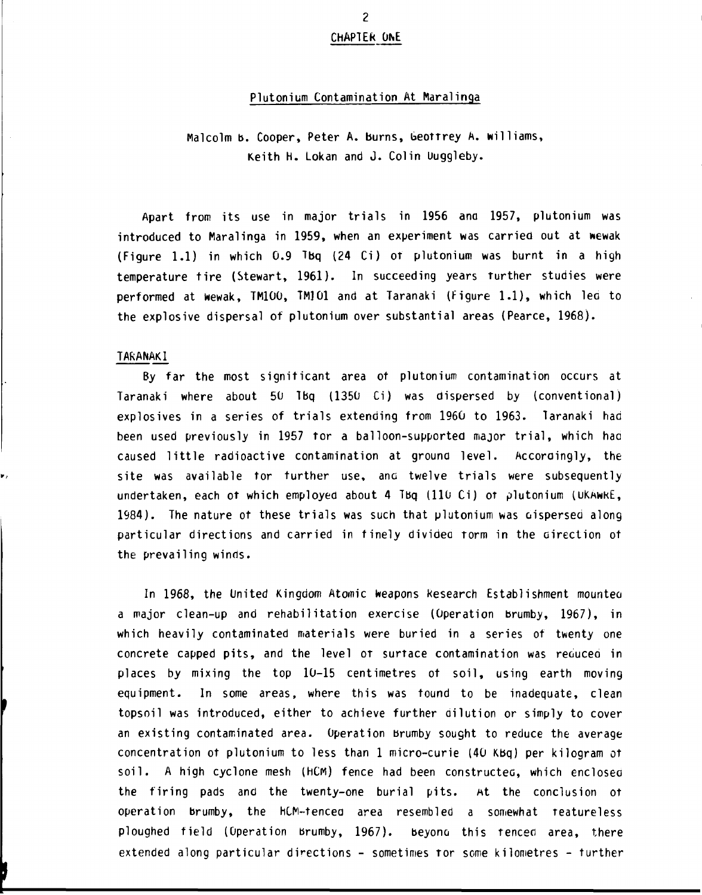# CHAPTER ONE

## Plutonium Contamination At Maralinga

Malcolm B. Cooper, Peter A. Burns, Geoffrey A. Williams, Keith H. Lokan and J. Colin Duggleby.

Apart from its use in major trials in 1956 and 1957, plutonium was introduced to Maralinga in 1959, when an experiment was carried out at Wewak (Figure 1.1) in which 0.9 TBq (24 Ci) of plutonium was burnt in a high temperature fire (Stewart, 1961). In succeeding years further studies were performed at Wewak, TM100, TM101 and at Taranaki (Figure 1.1), which led to the explosive dispersal of plutonium over substantial areas (Pearce, 1968).

### TARANAKI

By far the most significant area of plutonium contamination occurs at Taranaki where about 50 TBq (1350 Ci) was dispersed by (conventional) explosives in a series of trials extending from 1960 to 1963. Taranaki had been used previously in 1957 for a balloon-supported major trial, which had caused little radioactive contamination at ground level. Accordingly, the site was available for further use, and twelve trials were subsequently undertaken, each of which employed about 4 TBq (110 Ci) of plutonium (UKAWRE, 1984). The nature of these trials was such that plutonium was dispersed along particular directions and carried in finely divided form in the direction of the prevailing winds.

In 1968, the United Kingdom Atomic Weapons Research Establishment mounted a major clean-up and rehabilitation exercise (Operation Brumby, 1967), in which heavily contaminated materials were buried in a series of twenty one concrete capped pits, and the level of surface contamination was reduced in places by mixing the top 10-15 centimetres of soil, using earth moving equipment. In some areas, where this was found to be inadequate, clean topsoil was introduced, either to achieve further dilution or simply to cover an existing contaminated area. Operation Brumby sought to reduce the average concentration of plutonium to less than 1 micro-curie (40 KBq) per kilogram of soil. A high cyclone mesh (HCM) fence had been constructed, which enclosed the firing pads and the twenty-one burial pits. At the conclusion of operation Brumby, the HCM-fenced area resembled a somewhat featureless ploughed field (Operation Brumby, 1967). Beyond this fenced area, there extended along particular directions - sometimes for some kilometres - further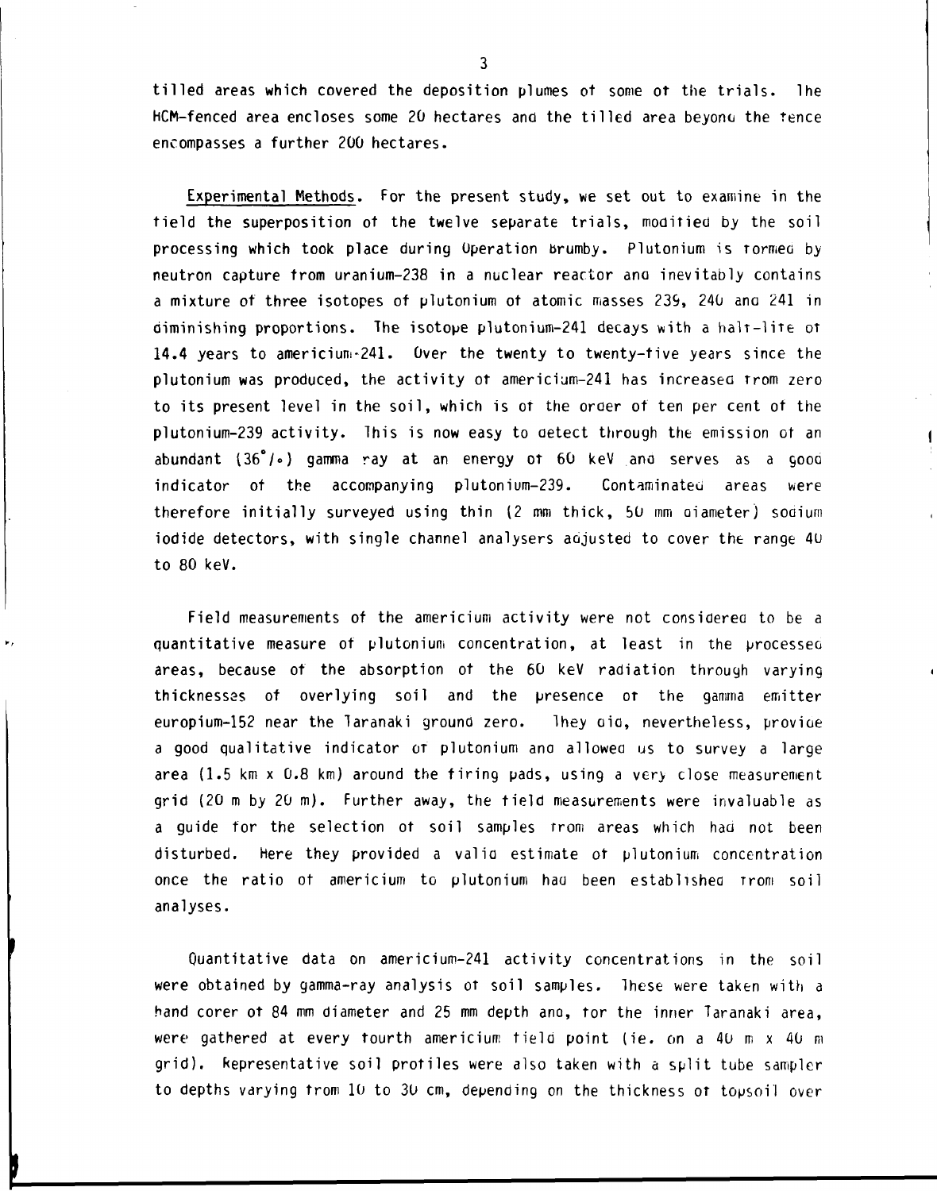tilled areas which covered the deposition plumes of some of the trials. The HCM-fenced area encloses some 20 hectares and the tilled area beyond the fence encompasses a further 200 hectares.

Experimental Methods. For the present study, we set out to examine in the field the superposition of the twelve separate trials, modified by the soil processing which took place during Operation Brumby. Plutonium is formed by neutron capture from uranium-238 in a nuclear reactor and inevitably contains a mixture of three isotopes of plutonium of atomic masses 239, 240 and 241 in diminishing proportions. The isotope plutonium-241 decays with a half-life of 14.4 years to americium-241. Over the twenty to twenty-five years since the plutonium was produced, the activity of americium-241 has increased from zero to its present level in the soil, which is of the order of ten per cent of the plutonium-239 activity. This is now easy to detect through the emission of an abundant (36%) gamma ray at an energy of 60 keV and serves as a good indicator of the accompanying plutonium-239. Contaminated areas were therefore initially surveyed using thin (2 mm thick, 50 mm diameter) sodium iodide detectors, with single channel analysers adjusted to cover the range 40 to 80 keV.

Field measurements of the americium activity were not considered to be a quantitative measure of plutonium concentration, at least in the processed areas, because of the absorption of the 60 keV radiation through varying thicknesses of overlying soil and the presence of the gamma emitter europium-152 near the Taranaki ground zero. They did, nevertheless, provide a good qualitative indicator of plutonium and allowed us to survey a large area (1.5 km x 0.8 km) around the firing pads, using a very close measurement grid (20 m by 20 m). Further away, the field measurements were invaluable as a guide for the selection of soil samples from areas which had not been disturbed. Here they provided a valid estimate of plutonium concentration once the ratio of americium to plutonium had been established from soil analyses.

Quantitative data on americium-241 activity concentrations in the soil were obtained by gamma-ray analysis of soil samples. These were taken with a hand corer of 84 mm diameter and 25 mm depth and, for the inner Taranaki area, were gathered at every fourth americium field point (ie. on a 40 m x 40 m grid). Representative soil profiles were also taken with a split tube sampler to depths varying from 10 to 30 cm, depending on the thickness of topsoil over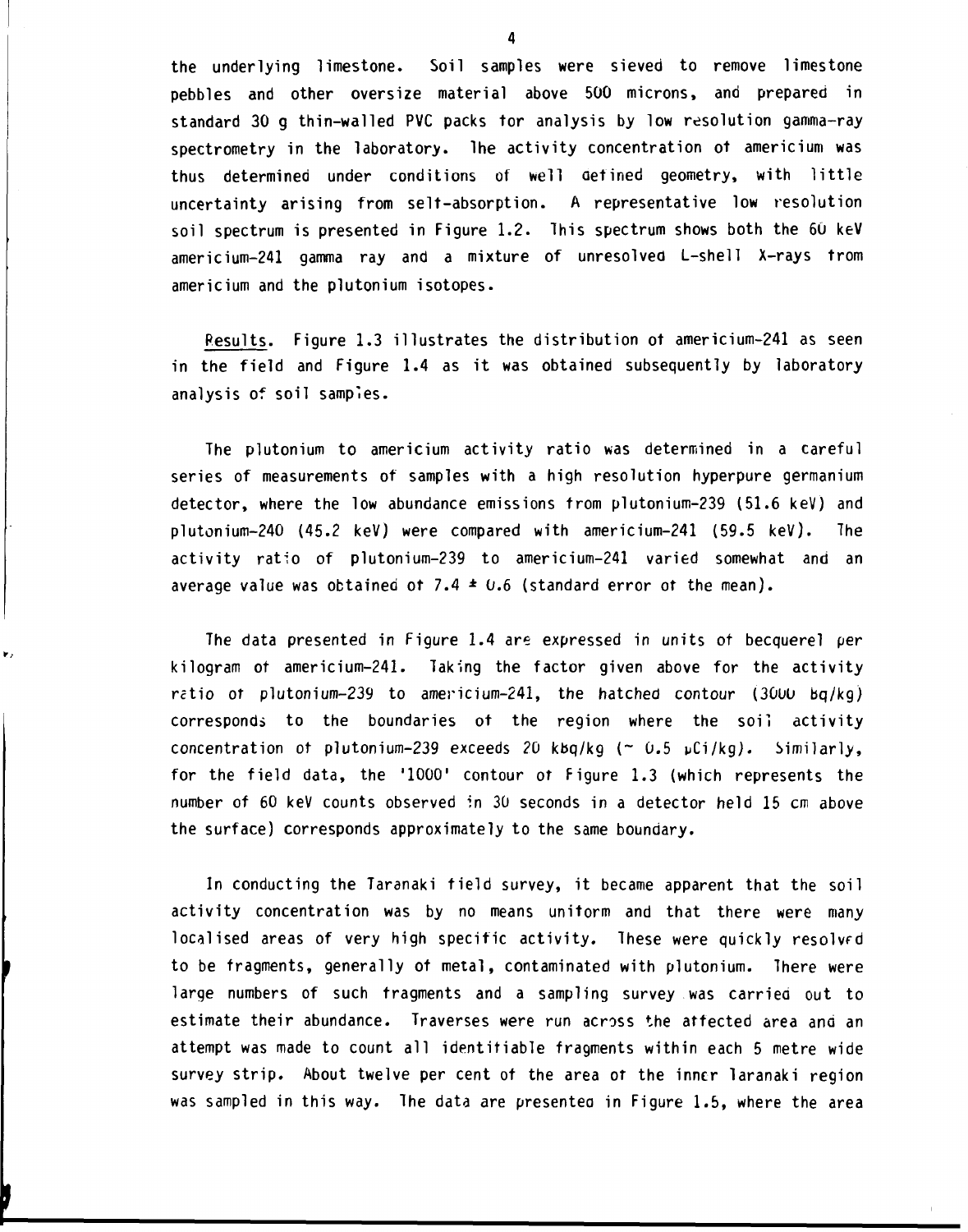the underlying limestone. Soil samples were sieved to remove limestone pebbles and other oversize material above 500 microns, and prepared in standard 30 g thin-walled PVC packs for analysis by low resolution gamma-ray spectrometry in the laboratory. The activity concentration of americium was thus determined under conditions of well defined geometry, with little uncertainty arising from self-absorption. A representative low resolution soil spectrum is presented in Figure 1.2. This spectrum shows both the 60 keV americium-241 gamma ray and a mixture of unresolved L-shell X-rays from americium and the plutonium isotopes.

Results. Figure 1.3 illustrates the distribution of americium-241 as seen in the field and Figure 1.4 as it was obtained subsequently by laboratory analysis of soil samples.

The plutonium to americium activity ratio was determined in a careful series of measurements of samples with a high resolution hyperpure germanium detector, where the low abundance emissions from plutonium-239 (51.6 keV) and plutonium-240 (45.2 keV) were compared with americium-241 (59.5 keV). The activity ratio of plutonium-239 to americium-241 varied somewhat and an average value was obtained of $7.4 \pm 0.6$ (standard error of the mean).

The data presented in Figure 1.4 are expressed in units of becquerel per kilogram of americium-241. Taking the factor given above for the activity ratio of plutonium-239 to americium-241, the hatched contour (3000 Bq/kg) corresponds to the boundaries of the region where the soil activity concentration of plutonium-239 exceeds 20 kBq/kg (~ 0.5 μCi/kg). Similarly, for the field data, the '1000' contour of Figure 1.3 (which represents the number of 60 keV counts observed in 30 seconds in a detector held 15 cm above the surface) corresponds approximately to the same boundary.

In conducting the Taranaki field survey, it became apparent that the soil activity concentration was by no means uniform and that there were many localised areas of very high specific activity. These were quickly resolved to be fragments, generally of metal, contaminated with plutonium. There were large numbers of such fragments and a sampling survey was carried out to estimate their abundance. Traverses were run across the affected area and an attempt was made to count all identifiable fragments within each 5 metre wide survey strip. About twelve per cent of the area of the inner Taranaki region was sampled in this way. The data are presented in Figure 1.5, where the area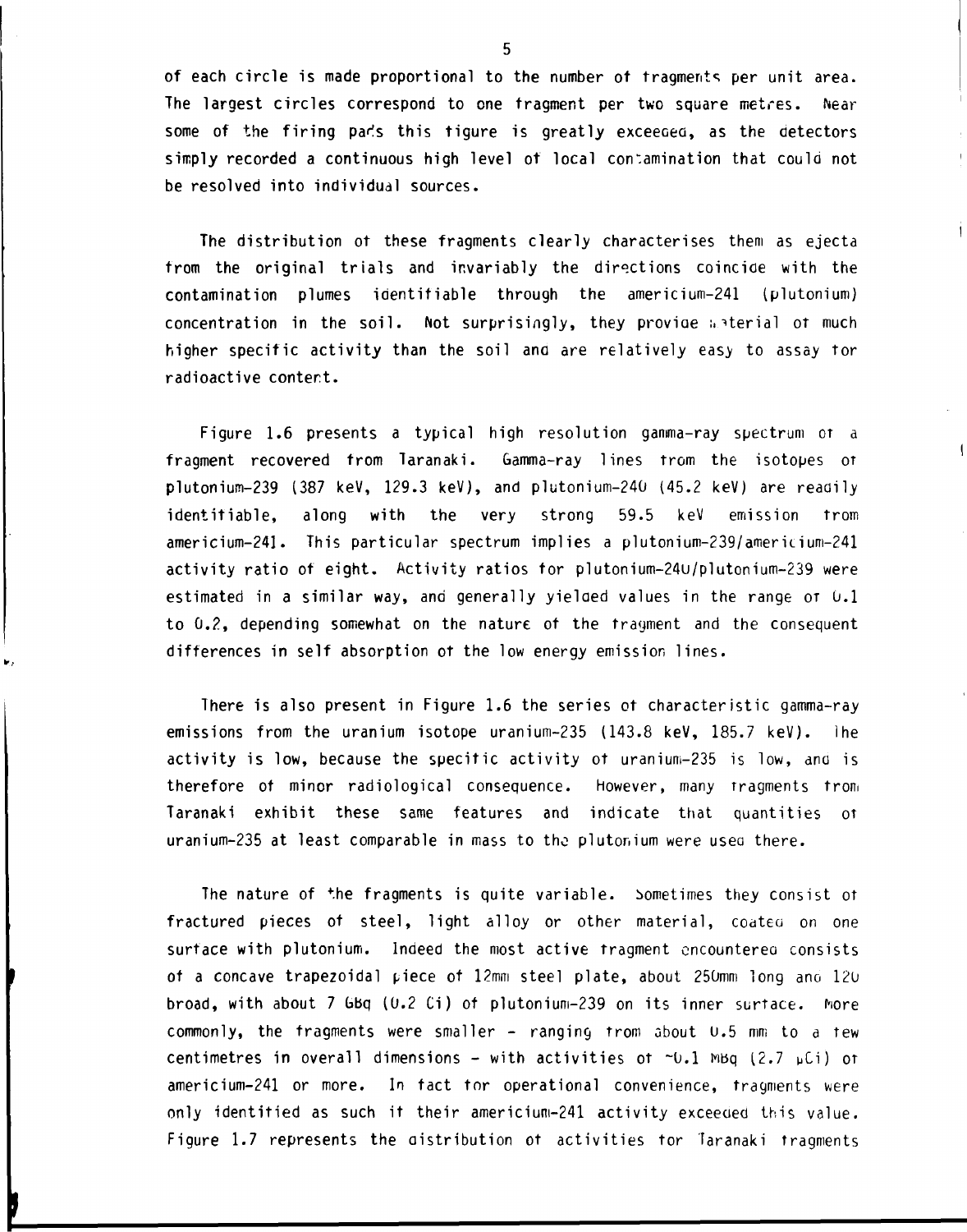of each circle is made proportional to the number of fragments per unit area. The largest circles correspond to one fragment per two square metres. Near some of the firing pads this figure is greatly exceeded, as the detectors simply recorded a continuous high level of local contamination that could not be resolved into individual sources.

The distribution of these fragments clearly characterises them as ejecta from the original trials and invariably the directions coincide with the contamination plumes identifiable through the americium-241 (plutonium) concentration in the soil. Not surprisingly, they provide material of much higher specific activity than the soil and are relatively easy to assay for radioactive content.

Figure 1.6 presents a typical high resolution gamma-ray spectrum of a fragment recovered from Taranaki. Gamma-ray lines from the isotopes of plutonium-239 (387 keV, 129.3 keV), and plutonium-240 (45.2 keV) are readily identifiable, along with the very strong 59.5 keV emission from americium-241. This particular spectrum implies a plutonium-239/americium-241 activity ratio of eight. Activity ratios for plutonium-240/plutonium-239 were estimated in a similar way, and generally yielded values in the range of 0.1 to 0.2, depending somewhat on the nature of the fragment and the consequent differences in self absorption of the low energy emission lines.

There is also present in Figure 1.6 the series of characteristic gamma-ray emissions from the uranium isotope uranium-235 (143.8 keV, 185.7 keV). The activity is low, because the specific activity of uranium-235 is low, and is therefore of minor radiological consequence. However, many fragments from Taranaki exhibit these same features and indicate that quantities of uranium-235 at least comparable in mass to the plutonium were used there.

The nature of the fragments is quite variable. Sometimes they consist of fractured pieces of steel, light alloy or other material, coated on one surface with plutonium. Indeed the most active fragment encountered consists of a concave trapezoidal piece of 12mm steel plate, about 250mm long and 120 broad, with about 7 GBq (0.2 Ci) of plutonium-239 on its inner surface. More commonly, the fragments were smaller - ranging from about 0.5 mm to a few centimetres in overall dimensions - with activities of ~0.1 MBq (2.7 μCi) of americium-241 or more. In fact for operational convenience, fragments were only identified as such if their americium-241 activity exceeded this value. Figure 1.7 represents the distribution of activities for Taranaki fragments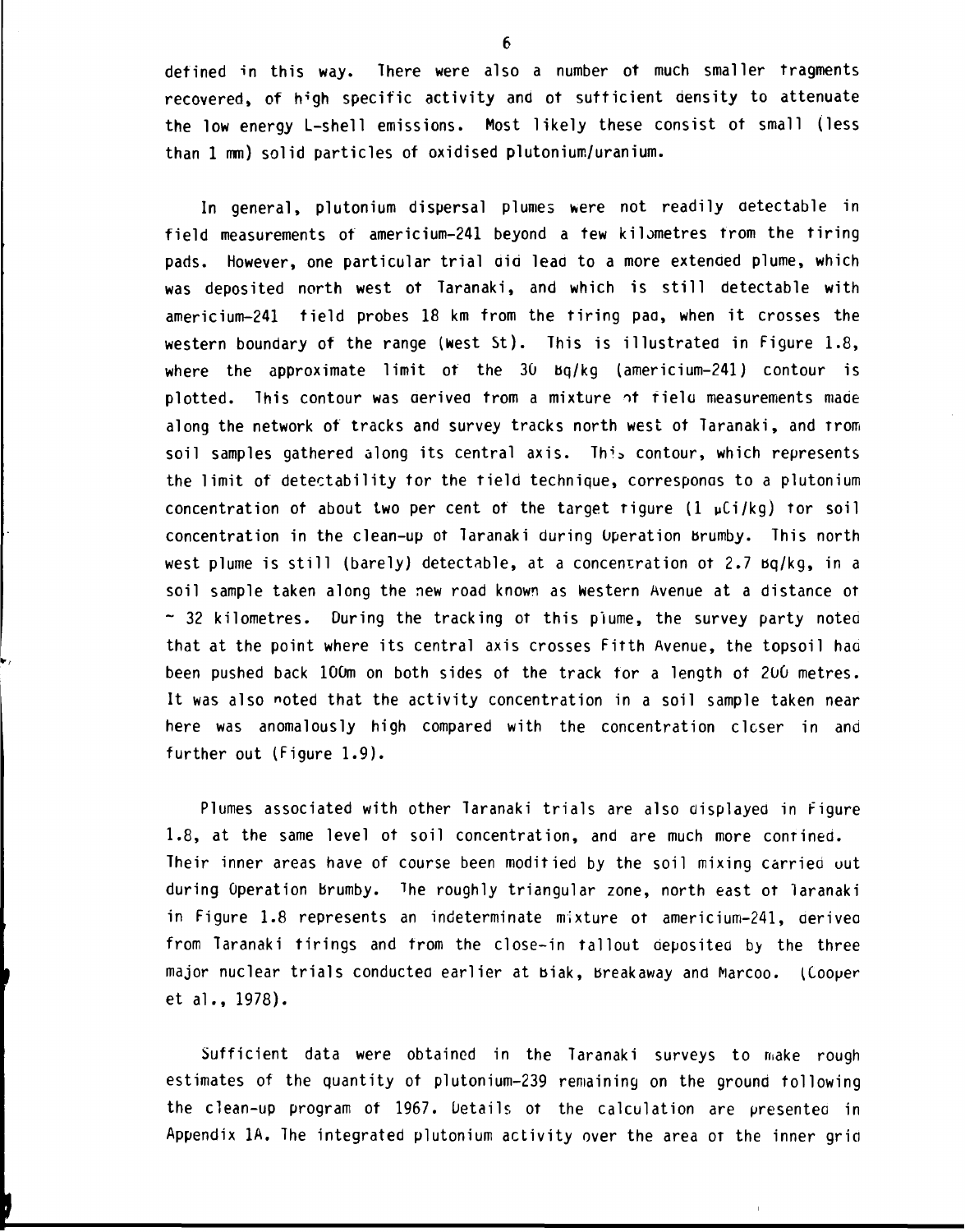defined in this way. There were also a number of much smaller fragments recovered, of high specific activity and of sufficient density to attenuate the low energy L-shell emissions. Most likely these consist of small (less than 1 mm) solid particles of oxidised plutonium/uranium.

In general, plutonium dispersal plumes were not readily detectable in field measurements of americium-241 beyond a few kilometres from the firing pads. However, one particular trial did lead to a more extended plume, which was deposited north west of Taranaki, and which is still detectable with americium-241 field probes 18 km from the firing pad, when it crosses the western boundary of the range (West St). This is illustrated in Figure 1.8, where the approximate limit of the 30 Bq/kg (americium-241) contour is plotted. This contour was derived from a mixture of field measurements made along the network of tracks and survey tracks north west of Taranaki, and from soil samples gathered along its central axis. This contour, which represents the limit of detectability for the field technique, corresponds to a plutonium concentration of about two per cent of the target figure (1 μCi/kg) for soil concentration in the clean-up of Taranaki during Operation Brumby. This north west plume is still (barely) detectable, at a concentration of 2.7 Bq/kg, in a soil sample taken along the new road known as Western Avenue at a distance of ~ 32 kilometres. During the tracking of this plume, the survey party noted that at the point where its central axis crosses Fifth Avenue, the topsoil had been pushed back 100m on both sides of the track for a length of 200 metres. It was also noted that the activity concentration in a soil sample taken near here was anomalously high compared with the concentration closer in and further out (Figure 1.9).

Plumes associated with other Taranaki trials are also displayed in Figure 1.8, at the same level of soil concentration, and are much more confined. Their inner areas have of course been modified by the soil mixing carried out during Operation Brumby. The roughly triangular zone, north east of Taranaki in Figure 1.8 represents an indeterminate mixture of americium-241, derived from Taranaki firings and from the close-in fallout deposited by the three major nuclear trials conducted earlier at Biak, Breakaway and Marcoo. (Cooper et al., 1978).

Sufficient data were obtained in the Taranaki surveys to make rough estimates of the quantity of plutonium-239 remaining on the ground following the clean-up program of 1967. Details of the calculation are presented in Appendix 1A. The integrated plutonium activity over the area of the inner grid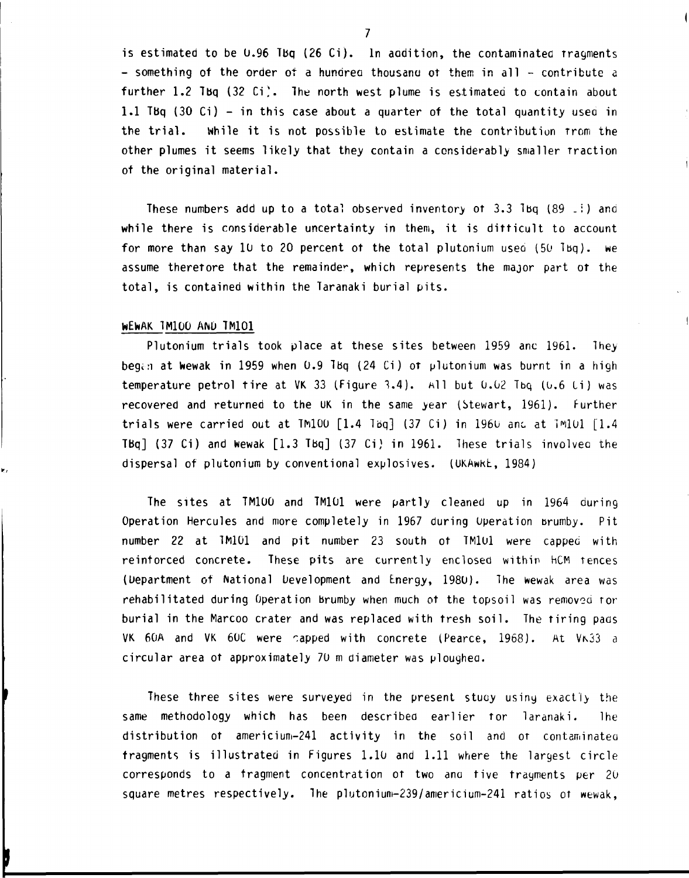is estimated to be 0.96 TBq (26 Ci). In addition, the contaminated fragments - something of the order of a hundred thousand of them in all - contribute a further 1.2 TBq (32 Ci). The north west plume is estimated to contain about 1.1 TBq (30 Ci) - in this case about a quarter of the total quantity used in the trial. While it is not possible to estimate the contribution from the other plumes it seems likely that they contain a considerably smaller fraction of the original material.

These numbers add up to a total observed inventory of 3.3 TBq (89 Ci) and while there is considerable uncertainty in them, it is difficult to account for more than say 10 to 20 percent of the total plutonium used (50 TBq). We assume therefore that the remainder, which represents the major part of the total, is contained within the Taranaki burial pits.

## WEWAK TM100 AND TM101

Plutonium trials took place at these sites between 1959 and 1961. They began at Wewak in 1959 when 0.9 TBq (24 Ci) of plutonium was burnt in a high temperature petrol fire at VK 33 (Figure 1.4). All but 0.02 TBq (0.6 Ci) was recovered and returned to the UK in the same year (Stewart, 1961). Further trials were carried out at TM100 [1.4 TBq] (37 Ci) in 1960 and at TM101 [1.4 TBq] (37 Ci) and Wewak [1.3 TBq] (37 Ci) in 1961. These trials involved the dispersal of plutonium by conventional explosives. (UKAWRE, 1984)

The sites at TM100 and TM101 were partly cleaned up in 1964 during Operation Hercules and more completely in 1967 during Operation Brumby. Pit number 22 at TM101 and pit number 23 south of TM101 were capped with reinforced concrete. These pits are currently enclosed within HCM fences (Department of National Development and Energy, 1980). The Wewak area was rehabilitated during Operation Brumby when much of the topsoil was removed for burial in the Marcoo crater and was replaced with fresh soil. The firing pads VK 60A and VK 60C were capped with concrete (Pearce, 1968). At VK33 a circular area of approximately 70 m diameter was ploughed.

These three sites were surveyed in the present study using exactly the same methodology which has been described earlier for Taranaki. The distribution of americium-241 activity in the soil and of contaminated fragments is illustrated in Figures 1.10 and 1.11 where the largest circle corresponds to a fragment concentration of two and five fragments per 20 square metres respectively. The plutonium-239/americium-241 ratios of Wewak,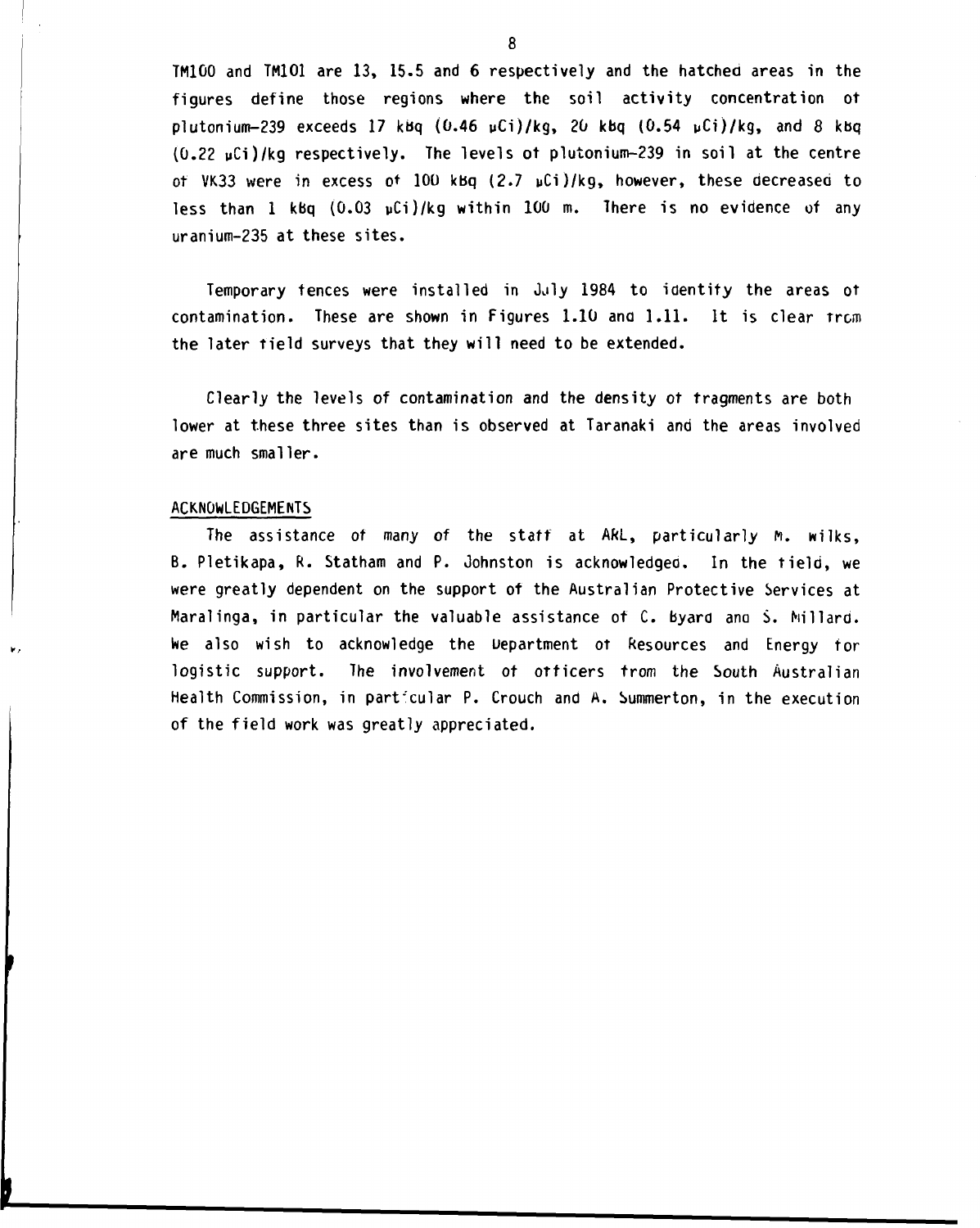TM100 and TM101 are 13, 15.5 and 6 respectively and the hatched areas in the figures define those regions where the soil activity concentration of plutonium-239 exceeds 17 kBq (0.46 μCi)/kg, 20 kBq (0.54 μCi)/kg, and 8 kBq (0.22 μCi)/kg respectively. The levels of plutonium-239 in soil at the centre of VK33 were in excess of 100 kBq (2.7 μCi)/kg, however, these decreased to less than 1 kBq (0.03 μCi)/kg within 100 m. There is no evidence of any uranium-235 at these sites.

Temporary fences were installed in July 1984 to identify the areas of contamination. These are shown in Figures 1.10 and 1.11. It is clear from the later field surveys that they will need to be extended.

Clearly the levels of contamination and the density of fragments are both lower at these three sites than is observed at Taranaki and the areas involved are much smaller.

## ACKNOWLEDGEMENTS

The assistance of many of the staff at ARL, particularly M. Wilks, B. Pletikapa, R. Statham and P. Johnston is acknowledged. In the field, we were greatly dependent on the support of the Australian Protective Services at Maralinga, in particular the valuable assistance of C. Byard and S. Millard. We also wish to acknowledge the Department of Resources and Energy for logistic support. The involvement of officers from the South Australian Health Commission, in particular P. Crouch and A. Summerton, in the execution of the field work was greatly appreciated.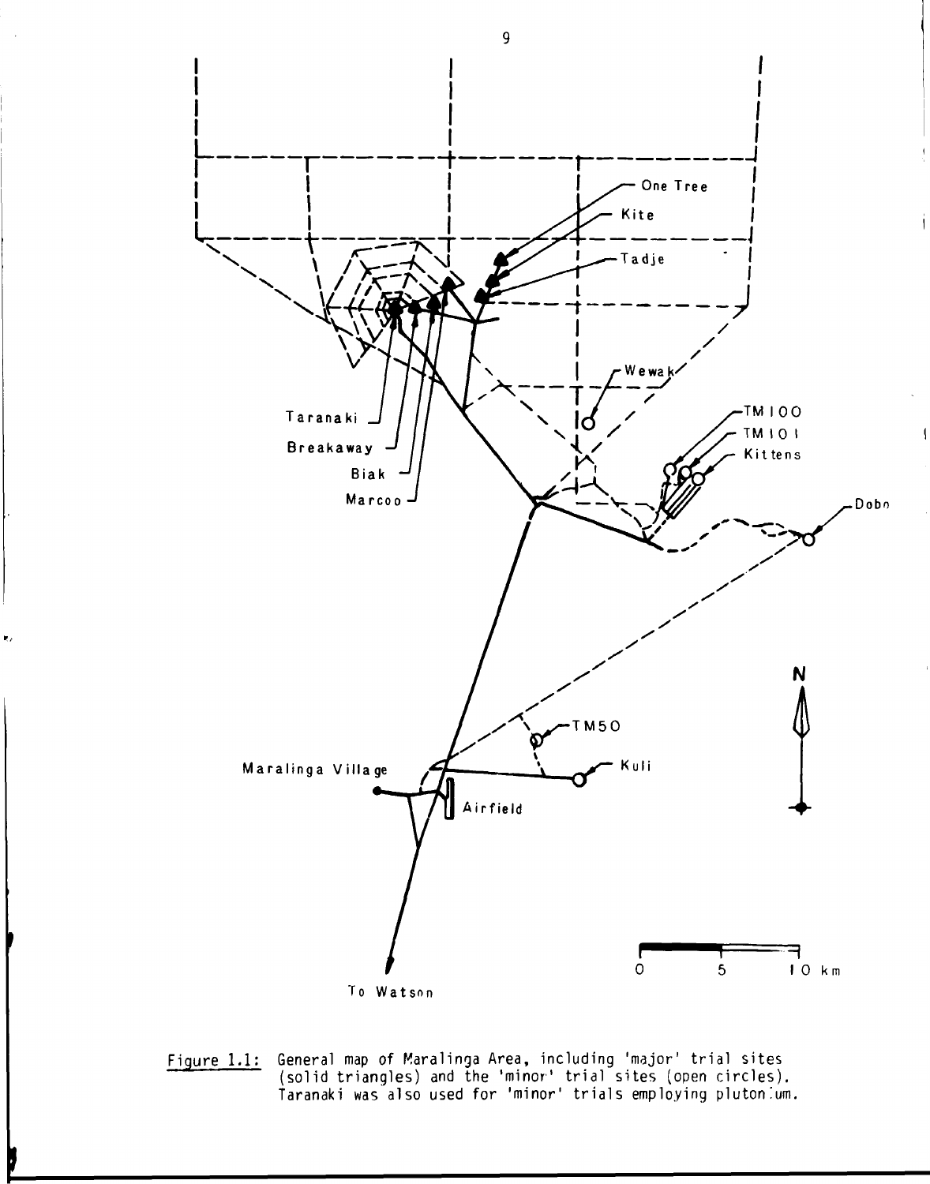Figure 1.1: General map of Maralinga Area, including 'major' trial sites (solid triangles) and the 'minor' trial sites (open circles). Taranaki was also used for 'minor' trials employing plutonium.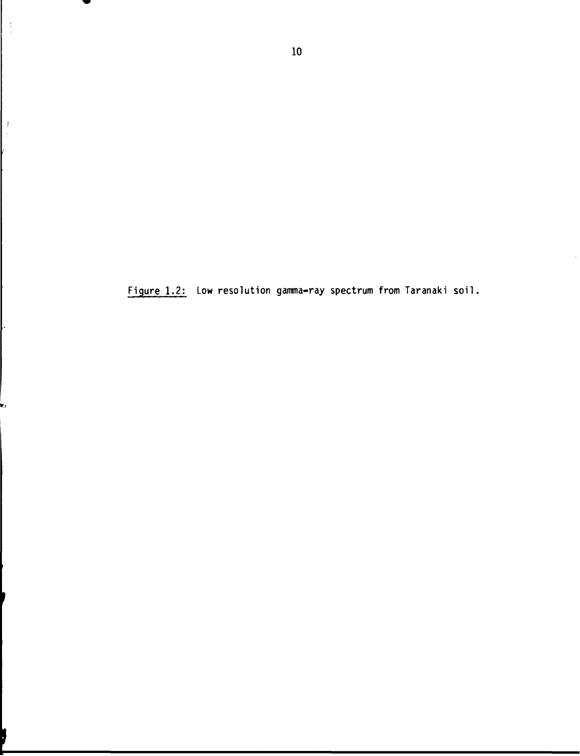Figure 1.2: Low resolution gamma-ray spectrum from Taranaki soil.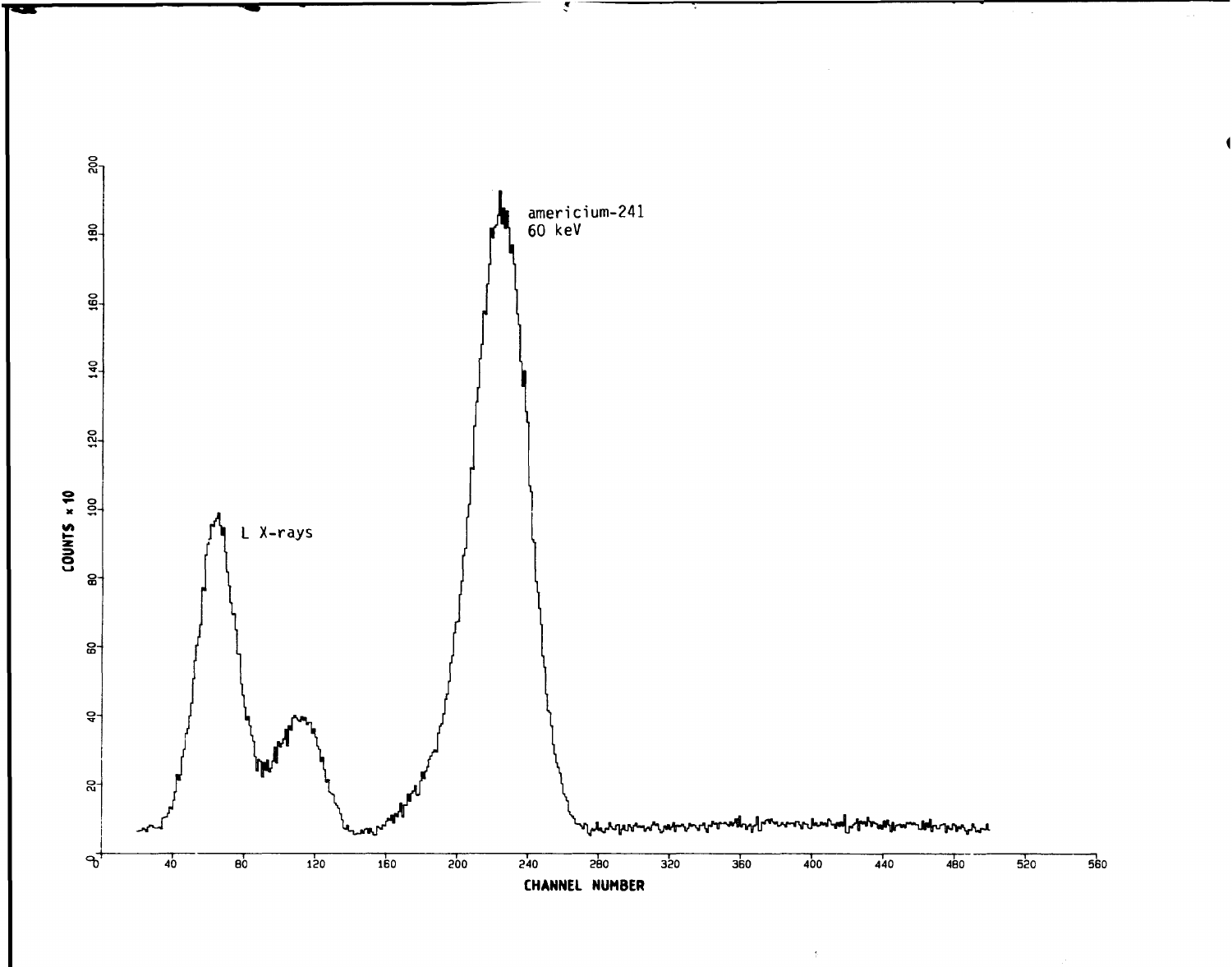americium-241
60 keV

L X-rays

COUNTS × 10

CHANNEL NUMBER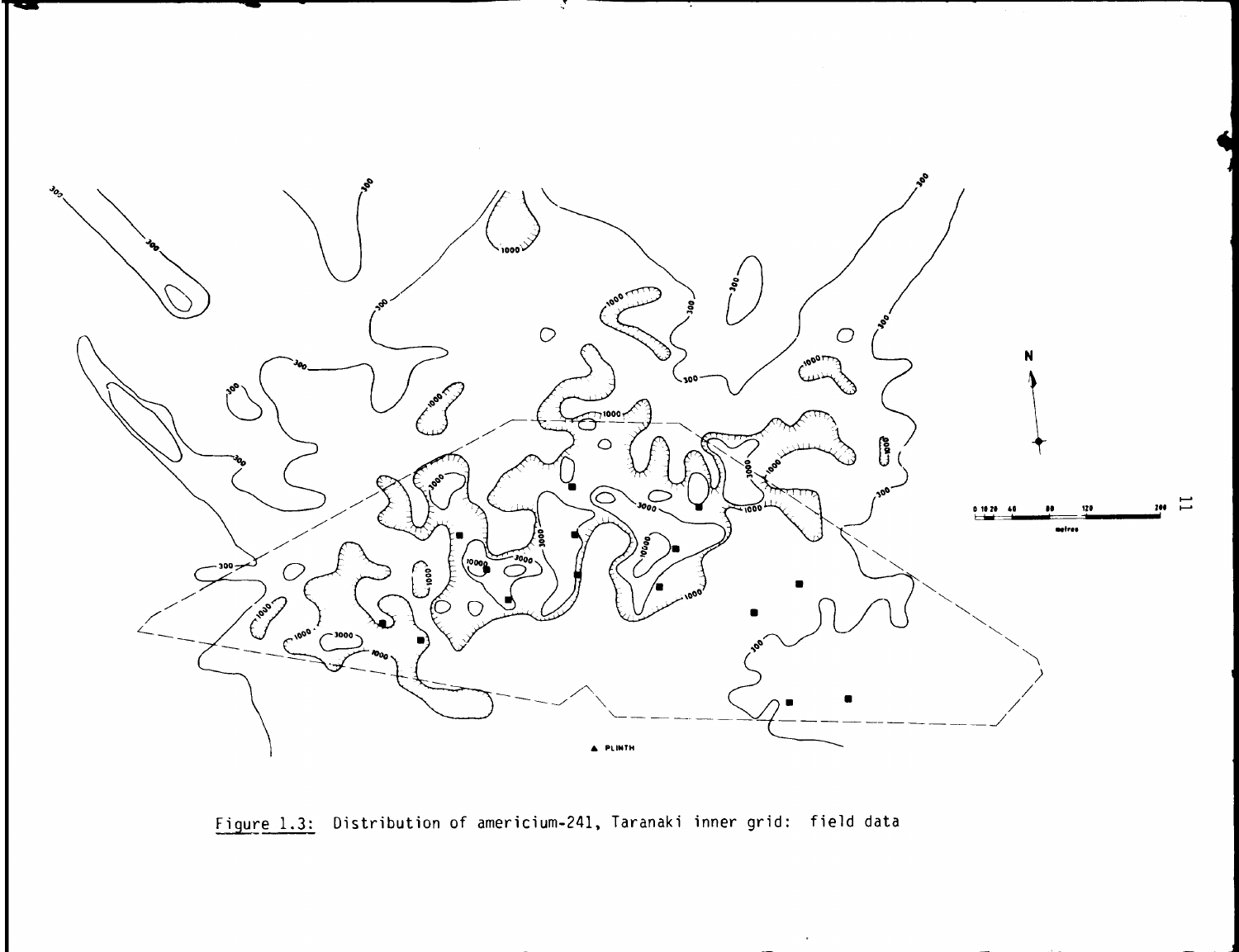Figure 1.3: Distribution of americium-241, Taranaki inner grid: field data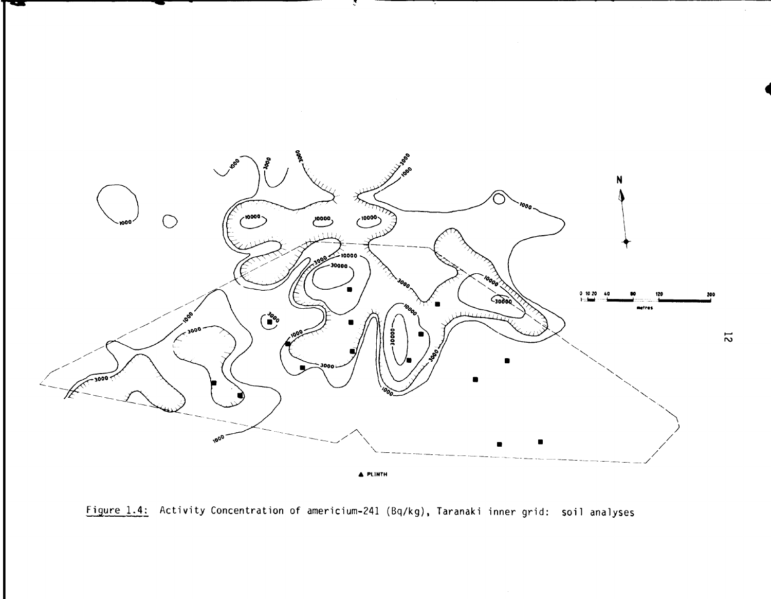Figure 1.4: Activity Concentration of americium-241 (Bq/kg), Taranaki inner grid: soil analyses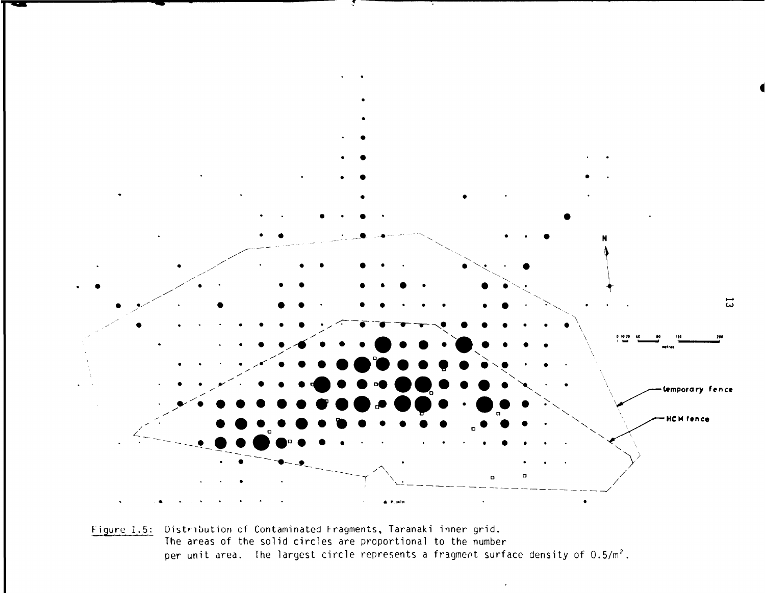Figure 1.5: Distribution of Contaminated Fragments, Taranaki inner grid. The areas of the solid circles are proportional to the number per unit area. The largest circle represents a fragment surface density of $0.5/m^2$.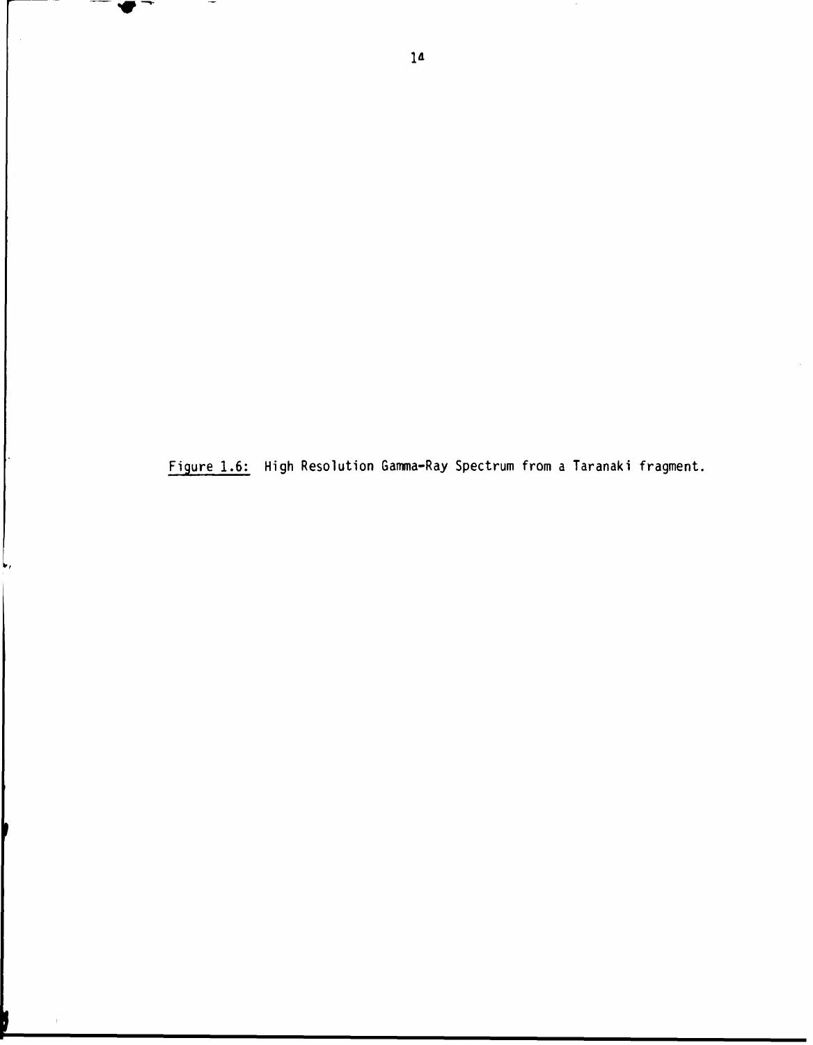Figure 1.6: High Resolution Gamma-Ray Spectrum from a Taranaki fragment.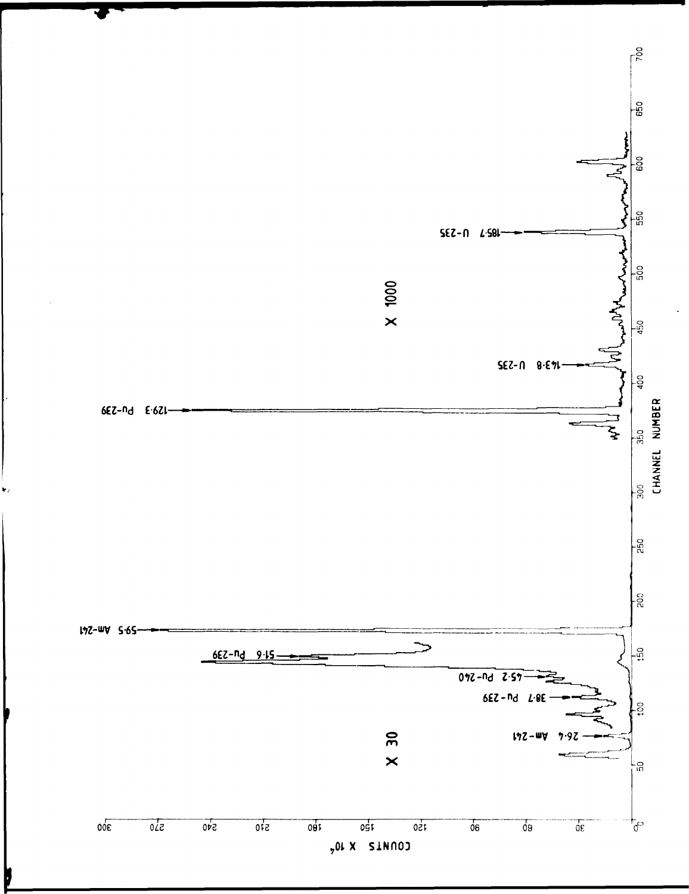COUNTS X $10^4$

CHANNEL NUMBER

X 30

X 1000

26·4 Am-241

38·7 Pu-239

45·2 Pu-240

51·6 Pu-239

59·5 Am-241

129·3 Pu-239

143·8 U-235

185·7 U-235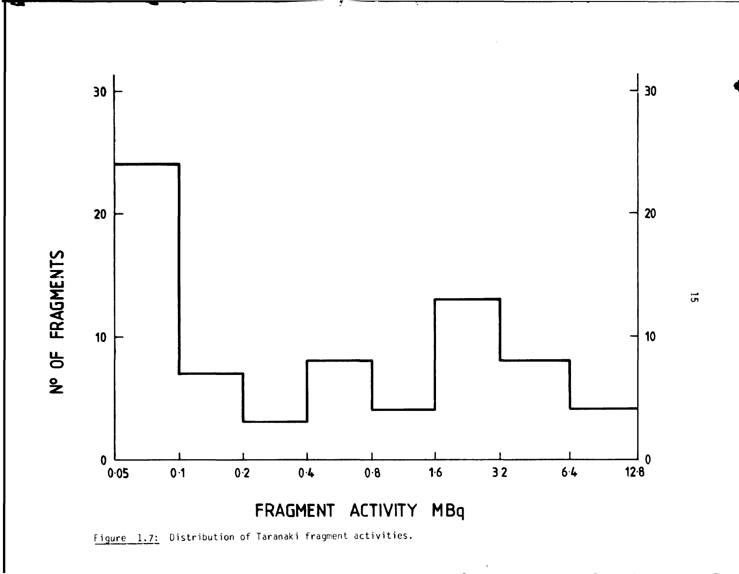Figure 1.7: Distribution of Taranaki fragment activities.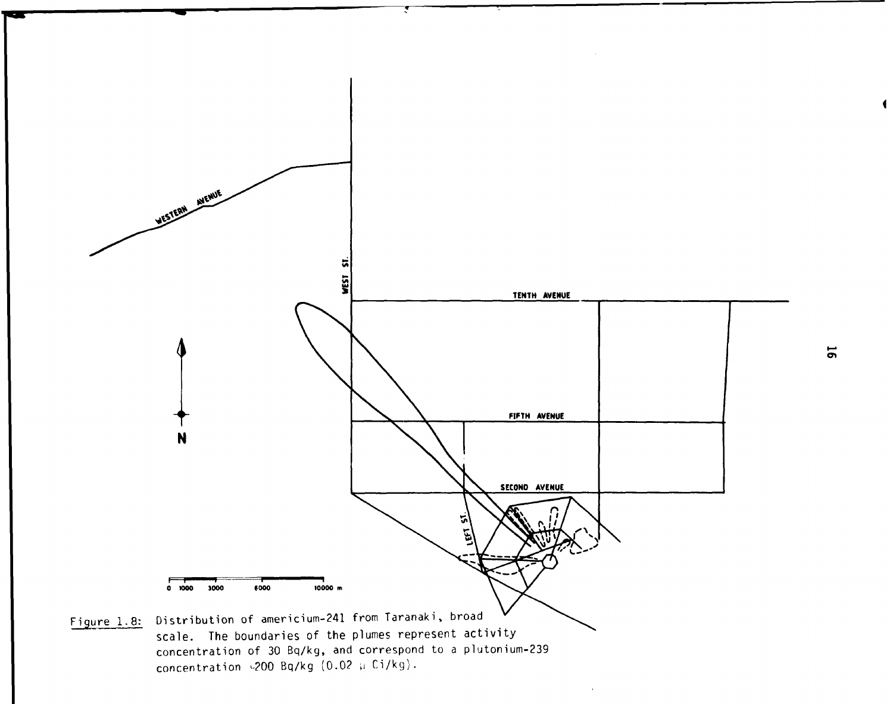Figure 1.8: Distribution of americium-241 from Taranaki, broad scale. The boundaries of the plumes represent activity concentration of 30 Bq/kg, and correspond to a plutonium-239 concentration ~200 Bq/kg (0.02 μ Ci/kg).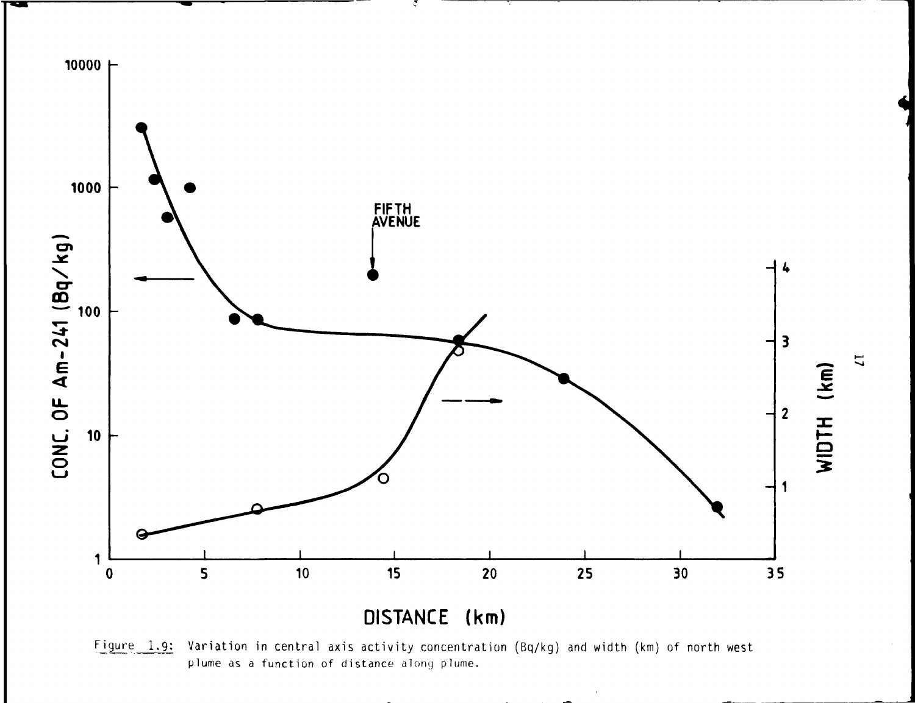Figure 1.9: Variation in central axis activity concentration (Bq/kg) and width (km) of north west plume as a function of distance along plume.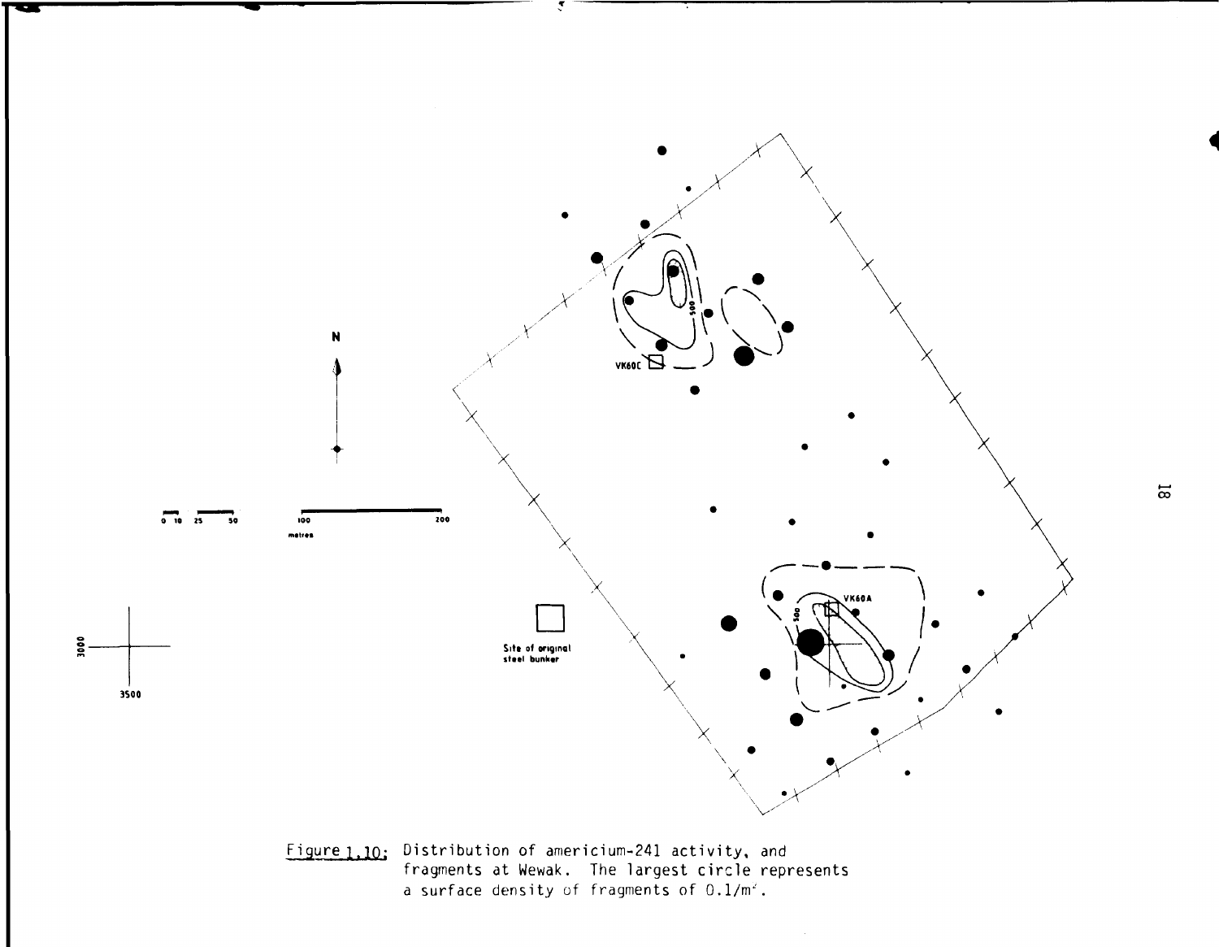Figure 1.10: Distribution of americium-241 activity, and fragments at Wewak. The largest circle represents a surface density of fragments of 0.1/m².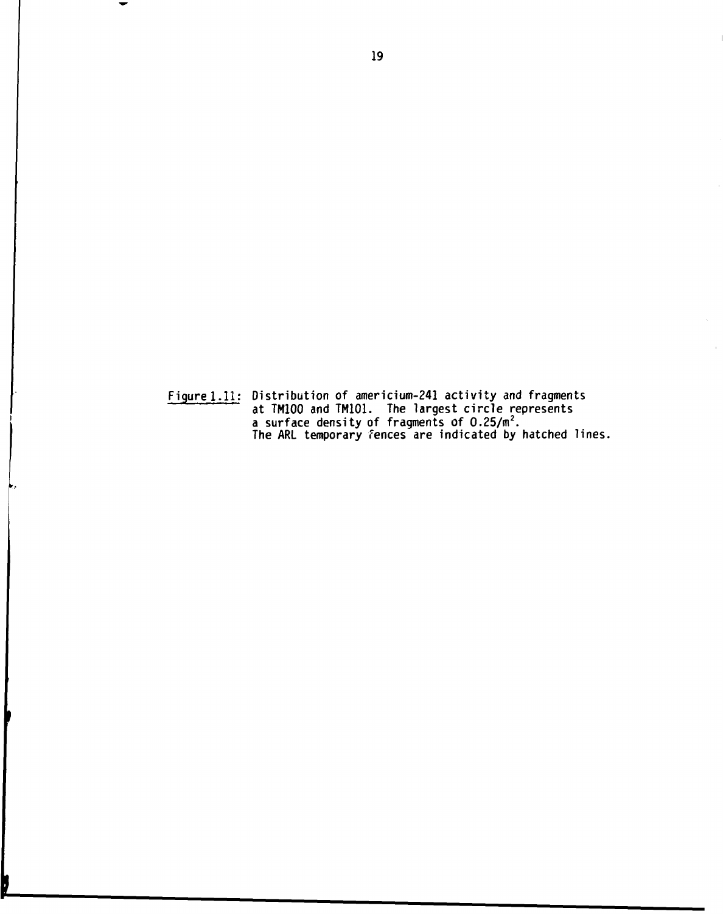Figure 1.11: Distribution of americium-241 activity and fragments at TM100 and TM101. The largest circle represents a surface density of fragments of $0.25/m^2$. The ARL temporary fences are indicated by hatched lines.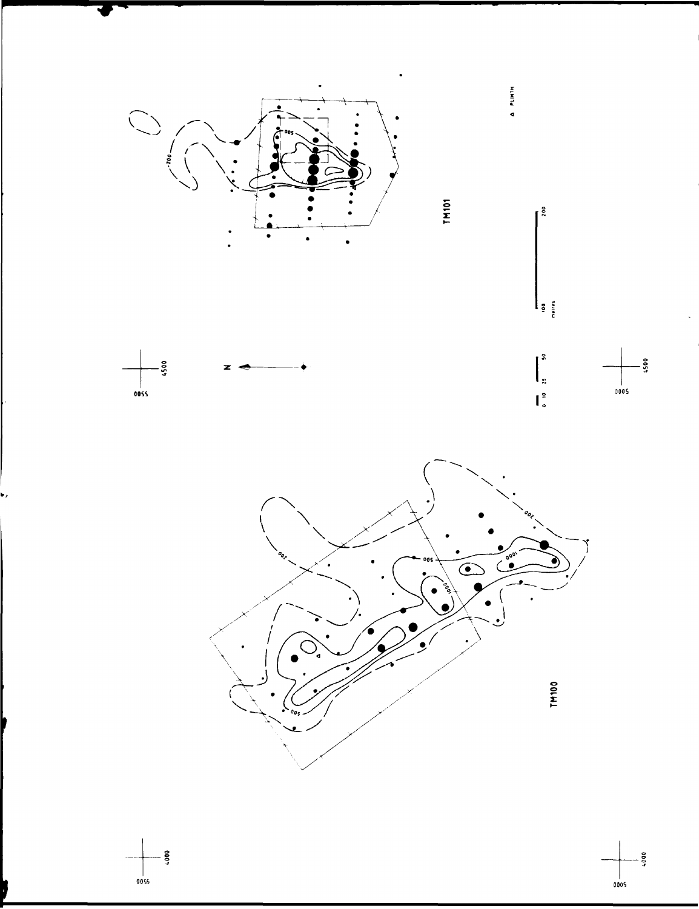TM101

TM100

Δ PLINTH

N

0 10 25 50 100 200
metres

4500
5500

4500
5000

4000
5500

4000
5000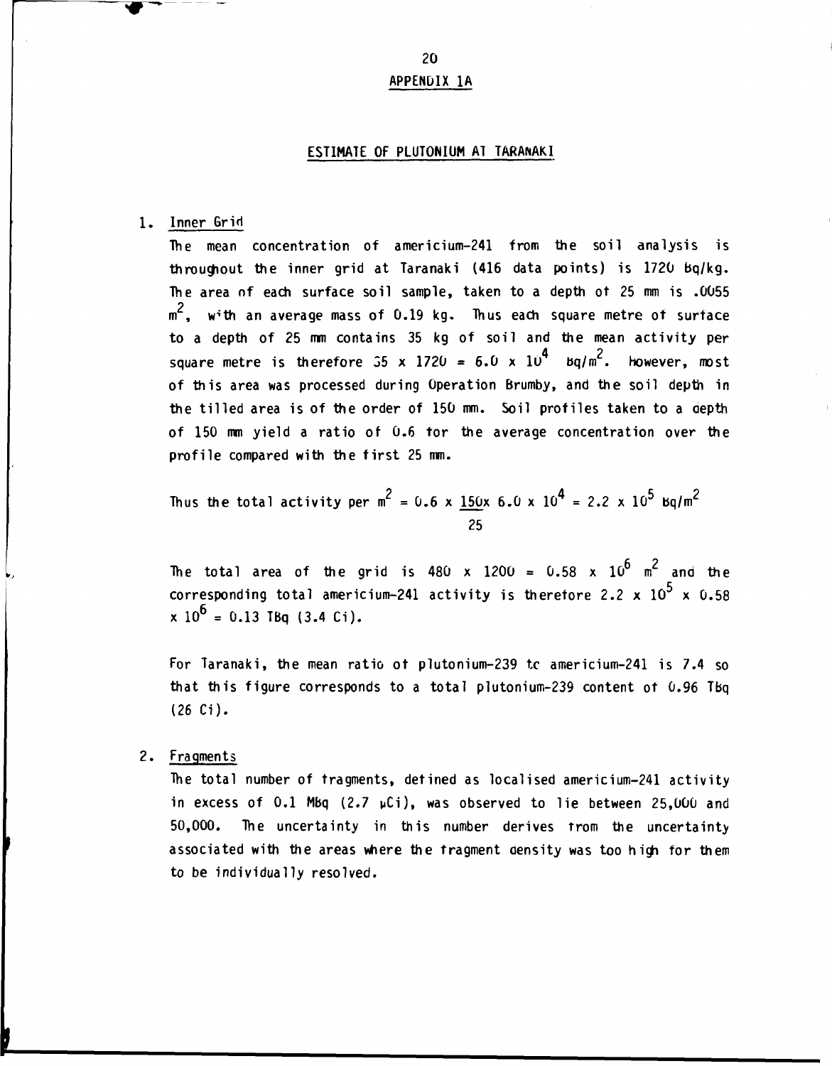# APPENDIX 1A

## ESTIMATE OF PLUTONIUM AT TARANAKI

1. Inner Grid

   The mean concentration of americium-241 from the soil analysis is throughout the inner grid at Taranaki (416 data points) is 1720 Bq/kg. The area of each surface soil sample, taken to a depth of 25 mm is .0055 $m^2$, with an average mass of 0.19 kg. Thus each square metre of surface to a depth of 25 mm contains 35 kg of soil and the mean activity per square metre is therefore $35 \times 1720 = 6.0 \times 10^4$ Bq/$m^2$. However, most of this area was processed during Operation Brumby, and the soil depth in the tilled area is of the order of 150 mm. Soil profiles taken to a depth of 150 mm yield a ratio of 0.6 for the average concentration over the profile compared with the first 25 mm.

   $$\text{Thus the total activity per } m^2 = 0.6 \times \frac{150}{25} \times 6.0 \times 10^4 = 2.2 \times 10^5 \text{ Bq/m}^2$$

   The total area of the grid is $480 \times 1200 = 0.58 \times 10^6$ $m^2$ and the corresponding total americium-241 activity is therefore $2.2 \times 10^5 \times 0.58 \times 10^6 = 0.13$ TBq (3.4 Ci).

   For Taranaki, the mean ratio of plutonium-239 to americium-241 is 7.4 so that this figure corresponds to a total plutonium-239 content of 0.96 TBq (26 Ci).

2. Fragments

   The total number of fragments, defined as localised americium-241 activity in excess of 0.1 MBq (2.7 μCi), was observed to lie between 25,000 and 50,000. The uncertainty in this number derives from the uncertainty associated with the areas where the fragment density was too high for them to be individually resolved.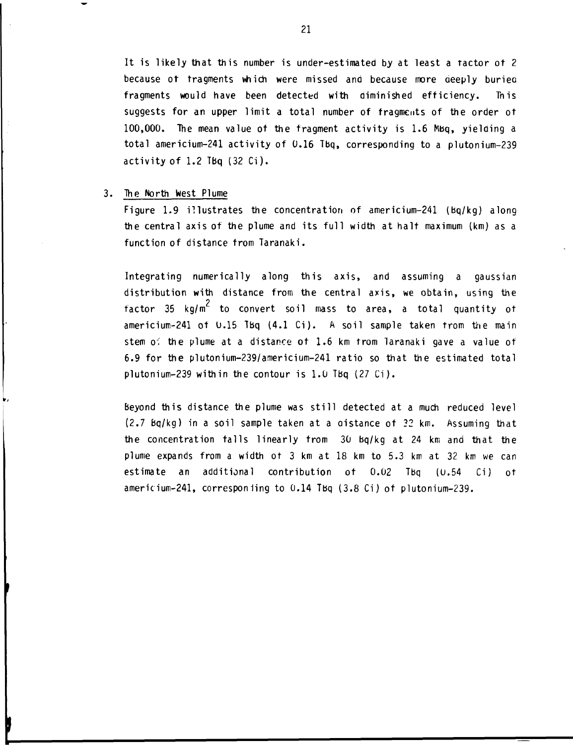It is likely that this number is under-estimated by at least a factor of 2 because of fragments which were missed and because more deeply buried fragments would have been detected with diminished efficiency. This suggests for an upper limit a total number of fragments of the order of 100,000. The mean value of the fragment activity is 1.6 MBq, yielding a total americium-241 activity of 0.16 TBq, corresponding to a plutonium-239 activity of 1.2 TBq (32 Ci).

3. The North West Plume

   Figure 1.9 illustrates the concentration of americium-241 (Bq/kg) along the central axis of the plume and its full width at half maximum (km) as a function of distance from Taranaki.

   Integrating numerically along this axis, and assuming a gaussian distribution with distance from the central axis, we obtain, using the factor 35 $kg/m^2$ to convert soil mass to area, a total quantity of americium-241 of 0.15 TBq (4.1 Ci). A soil sample taken from the main stem of the plume at a distance of 1.6 km from Taranaki gave a value of 6.9 for the plutonium-239/americium-241 ratio so that the estimated total plutonium-239 within the contour is 1.0 TBq (27 Ci).

   Beyond this distance the plume was still detected at a much reduced level (2.7 Bq/kg) in a soil sample taken at a distance of 32 km. Assuming that the concentration falls linearly from 30 Bq/kg at 24 km and that the plume expands from a width of 3 km at 18 km to 5.3 km at 32 km we can estimate an additional contribution of 0.02 TBq (0.54 Ci) of americium-241, corresponding to 0.14 TBq (3.8 Ci) of plutonium-239.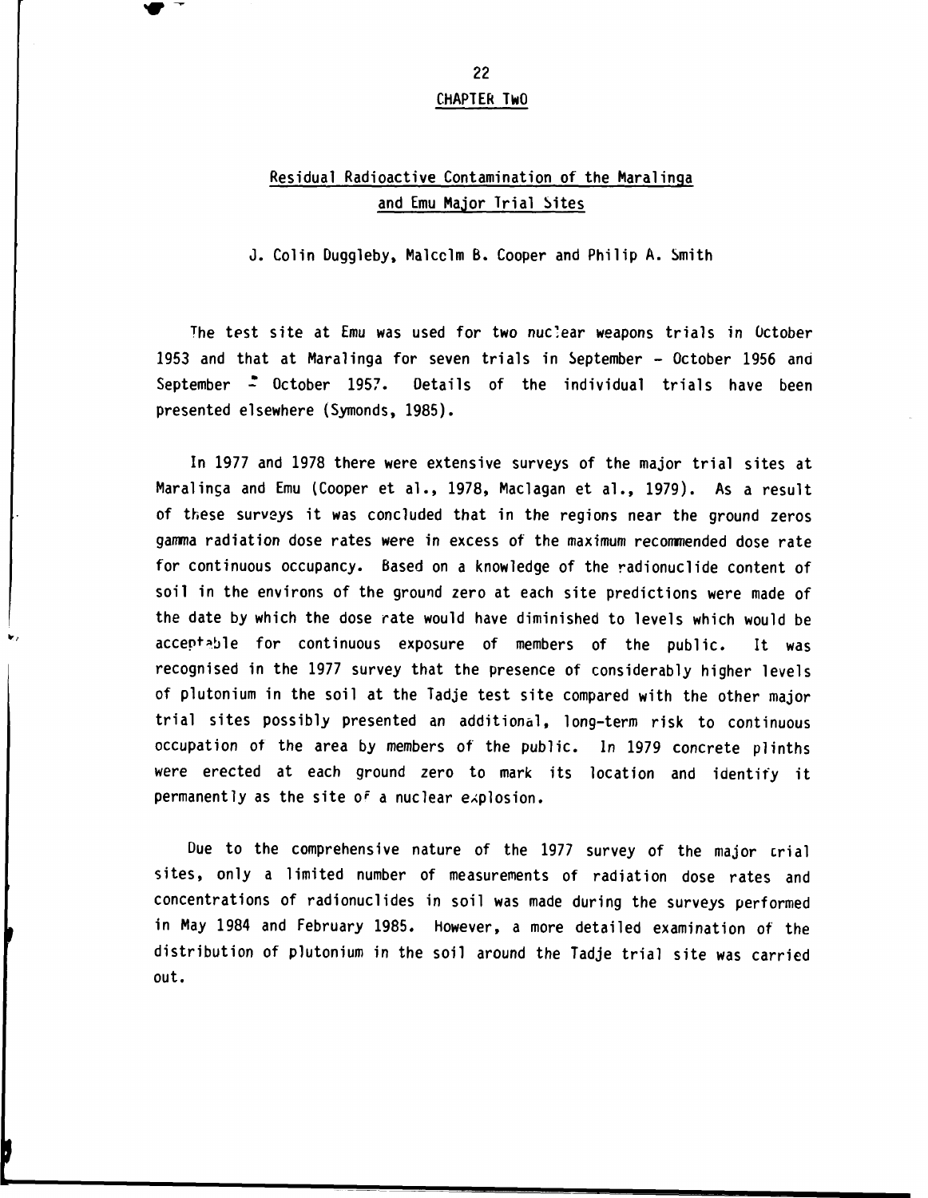# CHAPTER TWO

## Residual Radioactive Contamination of the Maralinga and Emu Major Trial Sites

J. Colin Duggleby, Malcolm B. Cooper and Philip A. Smith

The test site at Emu was used for two nuclear weapons trials in October 1953 and that at Maralinga for seven trials in September - October 1956 and September - October 1957. Details of the individual trials have been presented elsewhere (Symonds, 1985).

In 1977 and 1978 there were extensive surveys of the major trial sites at Maralinga and Emu (Cooper et al., 1978, Maclagan et al., 1979). As a result of these surveys it was concluded that in the regions near the ground zeros gamma radiation dose rates were in excess of the maximum recommended dose rate for continuous occupancy. Based on a knowledge of the radionuclide content of soil in the environs of the ground zero at each site predictions were made of the date by which the dose rate would have diminished to levels which would be acceptable for continuous exposure of members of the public. It was recognised in the 1977 survey that the presence of considerably higher levels of plutonium in the soil at the Tadje test site compared with the other major trial sites possibly presented an additional, long-term risk to continuous occupation of the area by members of the public. In 1979 concrete plinths were erected at each ground zero to mark its location and identify it permanently as the site of a nuclear explosion.

Due to the comprehensive nature of the 1977 survey of the major trial sites, only a limited number of measurements of radiation dose rates and concentrations of radionuclides in soil was made during the surveys performed in May 1984 and February 1985. However, a more detailed examination of the distribution of plutonium in the soil around the Tadje trial site was carried out.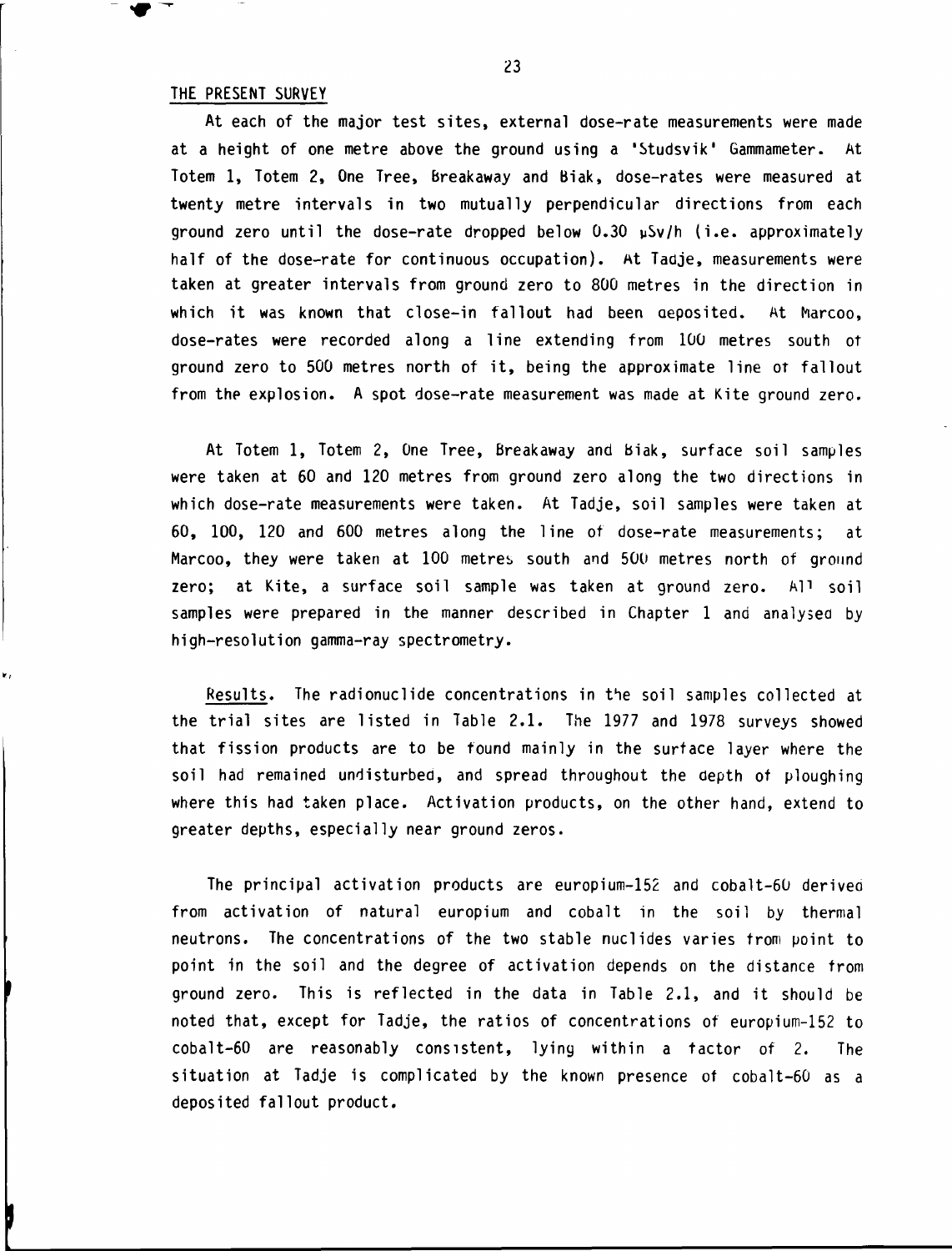## THE PRESENT SURVEY

At each of the major test sites, external dose-rate measurements were made at a height of one metre above the ground using a 'Studsvik' Gammameter. At Totem 1, Totem 2, One Tree, Breakaway and Biak, dose-rates were measured at twenty metre intervals in two mutually perpendicular directions from each ground zero until the dose-rate dropped below 0.30 μSv/h (i.e. approximately half of the dose-rate for continuous occupation). At Tadje, measurements were taken at greater intervals from ground zero to 800 metres in the direction in which it was known that close-in fallout had been deposited. At Marcoo, dose-rates were recorded along a line extending from 100 metres south of ground zero to 500 metres north of it, being the approximate line of fallout from the explosion. A spot dose-rate measurement was made at Kite ground zero.

At Totem 1, Totem 2, One Tree, Breakaway and Biak, surface soil samples were taken at 60 and 120 metres from ground zero along the two directions in which dose-rate measurements were taken. At Tadje, soil samples were taken at 60, 100, 120 and 600 metres along the line of dose-rate measurements; at Marcoo, they were taken at 100 metres south and 500 metres north of ground zero; at Kite, a surface soil sample was taken at ground zero. All soil samples were prepared in the manner described in Chapter 1 and analysed by high-resolution gamma-ray spectrometry.

Results. The radionuclide concentrations in the soil samples collected at the trial sites are listed in Table 2.1. The 1977 and 1978 surveys showed that fission products are to be found mainly in the surface layer where the soil had remained undisturbed, and spread throughout the depth of ploughing where this had taken place. Activation products, on the other hand, extend to greater depths, especially near ground zeros.

The principal activation products are europium-152 and cobalt-60 derived from activation of natural europium and cobalt in the soil by thermal neutrons. The concentrations of the two stable nuclides varies from point to point in the soil and the degree of activation depends on the distance from ground zero. This is reflected in the data in Table 2.1, and it should be noted that, except for Tadje, the ratios of concentrations of europium-152 to cobalt-60 are reasonably consistent, lying within a factor of 2. The situation at Tadje is complicated by the known presence of cobalt-60 as a deposited fallout product.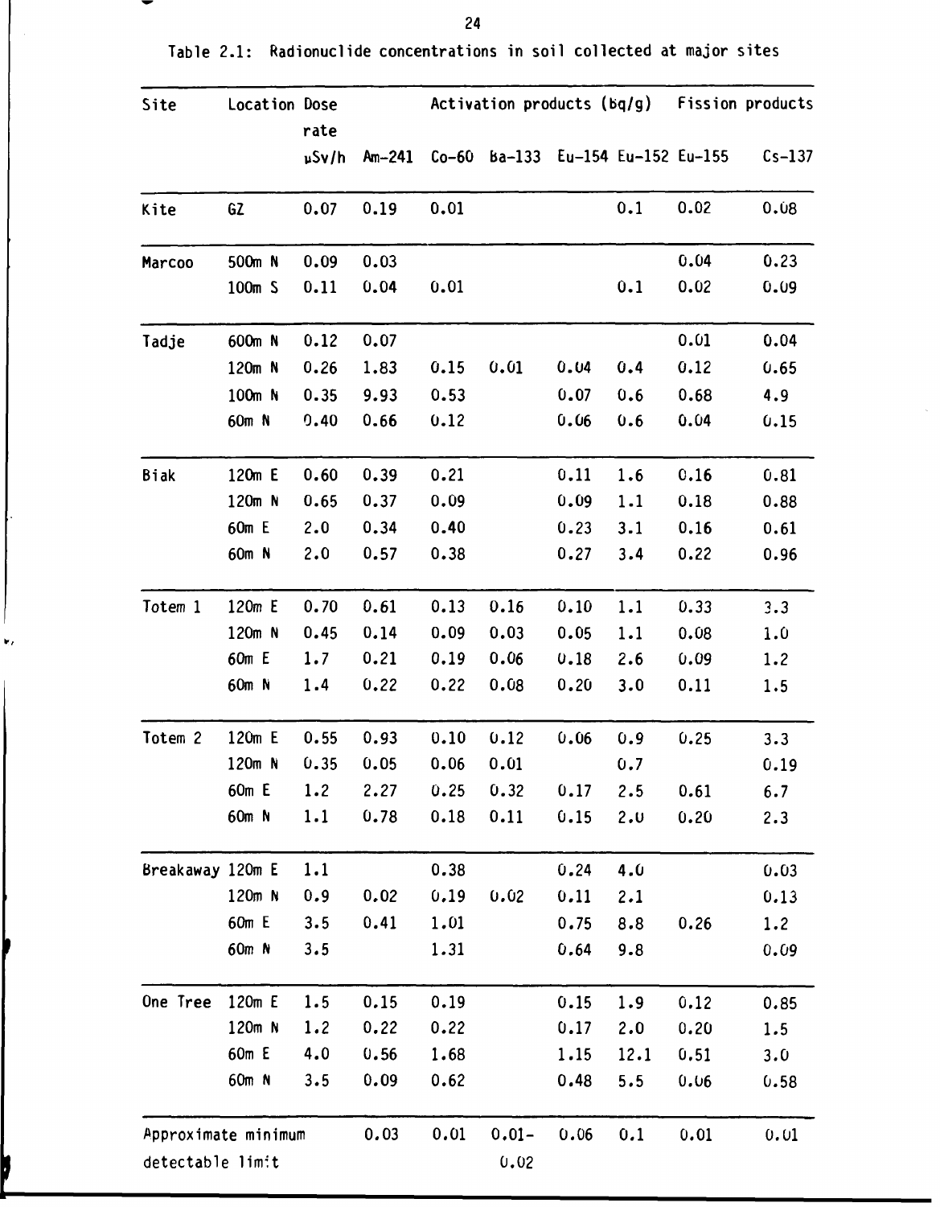Table 2.1: Radionuclide concentrations in soil collected at major sites

| Site | Location | Dose rate µSv/h | Am-241 | Activation products (Bq/g) | | | | Fission products | |
|---|---|---|---|---|---|---|---|---|---|
| | | | | Co-60 | Ba-133 | Eu-154 | Eu-152 | Eu-155 | Cs-137 |
| Kite | GZ | 0.07 | 0.19 | 0.01 | | | 0.1 | 0.02 | 0.08 |
| Marcoo | 500m N | 0.09 | 0.03 | | | | | 0.04 | 0.23 |
| | 100m S | 0.11 | 0.04 | 0.01 | | | 0.1 | 0.02 | 0.09 |
| Tadje | 600m N | 0.12 | 0.07 | | | | | 0.01 | 0.04 |
| | 120m N | 0.26 | 1.83 | 0.15 | 0.01 | 0.04 | 0.4 | 0.12 | 0.65 |
| | 100m N | 0.35 | 9.93 | 0.53 | | 0.07 | 0.6 | 0.68 | 4.9 |
| | 60m N | 0.40 | 0.66 | 0.12 | | 0.06 | 0.6 | 0.04 | 0.15 |
| Biak | 120m E | 0.60 | 0.39 | 0.21 | | 0.11 | 1.6 | 0.16 | 0.81 |
| | 120m N | 0.65 | 0.37 | 0.09 | | 0.09 | 1.1 | 0.18 | 0.88 |
| | 60m E | 2.0 | 0.34 | 0.40 | | 0.23 | 3.1 | 0.16 | 0.61 |
| | 60m N | 2.0 | 0.57 | 0.38 | | 0.27 | 3.4 | 0.22 | 0.96 |
| Totem 1 | 120m E | 0.70 | 0.61 | 0.13 | 0.16 | 0.10 | 1.1 | 0.33 | 3.3 |
| | 120m N | 0.45 | 0.14 | 0.09 | 0.03 | 0.05 | 1.1 | 0.08 | 1.0 |
| | 60m E | 1.7 | 0.21 | 0.19 | 0.06 | 0.18 | 2.6 | 0.09 | 1.2 |
| | 60m N | 1.4 | 0.22 | 0.22 | 0.08 | 0.20 | 3.0 | 0.11 | 1.5 |
| Totem 2 | 120m E | 0.55 | 0.93 | 0.10 | 0.12 | 0.06 | 0.9 | 0.25 | 3.3 |
| | 120m N | 0.35 | 0.05 | 0.06 | 0.01 | | 0.7 | | 0.19 |
| | 60m E | 1.2 | 2.27 | 0.25 | 0.32 | 0.17 | 2.5 | 0.61 | 6.7 |
| | 60m N | 1.1 | 0.78 | 0.18 | 0.11 | 0.15 | 2.0 | 0.20 | 2.3 |
| Breakaway | 120m E | 1.1 | | 0.38 | | 0.24 | 4.0 | | 0.03 |
| | 120m N | 0.9 | 0.02 | 0.19 | 0.02 | 0.11 | 2.1 | | 0.13 |
| | 60m E | 3.5 | 0.41 | 1.01 | | 0.75 | 8.8 | 0.26 | 1.2 |
| | 60m N | 3.5 | | 1.31 | | 0.64 | 9.8 | | 0.09 |
| One Tree | 120m E | 1.5 | 0.15 | 0.19 | | 0.15 | 1.9 | 0.12 | 0.85 |
| | 120m N | 1.2 | 0.22 | 0.22 | | 0.17 | 2.0 | 0.20 | 1.5 |
| | 60m E | 4.0 | 0.56 | 1.68 | | 1.15 | 12.1 | 0.51 | 3.0 |
| | 60m N | 3.5 | 0.09 | 0.62 | | 0.48 | 5.5 | 0.06 | 0.58 |
| Approximate minimum detectable limit | | | 0.03 | 0.01 | 0.01-0.02 | 0.06 | 0.1 | 0.01 | 0.01 |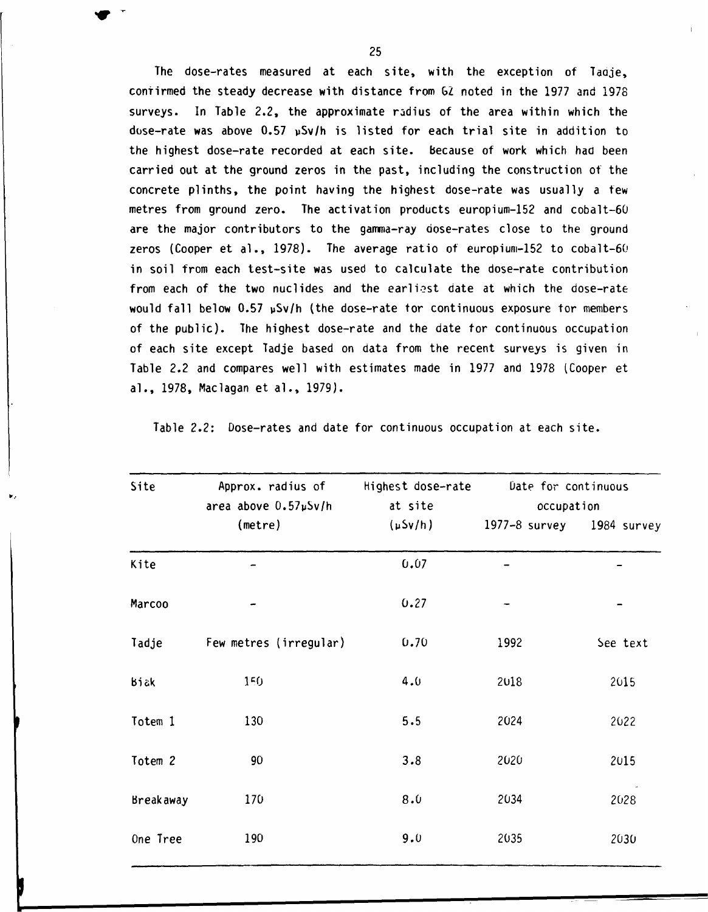The dose-rates measured at each site, with the exception of Tadje, confirmed the steady decrease with distance from GZ noted in the 1977 and 1978 surveys. In Table 2.2, the approximate radius of the area within which the dose-rate was above 0.57 μSv/h is listed for each trial site in addition to the highest dose-rate recorded at each site. Because of work which had been carried out at the ground zeros in the past, including the construction of the concrete plinths, the point having the highest dose-rate was usually a few metres from ground zero. The activation products europium-152 and cobalt-60 are the major contributors to the gamma-ray dose-rates close to the ground zeros (Cooper et al., 1978). The average ratio of europium-152 to cobalt-60 in soil from each test-site was used to calculate the dose-rate contribution from each of the two nuclides and the earliest date at which the dose-rate would fall below 0.57 μSv/h (the dose-rate for continuous exposure for members of the public). The highest dose-rate and the date for continuous occupation of each site except Tadje based on data from the recent surveys is given in Table 2.2 and compares well with estimates made in 1977 and 1978 (Cooper et al., 1978, Maclagan et al., 1979).

Table 2.2: Dose-rates and date for continuous occupation at each site.

| Site | Approx. radius of area above 0.57μSv/h (metre) | Highest dose-rate at site (μSv/h) | Date for continuous occupation | |
|---|---|---|---|---|
| | | | 1977-8 survey | 1984 survey |
| Kite | - | 0.07 | - | - |
| Marcoo | - | 0.27 | - | - |
| Tadje | Few metres (irregular) | 0.70 | 1992 | See text |
| Biak | 150 | 4.0 | 2018 | 2015 |
| Totem 1 | 130 | 5.5 | 2024 | 2022 |
| Totem 2 | 90 | 3.8 | 2020 | 2015 |
| Breakaway | 170 | 8.0 | 2034 | 2028 |
| One Tree | 190 | 9.0 | 2035 | 2030 |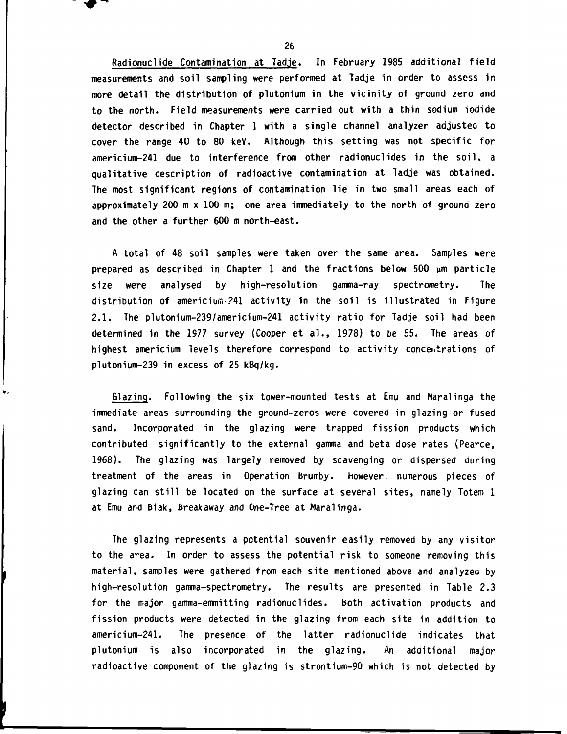Radionuclide Contamination at Tadje. In February 1985 additional field measurements and soil sampling were performed at Tadje in order to assess in more detail the distribution of plutonium in the vicinity of ground zero and to the north. Field measurements were carried out with a thin sodium iodide detector described in Chapter 1 with a single channel analyzer adjusted to cover the range 40 to 80 keV. Although this setting was not specific for americium-241 due to interference from other radionuclides in the soil, a qualitative description of radioactive contamination at Tadje was obtained. The most significant regions of contamination lie in two small areas each of approximately 200 m x 100 m; one area immediately to the north of ground zero and the other a further 600 m north-east.

A total of 48 soil samples were taken over the same area. Samples were prepared as described in Chapter 1 and the fractions below 500 μm particle size were analysed by high-resolution gamma-ray spectrometry. The distribution of americium-241 activity in the soil is illustrated in Figure 2.1. The plutonium-239/americium-241 activity ratio for Tadje soil had been determined in the 1977 survey (Cooper et al., 1978) to be 55. The areas of highest americium levels therefore correspond to activity concentrations of plutonium-239 in excess of 25 kBq/kg.

Glazing. Following the six tower-mounted tests at Emu and Maralinga the immediate areas surrounding the ground-zeros were covered in glazing or fused sand. Incorporated in the glazing were trapped fission products which contributed significantly to the external gamma and beta dose rates (Pearce, 1968). The glazing was largely removed by scavenging or dispersed during treatment of the areas in Operation Brumby. However numerous pieces of glazing can still be located on the surface at several sites, namely Totem 1 at Emu and Biak, Breakaway and One-Tree at Maralinga.

The glazing represents a potential souvenir easily removed by any visitor to the area. In order to assess the potential risk to someone removing this material, samples were gathered from each site mentioned above and analyzed by high-resolution gamma-spectrometry. The results are presented in Table 2.3 for the major gamma-emmitting radionuclides. Both activation products and fission products were detected in the glazing from each site in addition to americium-241. The presence of the latter radionuclide indicates that plutonium is also incorporated in the glazing. An additional major radioactive component of the glazing is strontium-90 which is not detected by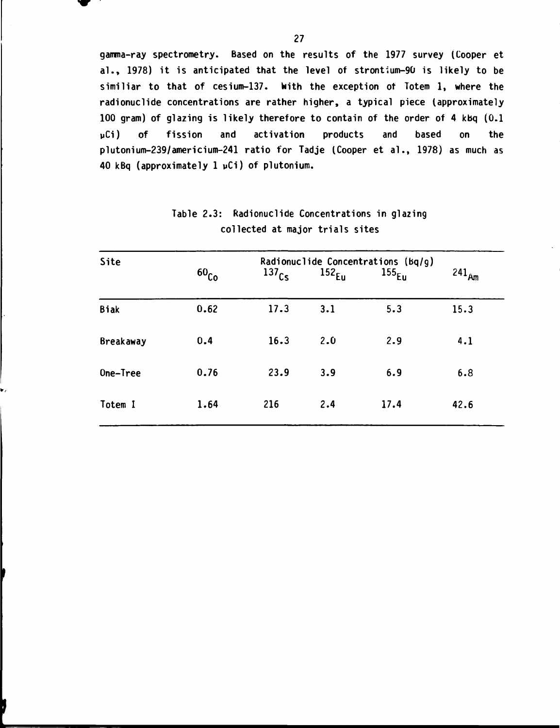gamma-ray spectrometry. Based on the results of the 1977 survey (Cooper et al., 1978) it is anticipated that the level of strontium-90 is likely to be similiar to that of cesium-137. With the exception of Totem 1, where the radionuclide concentrations are rather higher, a typical piece (approximately 100 gram) of glazing is likely therefore to contain of the order of 4 kBq (0.1 μCi) of fission and activation products and based on the plutonium-239/americium-241 ratio for Tadje (Cooper et al., 1978) as much as 40 kBq (approximately 1 μCi) of plutonium.

Table 2.3: Radionuclide Concentrations in glazing collected at major trials sites

| Site | Radionuclide Concentrations (Bq/g) | | | | |
|---|---|---|---|---|---|
| | $^{60}$Co | $^{137}$Cs | $^{152}$Eu | $^{155}$Eu | $^{241}$Am |
| Biak | 0.62 | 17.3 | 3.1 | 5.3 | 15.3 |
| Breakaway | 0.4 | 16.3 | 2.0 | 2.9 | 4.1 |
| One-Tree | 0.76 | 23.9 | 3.9 | 6.9 | 6.8 |
| Totem I | 1.64 | 216 | 2.4 | 17.4 | 42.6 |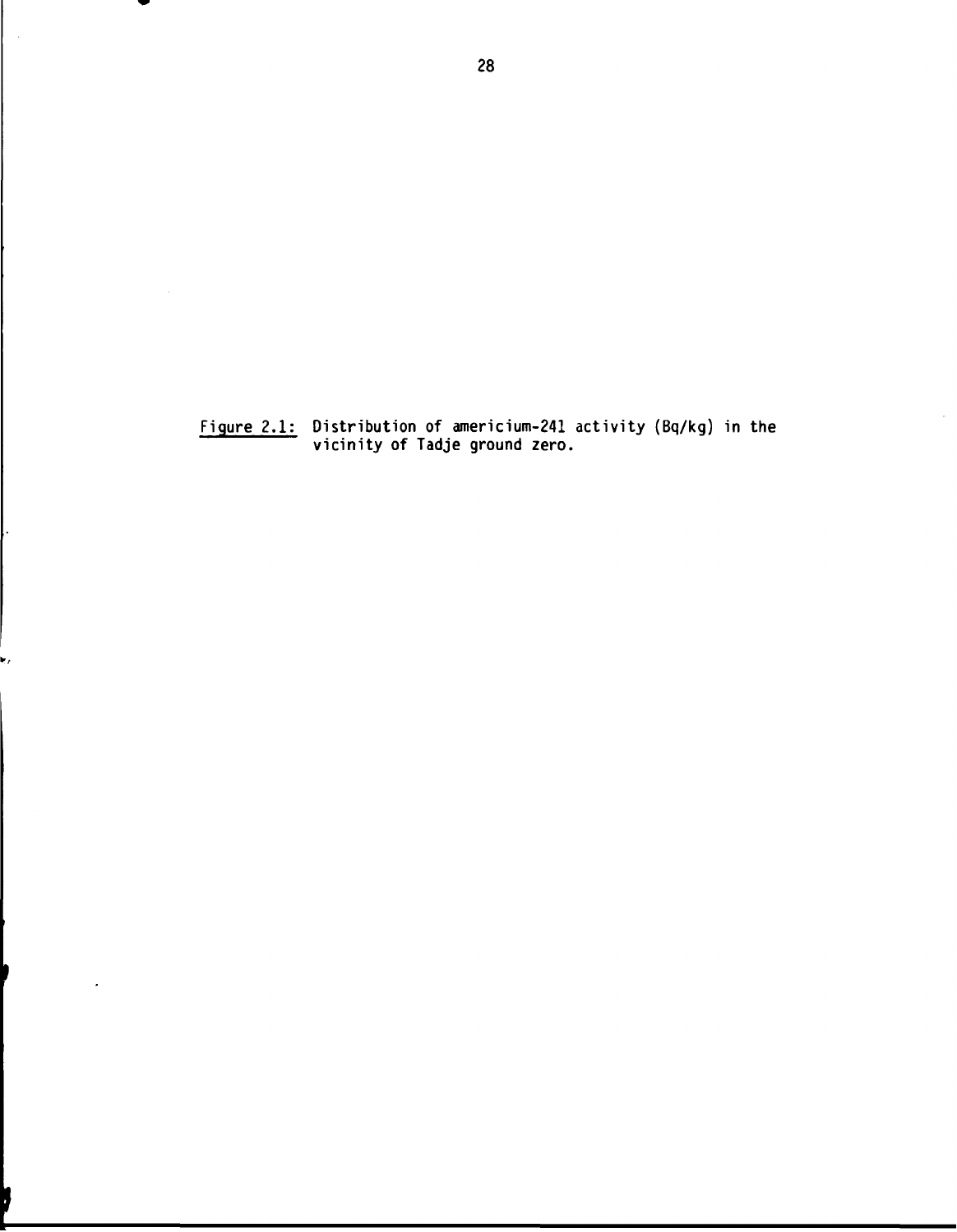Figure 2.1: Distribution of americium-241 activity (Bq/kg) in the vicinity of Tadje ground zero.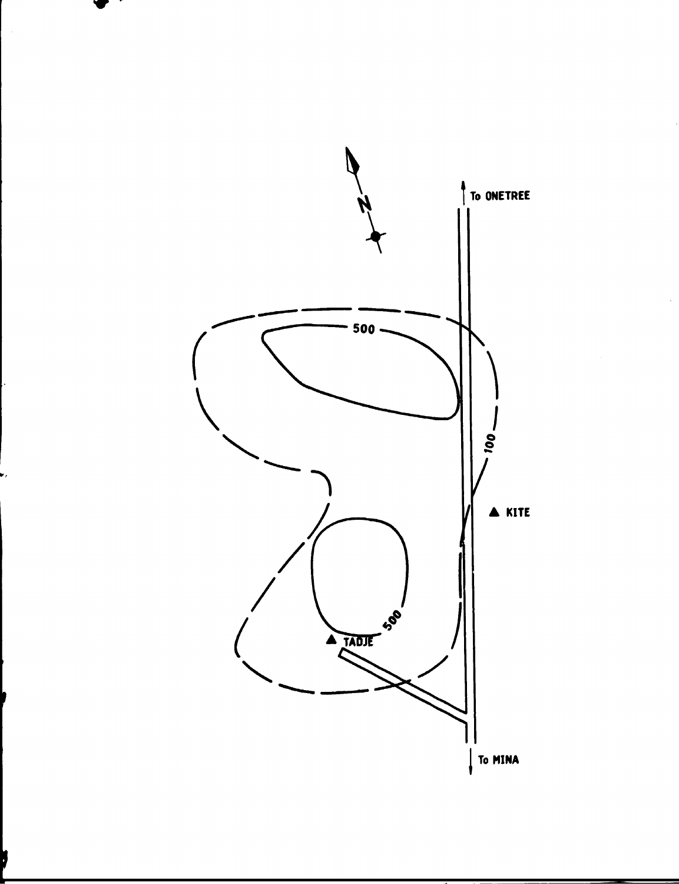N

To ONETREE

500

100

KITE

500

TADJE

To MINA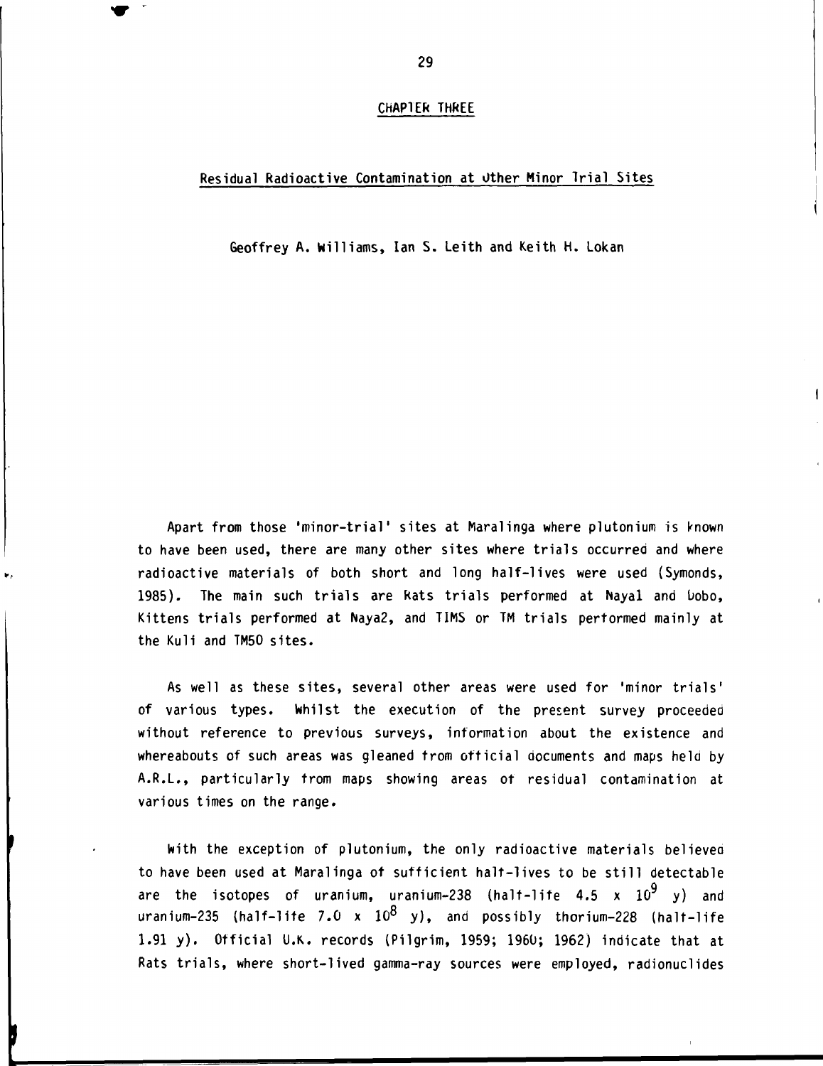# CHAPTER THREE

## Residual Radioactive Contamination at Other Minor Trial Sites

Geoffrey A. Williams, Ian S. Leith and Keith H. Lokan

Apart from those 'minor-trial' sites at Maralinga where plutonium is known to have been used, there are many other sites where trials occurred and where radioactive materials of both short and long half-lives were used (Symonds, 1985). The main such trials are Rats trials performed at Naya1 and Dobo, Kittens trials performed at Naya2, and TIMS or TM trials performed mainly at the Kuli and TM50 sites.

As well as these sites, several other areas were used for 'minor trials' of various types. Whilst the execution of the present survey proceeded without reference to previous surveys, information about the existence and whereabouts of such areas was gleaned from official documents and maps held by A.R.L., particularly from maps showing areas of residual contamination at various times on the range.

With the exception of plutonium, the only radioactive materials believed to have been used at Maralinga of sufficient half-lives to be still detectable are the isotopes of uranium, uranium-238 (half-life $4.5 \times 10^9$ y) and uranium-235 (half-life $7.0 \times 10^8$ y), and possibly thorium-228 (half-life 1.91 y). Official U.K. records (Pilgrim, 1959; 1960; 1962) indicate that at Rats trials, where short-lived gamma-ray sources were employed, radionuclides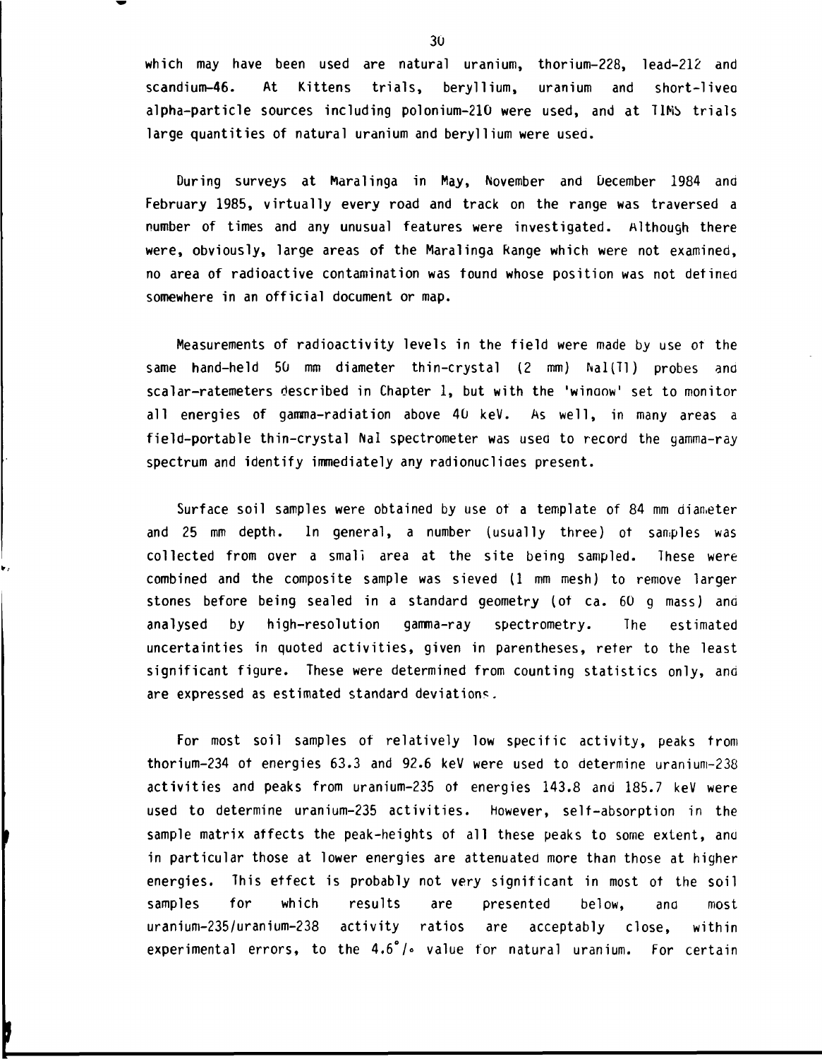which may have been used are natural uranium, thorium-228, lead-212 and scandium-46. At Kittens trials, beryllium, uranium and short-lived alpha-particle sources including polonium-210 were used, and at TIMS trials large quantities of natural uranium and beryllium were used.

During surveys at Maralinga in May, November and December 1984 and February 1985, virtually every road and track on the range was traversed a number of times and any unusual features were investigated. Although there were, obviously, large areas of the Maralinga Range which were not examined, no area of radioactive contamination was found whose position was not defined somewhere in an official document or map.

Measurements of radioactivity levels in the field were made by use of the same hand-held 50 mm diameter thin-crystal (2 mm) NaI(Tl) probes and scalar-ratemeters described in Chapter 1, but with the 'window' set to monitor all energies of gamma-radiation above 40 keV. As well, in many areas a field-portable thin-crystal NaI spectrometer was used to record the gamma-ray spectrum and identify immediately any radionuclides present.

Surface soil samples were obtained by use of a template of 84 mm diameter and 25 mm depth. In general, a number (usually three) of samples was collected from over a small area at the site being sampled. These were combined and the composite sample was sieved (1 mm mesh) to remove larger stones before being sealed in a standard geometry (of ca. 60 g mass) and analysed by high-resolution gamma-ray spectrometry. The estimated uncertainties in quoted activities, given in parentheses, refer to the least significant figure. These were determined from counting statistics only, and are expressed as estimated standard deviations.

For most soil samples of relatively low specific activity, peaks from thorium-234 of energies 63.3 and 92.6 keV were used to determine uranium-238 activities and peaks from uranium-235 of energies 143.8 and 185.7 keV were used to determine uranium-235 activities. However, self-absorption in the sample matrix affects the peak-heights of all these peaks to some extent, and in particular those at lower energies are attenuated more than those at higher energies. This effect is probably not very significant in most of the soil samples for which results are presented below, and most uranium-235/uranium-238 activity ratios are acceptably close, within experimental errors, to the 4.6‰ value for natural uranium. For certain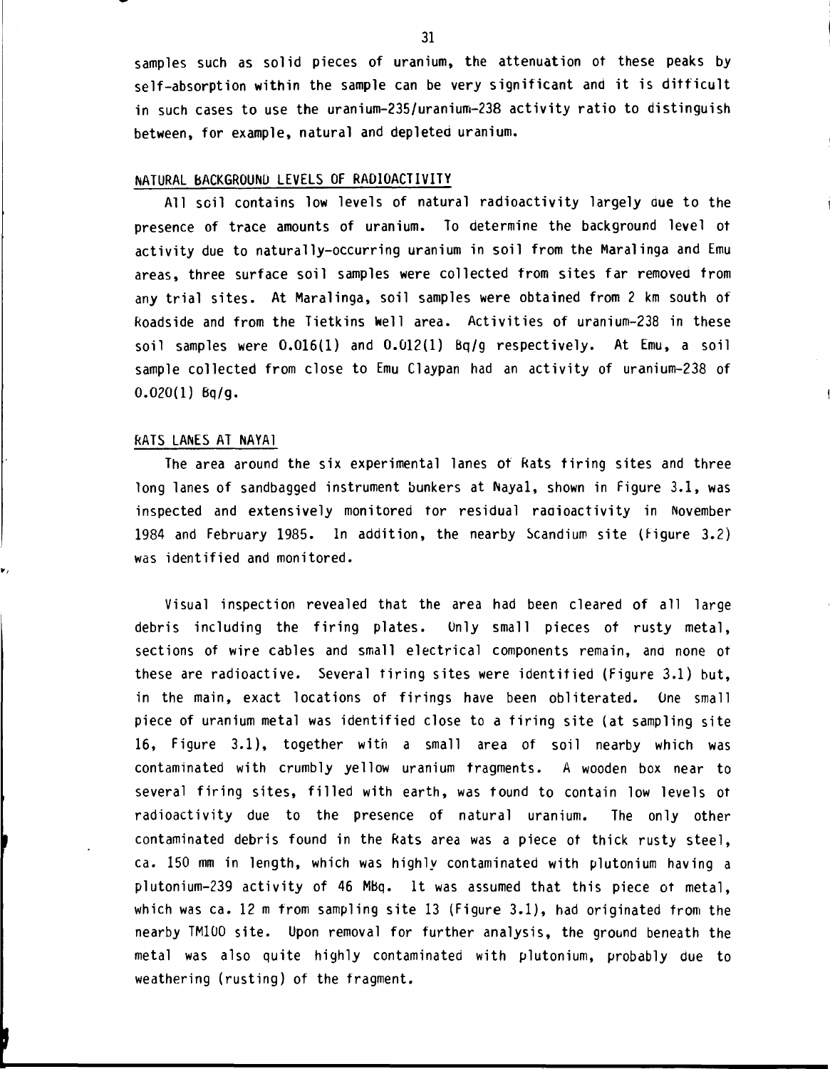samples such as solid pieces of uranium, the attenuation of these peaks by self-absorption within the sample can be very significant and it is difficult in such cases to use the uranium-235/uranium-238 activity ratio to distinguish between, for example, natural and depleted uranium.

## NATURAL BACKGROUND LEVELS OF RADIOACTIVITY

All soil contains low levels of natural radioactivity largely due to the presence of trace amounts of uranium. To determine the background level of activity due to naturally-occurring uranium in soil from the Maralinga and Emu areas, three surface soil samples were collected from sites far removed from any trial sites. At Maralinga, soil samples were obtained from 2 km south of Roadside and from the Tietkins Well area. Activities of uranium-238 in these soil samples were 0.016(1) and 0.012(1) Bq/g respectively. At Emu, a soil sample collected from close to Emu Claypan had an activity of uranium-238 of 0.020(1) Bq/g.

## RATS LANES AT NAYA1

The area around the six experimental lanes of Rats firing sites and three long lanes of sandbagged instrument bunkers at Naya1, shown in Figure 3.1, was inspected and extensively monitored for residual radioactivity in November 1984 and February 1985. In addition, the nearby Scandium site (Figure 3.2) was identified and monitored.

Visual inspection revealed that the area had been cleared of all large debris including the firing plates. Only small pieces of rusty metal, sections of wire cables and small electrical components remain, and none of these are radioactive. Several firing sites were identified (Figure 3.1) but, in the main, exact locations of firings have been obliterated. One small piece of uranium metal was identified close to a firing site (at sampling site 16, Figure 3.1), together with a small area of soil nearby which was contaminated with crumbly yellow uranium fragments. A wooden box near to several firing sites, filled with earth, was found to contain low levels of radioactivity due to the presence of natural uranium. The only other contaminated debris found in the Rats area was a piece of thick rusty steel, ca. 150 mm in length, which was highly contaminated with plutonium having a plutonium-239 activity of 46 MBq. It was assumed that this piece of metal, which was ca. 12 m from sampling site 13 (Figure 3.1), had originated from the nearby TM100 site. Upon removal for further analysis, the ground beneath the metal was also quite highly contaminated with plutonium, probably due to weathering (rusting) of the fragment.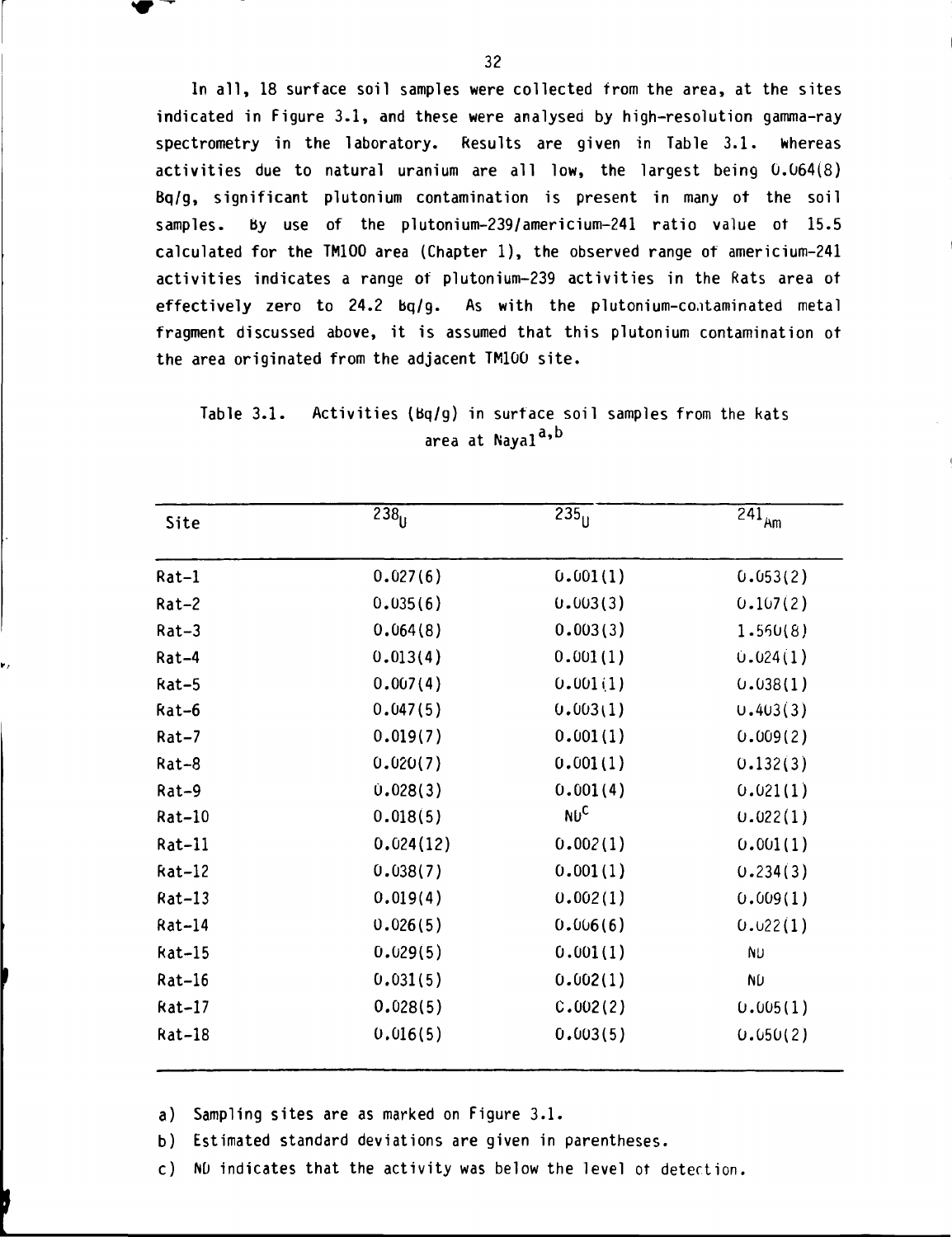In all, 18 surface soil samples were collected from the area, at the sites indicated in Figure 3.1, and these were analysed by high-resolution gamma-ray spectrometry in the laboratory. Results are given in Table 3.1. Whereas activities due to natural uranium are all low, the largest being 0.064(8) Bq/g, significant plutonium contamination is present in many of the soil samples. By use of the plutonium-239/americium-241 ratio value of 15.5 calculated for the TM100 area (Chapter 1), the observed range of americium-241 activities indicates a range of plutonium-239 activities in the Rats area of effectively zero to 24.2 Bq/g. As with the plutonium-contaminated metal fragment discussed above, it is assumed that this plutonium contamination of the area originated from the adjacent TM100 site.

Table 3.1. Activities (Bq/g) in surface soil samples from the Rats area at Nayal[a,b]

| Site | $^{238}U$ | $^{235}U$ | $^{241}Am$ |
|---|---|---|---|
| Rat-1 | 0.027(6) | 0.001(1) | 0.053(2) |
| Rat-2 | 0.035(6) | 0.003(3) | 0.107(2) |
| Rat-3 | 0.064(8) | 0.003(3) | 1.560(8) |
| Rat-4 | 0.013(4) | 0.001(1) | 0.024(1) |
| Rat-5 | 0.007(4) | 0.001(1) | 0.038(1) |
| Rat-6 | 0.047(5) | 0.003(1) | 0.403(3) |
| Rat-7 | 0.019(7) | 0.001(1) | 0.009(2) |
| Rat-8 | 0.020(7) | 0.001(1) | 0.132(3) |
| Rat-9 | 0.028(3) | 0.001(4) | 0.021(1) |
| Rat-10 | 0.018(5) | ND[c] | 0.022(1) |
| Rat-11 | 0.024(12) | 0.002(1) | 0.001(1) |
| Rat-12 | 0.038(7) | 0.001(1) | 0.234(3) |
| Rat-13 | 0.019(4) | 0.002(1) | 0.009(1) |
| Rat-14 | 0.026(5) | 0.006(6) | 0.022(1) |
| Rat-15 | 0.029(5) | 0.001(1) | ND |
| Rat-16 | 0.031(5) | 0.002(1) | ND |
| Rat-17 | 0.028(5) | 0.002(2) | 0.005(1) |
| Rat-18 | 0.016(5) | 0.003(5) | 0.050(2) |

a) Sampling sites are as marked on Figure 3.1.

b) Estimated standard deviations are given in parentheses.

c) ND indicates that the activity was below the level of detection.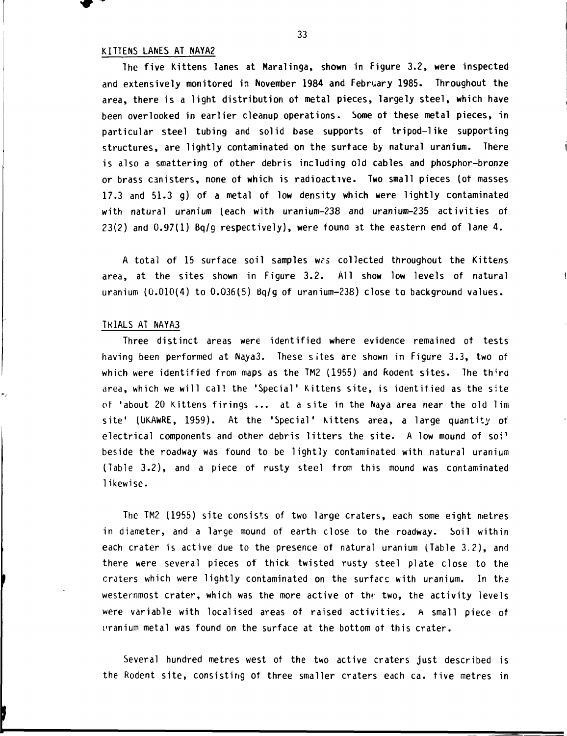## KITTENS LANES AT NAYA2

The five Kittens lanes at Maralinga, shown in Figure 3.2, were inspected and extensively monitored in November 1984 and February 1985. Throughout the area, there is a light distribution of metal pieces, largely steel, which have been overlooked in earlier cleanup operations. Some of these metal pieces, in particular steel tubing and solid base supports of tripod-like supporting structures, are lightly contaminated on the surface by natural uranium. There is also a smattering of other debris including old cables and phosphor-bronze or brass canisters, none of which is radioactive. Two small pieces (of masses 17.3 and 51.3 g) of a metal of low density which were lightly contaminated with natural uranium (each with uranium-238 and uranium-235 activities of 23(2) and 0.97(1) Bq/g respectively), were found at the eastern end of lane 4.

A total of 15 surface soil samples was collected throughout the Kittens area, at the sites shown in Figure 3.2. All show low levels of natural uranium (0.010(4) to 0.036(5) Bq/g of uranium-238) close to background values.

## TRIALS AT NAYA3

Three distinct areas were identified where evidence remained of tests having been performed at Naya3. These sites are shown in Figure 3.3, two of which were identified from maps as the TM2 (1955) and Rodent sites. The third area, which we will call the 'Special' Kittens site, is identified as the site of 'about 20 Kittens firings ... at a site in the Naya area near the old Tim site' (UKAWRE, 1959). At the 'Special' Kittens area, a large quantity of electrical components and other debris litters the site. A low mound of soil beside the roadway was found to be lightly contaminated with natural uranium (Table 3.2), and a piece of rusty steel from this mound was contaminated likewise.

The TM2 (1955) site consists of two large craters, each some eight metres in diameter, and a large mound of earth close to the roadway. Soil within each crater is active due to the presence of natural uranium (Table 3.2), and there were several pieces of thick twisted rusty steel plate close to the craters which were lightly contaminated on the surface with uranium. In the westernmost crater, which was the more active of the two, the activity levels were variable with localised areas of raised activities. A small piece of uranium metal was found on the surface at the bottom of this crater.

Several hundred metres west of the two active craters just described is the Rodent site, consisting of three smaller craters each ca. five metres in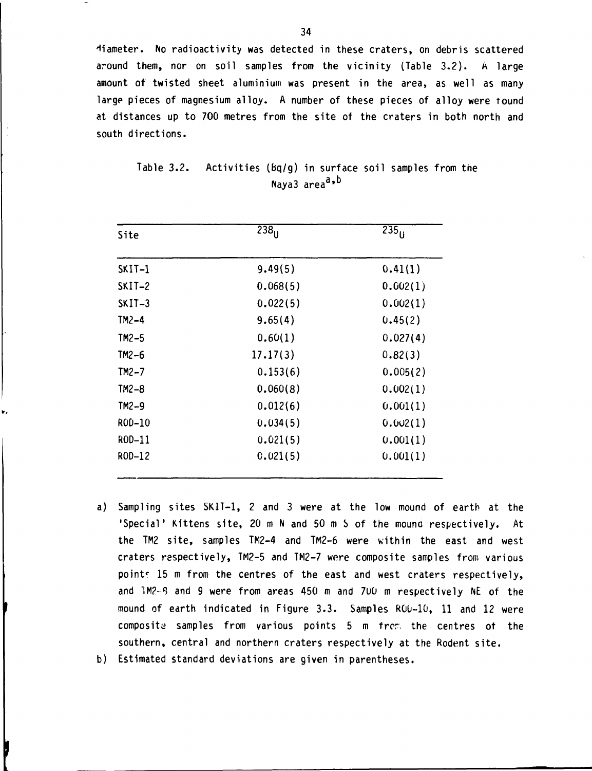diameter. No radioactivity was detected in these craters, on debris scattered around them, nor on soil samples from the vicinity (Table 3.2). A large amount of twisted sheet aluminium was present in the area, as well as many large pieces of magnesium alloy. A number of these pieces of alloy were found at distances up to 700 metres from the site of the craters in both north and south directions.

Table 3.2. Activities (Bq/g) in surface soil samples from the Naya3 area[a,b]

| Site | $^{238}U$ | $^{235}U$ |
|---|---|---|
| SKIT-1 | 9.49(5) | 0.41(1) |
| SKIT-2 | 0.068(5) | 0.002(1) |
| SKIT-3 | 0.022(5) | 0.002(1) |
| TM2-4 | 9.65(4) | 0.45(2) |
| TM2-5 | 0.60(1) | 0.027(4) |
| TM2-6 | 17.17(3) | 0.82(3) |
| TM2-7 | 0.153(6) | 0.005(2) |
| TM2-8 | 0.060(8) | 0.002(1) |
| TM2-9 | 0.012(6) | 0.001(1) |
| ROD-10 | 0.034(5) | 0.002(1) |
| ROD-11 | 0.021(5) | 0.001(1) |
| ROD-12 | 0.021(5) | 0.001(1) |

a) Sampling sites SKIT-1, 2 and 3 were at the low mound of earth at the 'Special' Kittens site, 20 m N and 50 m S of the mound respectively. At the TM2 site, samples TM2-4 and TM2-6 were within the east and west craters respectively, TM2-5 and TM2-7 were composite samples from various points 15 m from the centres of the east and west craters respectively, and TM2-8 and 9 were from areas 450 m and 700 m respectively NE of the mound of earth indicated in Figure 3.3. Samples ROD-10, 11 and 12 were composite samples from various points 5 m from the centres of the southern, central and northern craters respectively at the Rodent site.

b) Estimated standard deviations are given in parentheses.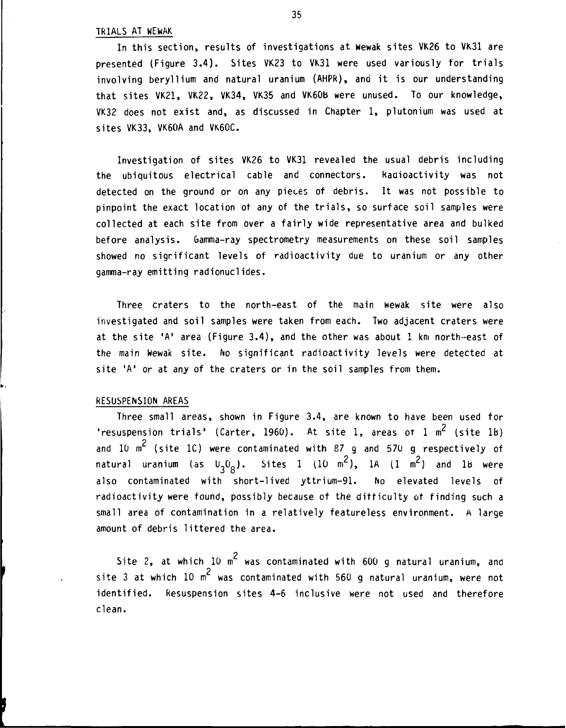## TRIALS AT WEWAK

In this section, results of investigations at Wewak sites VK26 to VK31 are presented (Figure 3.4). Sites VK23 to VK31 were used variously for trials involving beryllium and natural uranium (AHPR), and it is our understanding that sites VK21, VK22, VK34, VK35 and VK60B were unused. To our knowledge, VK32 does not exist and, as discussed in Chapter 1, plutonium was used at sites VK33, VK60A and VK60C.

Investigation of sites VK26 to VK31 revealed the usual debris including the ubiquitous electrical cable and connectors. Radioactivity was not detected on the ground or on any pieces of debris. It was not possible to pinpoint the exact location of any of the trials, so surface soil samples were collected at each site from over a fairly wide representative area and bulked before analysis. Gamma-ray spectrometry measurements on these soil samples showed no significant levels of radioactivity due to uranium or any other gamma-ray emitting radionuclides.

Three craters to the north-east of the main Wewak site were also investigated and soil samples were taken from each. Two adjacent craters were at the site 'A' area (Figure 3.4), and the other was about 1 km north-east of the main Wewak site. No significant radioactivity levels were detected at site 'A' or at any of the craters or in the soil samples from them.

## RESUSPENSION AREAS

Three small areas, shown in Figure 3.4, are known to have been used for 'resuspension trials' (Carter, 1960). At site 1, areas of 1 $m^2$ (site 1B) and 10 $m^2$ (site 1C) were contaminated with 87 g and 570 g respectively of natural uranium (as $U_3O_8$). Sites 1 (10 $m^2$), 1A (1 $m^2$) and 1B were also contaminated with short-lived yttrium-91. No elevated levels of radioactivity were found, possibly because of the difficulty of finding such a small area of contamination in a relatively featureless environment. A large amount of debris littered the area.

Site 2, at which 10 $m^2$ was contaminated with 600 g natural uranium, and site 3 at which 10 $m^2$ was contaminated with 560 g natural uranium, were not identified. Resuspension sites 4-6 inclusive were not used and therefore clean.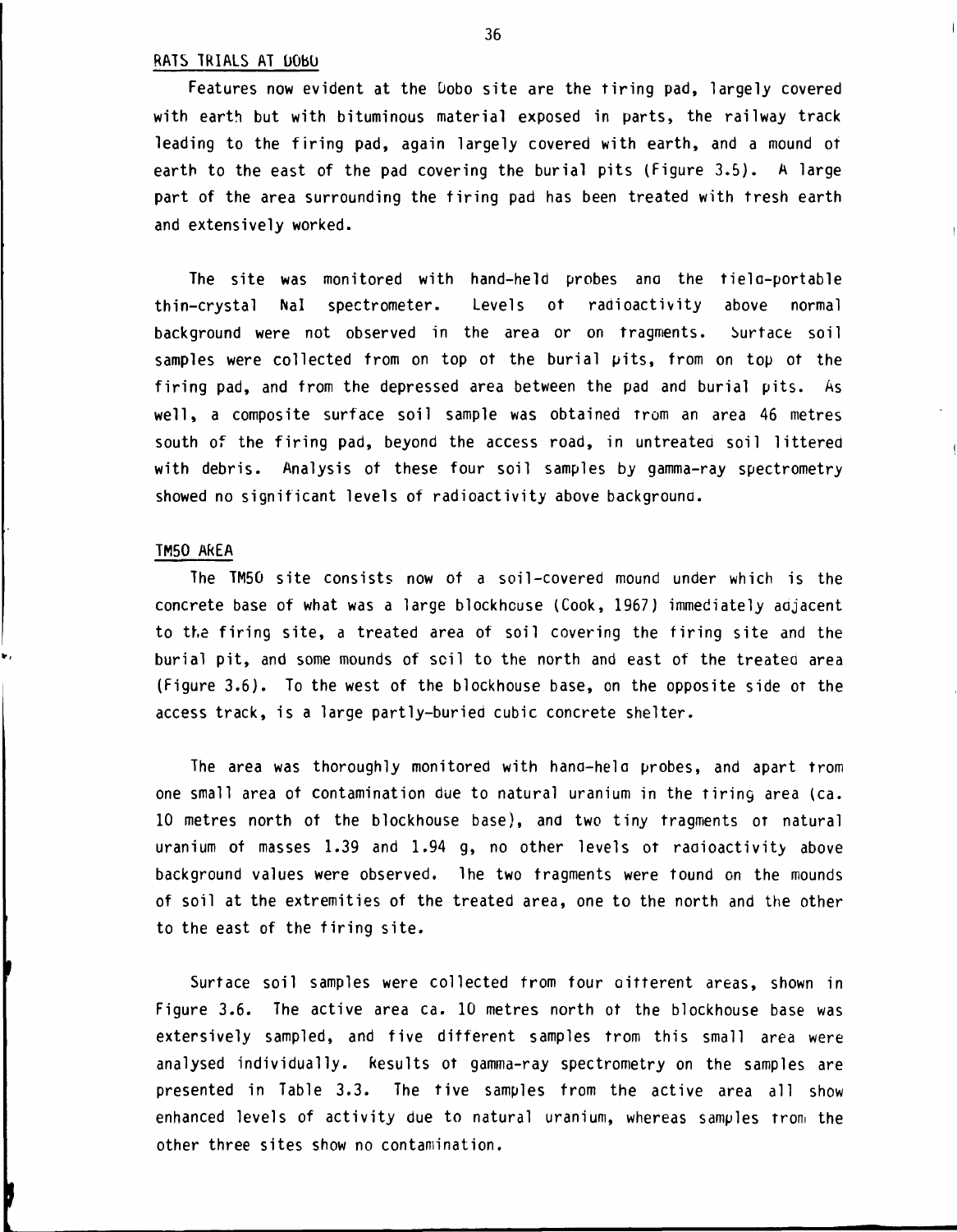## RATS TRIALS AT DOBO

Features now evident at the Dobo site are the firing pad, largely covered with earth but with bituminous material exposed in parts, the railway track leading to the firing pad, again largely covered with earth, and a mound of earth to the east of the pad covering the burial pits (Figure 3.5). A large part of the area surrounding the firing pad has been treated with fresh earth and extensively worked.

The site was monitored with hand-held probes and the field-portable thin-crystal NaI spectrometer. Levels of radioactivity above normal background were not observed in the area or on fragments. Surface soil samples were collected from on top of the burial pits, from on top of the firing pad, and from the depressed area between the pad and burial pits. As well, a composite surface soil sample was obtained from an area 46 metres south of the firing pad, beyond the access road, in untreated soil littered with debris. Analysis of these four soil samples by gamma-ray spectrometry showed no significant levels of radioactivity above background.

## TM50 AREA

The TM50 site consists now of a soil-covered mound under which is the concrete base of what was a large blockhouse (Cook, 1967) immediately adjacent to the firing site, a treated area of soil covering the firing site and the burial pit, and some mounds of soil to the north and east of the treated area (Figure 3.6). To the west of the blockhouse base, on the opposite side of the access track, is a large partly-buried cubic concrete shelter.

The area was thoroughly monitored with hand-held probes, and apart from one small area of contamination due to natural uranium in the firing area (ca. 10 metres north of the blockhouse base), and two tiny fragments of natural uranium of masses 1.39 and 1.94 g, no other levels of radioactivity above background values were observed. The two fragments were found on the mounds of soil at the extremities of the treated area, one to the north and the other to the east of the firing site.

Surface soil samples were collected from four different areas, shown in Figure 3.6. The active area ca. 10 metres north of the blockhouse base was extersively sampled, and five different samples from this small area were analysed individually. Results of gamma-ray spectrometry on the samples are presented in Table 3.3. The five samples from the active area all show enhanced levels of activity due to natural uranium, whereas samples from the other three sites show no contamination.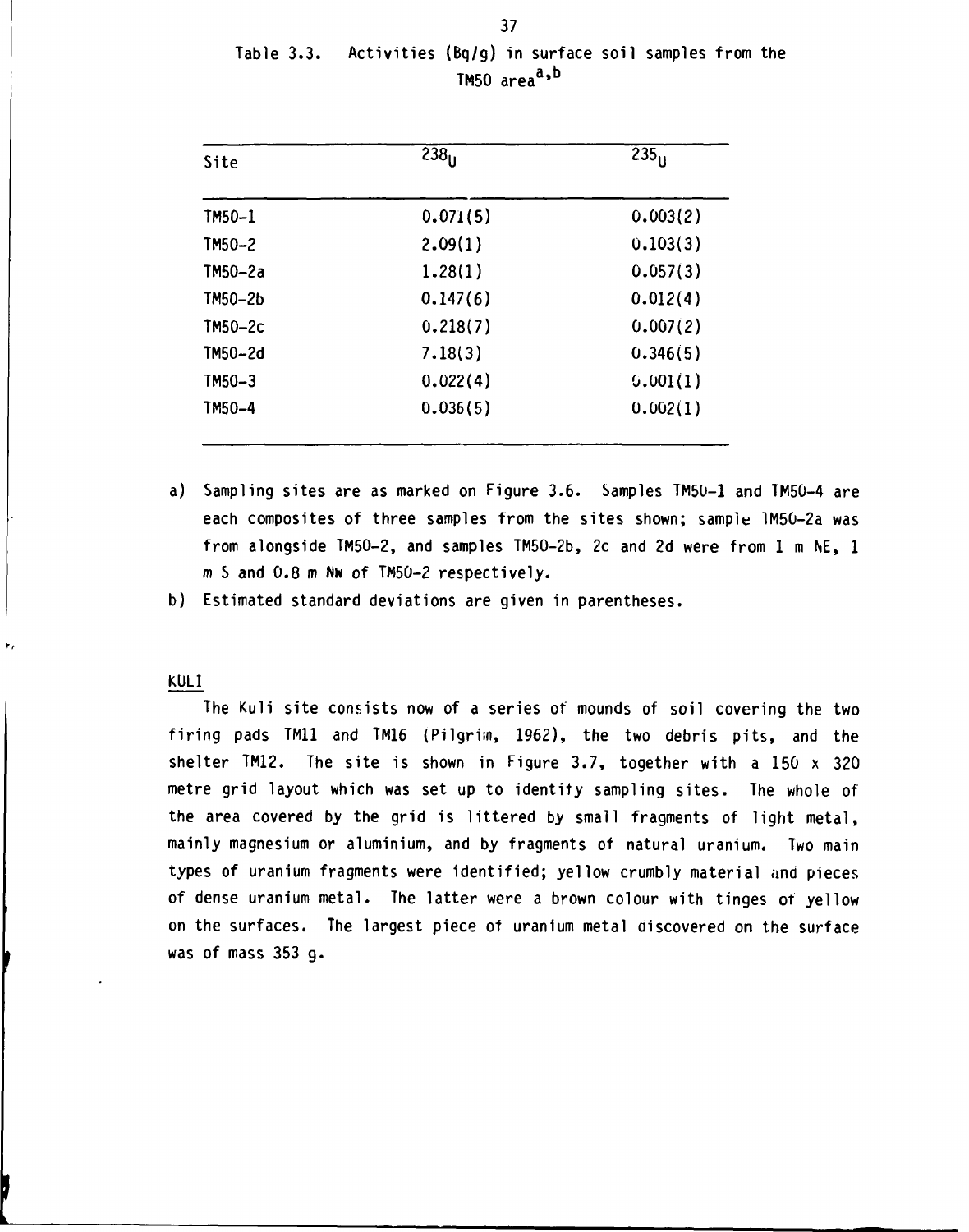Table 3.3. Activities (Bq/g) in surface soil samples from the TM50 area[a,b]

| Site | $^{238}U$ | $^{235}U$ |
|---|---|---|
| TM50-1 | 0.071(5) | 0.003(2) |
| TM50-2 | 2.09(1) | 0.103(3) |
| TM50-2a | 1.28(1) | 0.057(3) |
| TM50-2b | 0.147(6) | 0.012(4) |
| TM50-2c | 0.218(7) | 0.007(2) |
| TM50-2d | 7.18(3) | 0.346(5) |
| TM50-3 | 0.022(4) | 0.001(1) |
| TM50-4 | 0.036(5) | 0.002(1) |

a) Sampling sites are as marked on Figure 3.6. Samples TM50-1 and TM50-4 are each composites of three samples from the sites shown; sample TM50-2a was from alongside TM50-2, and samples TM50-2b, 2c and 2d were from 1 m NE, 1 m S and 0.8 m NW of TM50-2 respectively.

b) Estimated standard deviations are given in parentheses.

## KULI

The Kuli site consists now of a series of mounds of soil covering the two firing pads TM11 and TM16 (Pilgrim, 1962), the two debris pits, and the shelter TM12. The site is shown in Figure 3.7, together with a 150 x 320 metre grid layout which was set up to identify sampling sites. The whole of the area covered by the grid is littered by small fragments of light metal, mainly magnesium or aluminium, and by fragments of natural uranium. Two main types of uranium fragments were identified; yellow crumbly material and pieces of dense uranium metal. The latter were a brown colour with tinges of yellow on the surfaces. The largest piece of uranium metal discovered on the surface was of mass 353 g.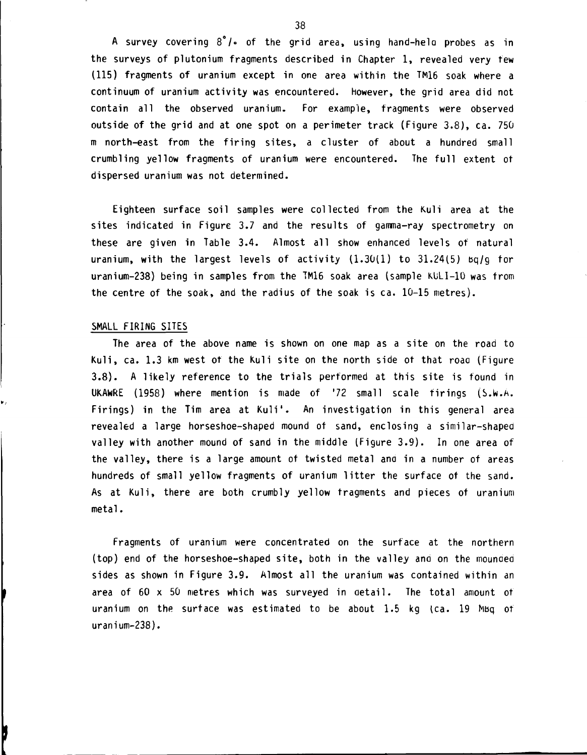A survey covering 8°/∘ of the grid area, using hand-held probes as in the surveys of plutonium fragments described in Chapter 1, revealed very few (115) fragments of uranium except in one area within the TM16 soak where a continuum of uranium activity was encountered. However, the grid area did not contain all the observed uranium. For example, fragments were observed outside of the grid and at one spot on a perimeter track (Figure 3.8), ca. 750 m north-east from the firing sites, a cluster of about a hundred small crumbling yellow fragments of uranium were encountered. The full extent of dispersed uranium was not determined.

Eighteen surface soil samples were collected from the Kuli area at the sites indicated in Figure 3.7 and the results of gamma-ray spectrometry on these are given in Table 3.4. Almost all show enhanced levels of natural uranium, with the largest levels of activity (1.30(1) to 31.24(5) Bq/g for uranium-238) being in samples from the TM16 soak area (sample KULI-10 was from the centre of the soak, and the radius of the soak is ca. 10-15 metres).

## SMALL FIRING SITES

The area of the above name is shown on one map as a site on the road to Kuli, ca. 1.3 km west of the Kuli site on the north side of that road (Figure 3.8). A likely reference to the trials performed at this site is found in UKAWRE (1958) where mention is made of '72 small scale firings (S.W.A. Firings) in the Tim area at Kuli'. An investigation in this general area revealed a large horseshoe-shaped mound of sand, enclosing a similar-shaped valley with another mound of sand in the middle (Figure 3.9). In one area of the valley, there is a large amount of twisted metal and in a number of areas hundreds of small yellow fragments of uranium litter the surface of the sand. As at Kuli, there are both crumbly yellow fragments and pieces of uranium metal.

Fragments of uranium were concentrated on the surface at the northern (top) end of the horseshoe-shaped site, both in the valley and on the mounded sides as shown in Figure 3.9. Almost all the uranium was contained within an area of 60 x 50 metres which was surveyed in detail. The total amount of uranium on the surface was estimated to be about 1.5 kg (ca. 19 MBq of uranium-238).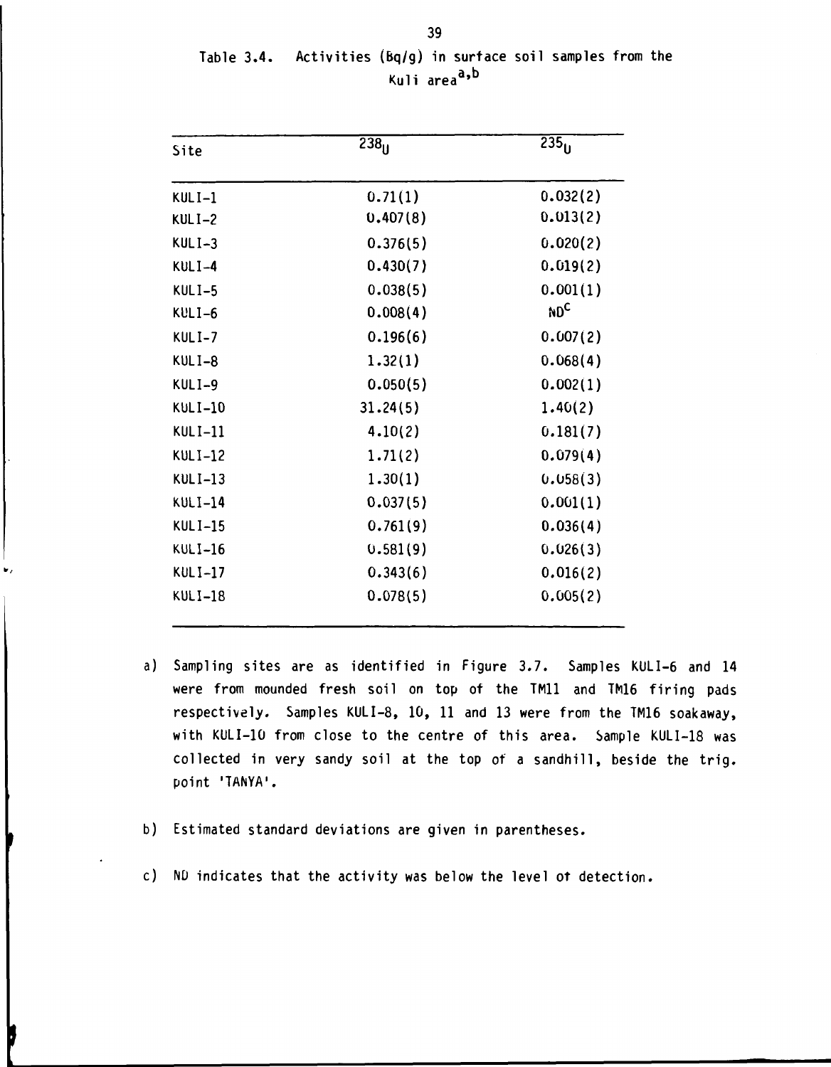Table 3.4. Activities (Bq/g) in surface soil samples from the Kuli area[a,b]

| Site | $^{238}U$ | $^{235}U$ |
|---|---|---|
| KULI-1 | 0.71(1) | 0.032(2) |
| KULI-2 | 0.407(8) | 0.013(2) |
| KULI-3 | 0.376(5) | 0.020(2) |
| KULI-4 | 0.430(7) | 0.019(2) |
| KULI-5 | 0.038(5) | 0.001(1) |
| KULI-6 | 0.008(4) | ND[c] |
| KULI-7 | 0.196(6) | 0.007(2) |
| KULI-8 | 1.32(1) | 0.068(4) |
| KULI-9 | 0.050(5) | 0.002(1) |
| KULI-10 | 31.24(5) | 1.40(2) |
| KULI-11 | 4.10(2) | 0.181(7) |
| KULI-12 | 1.71(2) | 0.079(4) |
| KULI-13 | 1.30(1) | 0.058(3) |
| KULI-14 | 0.037(5) | 0.001(1) |
| KULI-15 | 0.761(9) | 0.036(4) |
| KULI-16 | 0.581(9) | 0.026(3) |
| KULI-17 | 0.343(6) | 0.016(2) |
| KULI-18 | 0.078(5) | 0.005(2) |

a) Sampling sites are as identified in Figure 3.7. Samples KULI-6 and 14 were from mounded fresh soil on top of the TM11 and TM16 firing pads respectively. Samples KULI-8, 10, 11 and 13 were from the TM16 soakaway, with KULI-10 from close to the centre of this area. Sample KULI-18 was collected in very sandy soil at the top of a sandhill, beside the trig. point 'TANYA'.

b) Estimated standard deviations are given in parentheses.

c) ND indicates that the activity was below the level of detection.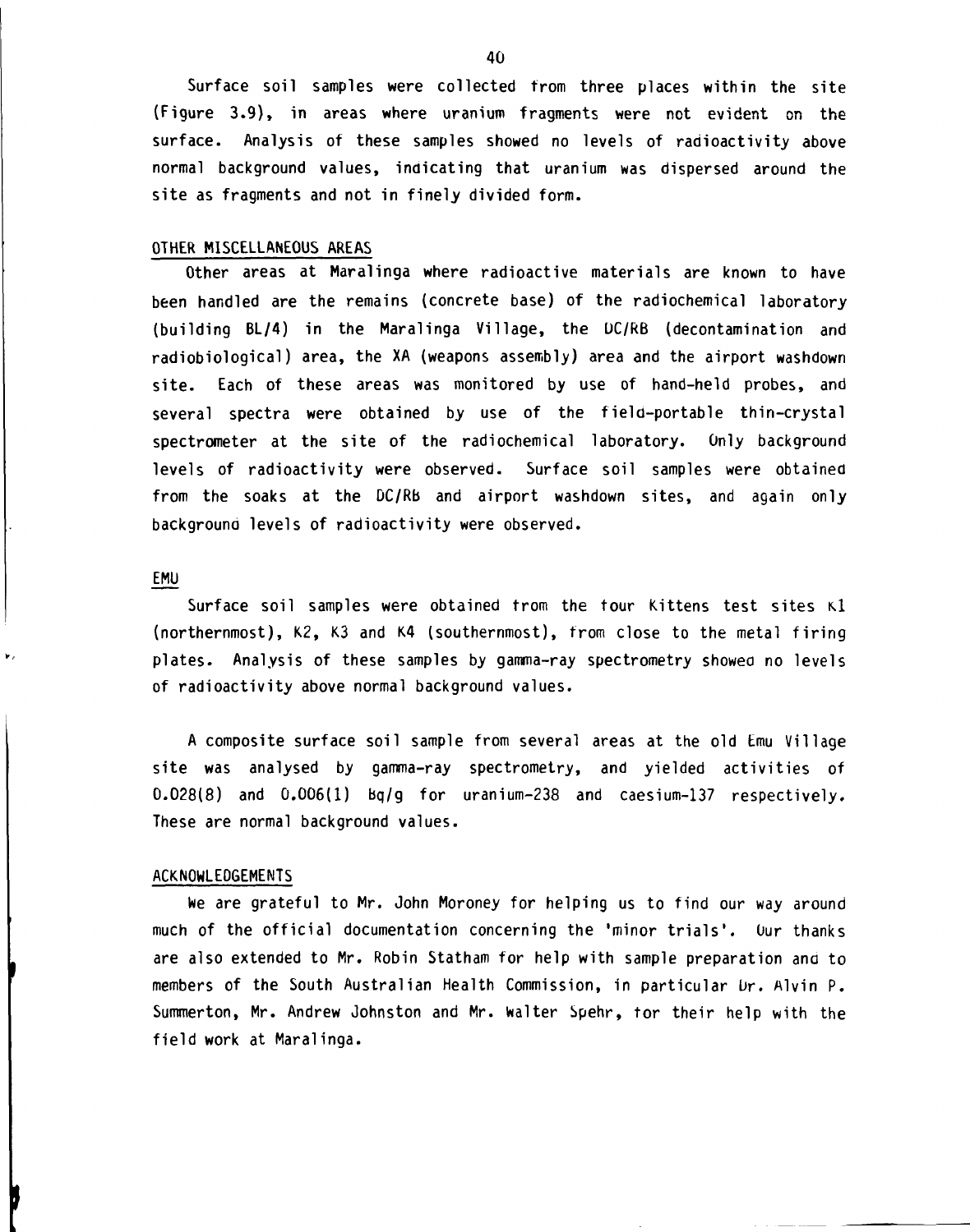Surface soil samples were collected from three places within the site (Figure 3.9), in areas where uranium fragments were not evident on the surface. Analysis of these samples showed no levels of radioactivity above normal background values, indicating that uranium was dispersed around the site as fragments and not in finely divided form.

## OTHER MISCELLANEOUS AREAS

Other areas at Maralinga where radioactive materials are known to have been handled are the remains (concrete base) of the radiochemical laboratory (building BL/4) in the Maralinga Village, the DC/RB (decontamination and radiobiological) area, the XA (weapons assembly) area and the airport washdown site. Each of these areas was monitored by use of hand-held probes, and several spectra were obtained by use of the field-portable thin-crystal spectrometer at the site of the radiochemical laboratory. Only background levels of radioactivity were observed. Surface soil samples were obtained from the soaks at the DC/RB and airport washdown sites, and again only background levels of radioactivity were observed.

## EMU

Surface soil samples were obtained from the four Kittens test sites K1 (northernmost), K2, K3 and K4 (southernmost), from close to the metal firing plates. Analysis of these samples by gamma-ray spectrometry showed no levels of radioactivity above normal background values.

A composite surface soil sample from several areas at the old Emu Village site was analysed by gamma-ray spectrometry, and yielded activities of 0.028(8) and 0.006(1) Bq/g for uranium-238 and caesium-137 respectively. These are normal background values.

## ACKNOWLEDGEMENTS

We are grateful to Mr. John Moroney for helping us to find our way around much of the official documentation concerning the 'minor trials'. Our thanks are also extended to Mr. Robin Statham for help with sample preparation and to members of the South Australian Health Commission, in particular Dr. Alvin P. Summerton, Mr. Andrew Johnston and Mr. Walter Spehr, for their help with the field work at Maralinga.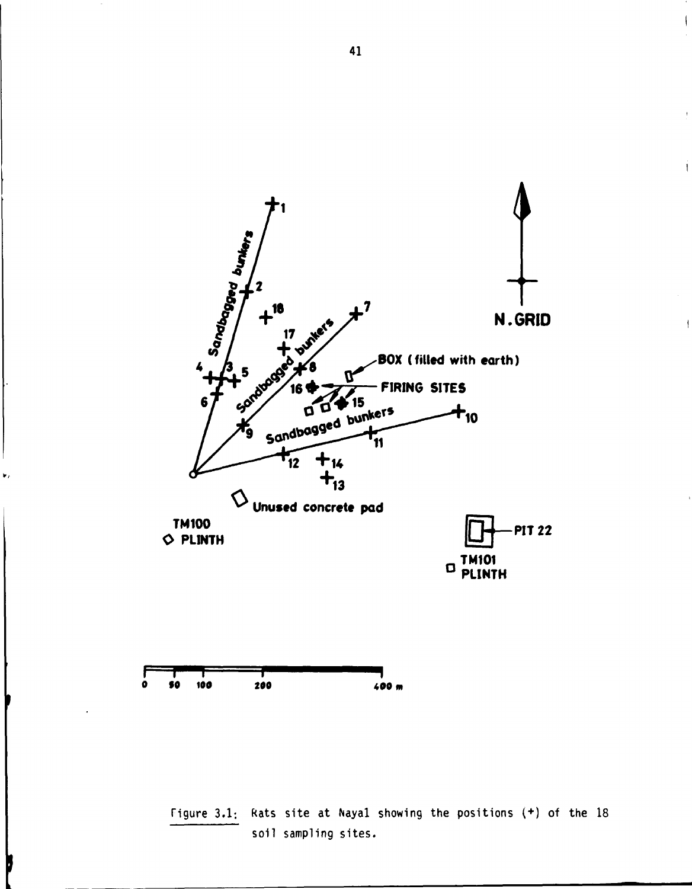Figure 3.1: Rats site at Nayal showing the positions (+) of the 18 soil sampling sites.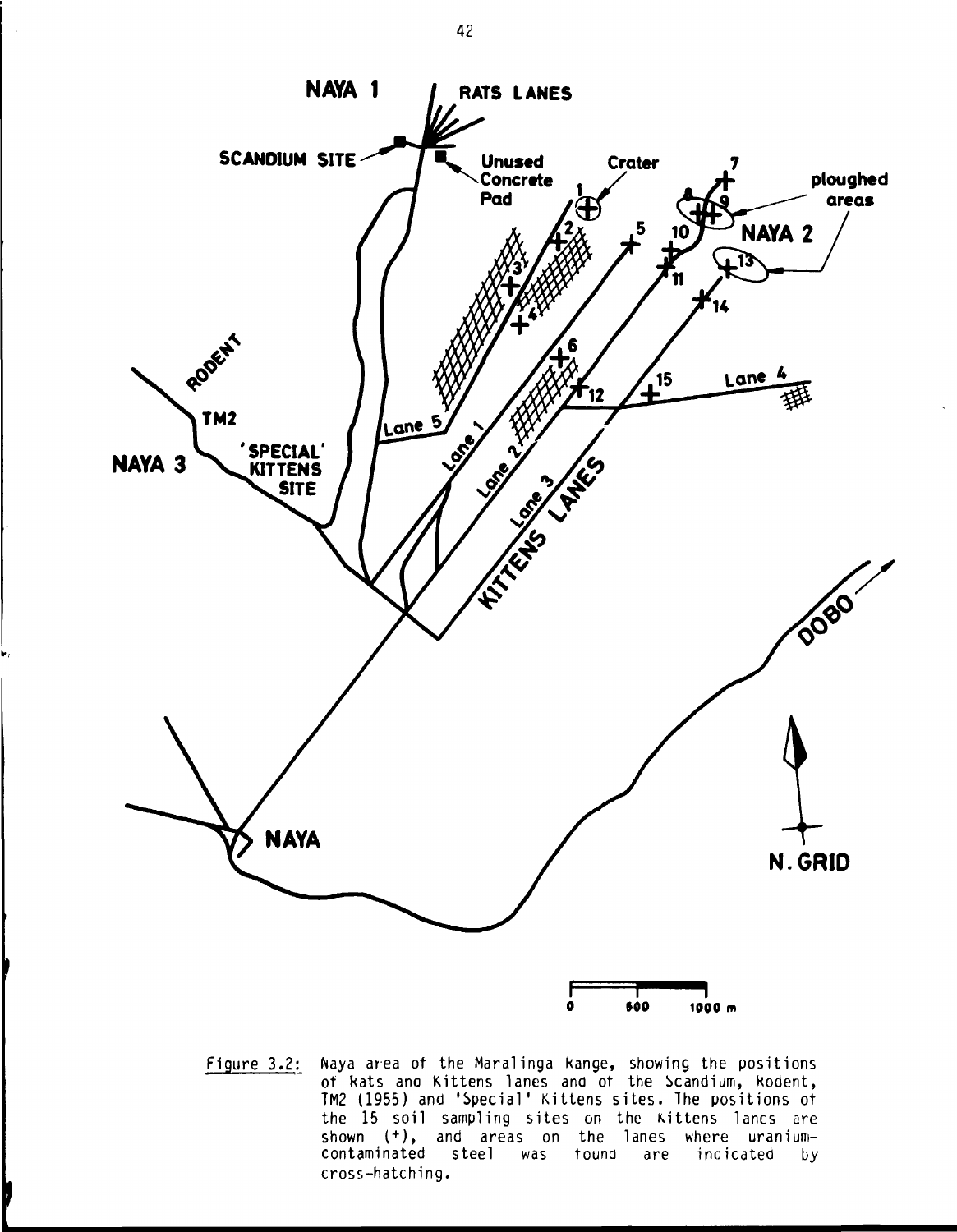Figure 3.2: Naya area of the Maralinga Range, showing the positions of Rats and Kittens lanes and of the Scandium, Rodent, TM2 (1955) and 'Special' Kittens sites. The positions of the 15 soil sampling sites on the Kittens lanes are shown (+), and areas on the lanes where uranium-contaminated steel was found are indicated by cross-hatching.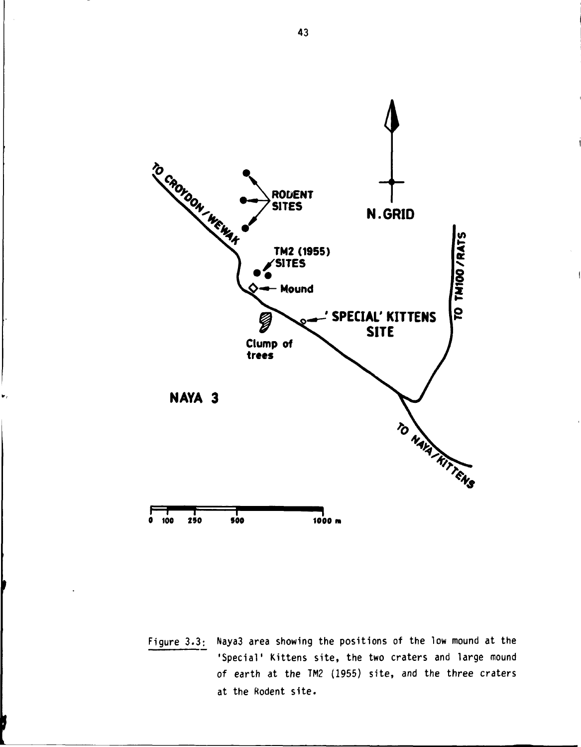Figure 3.3: Naya3 area showing the positions of the low mound at the 'Special' Kittens site, the two craters and large mound of earth at the TM2 (1955) site, and the three craters at the Rodent site.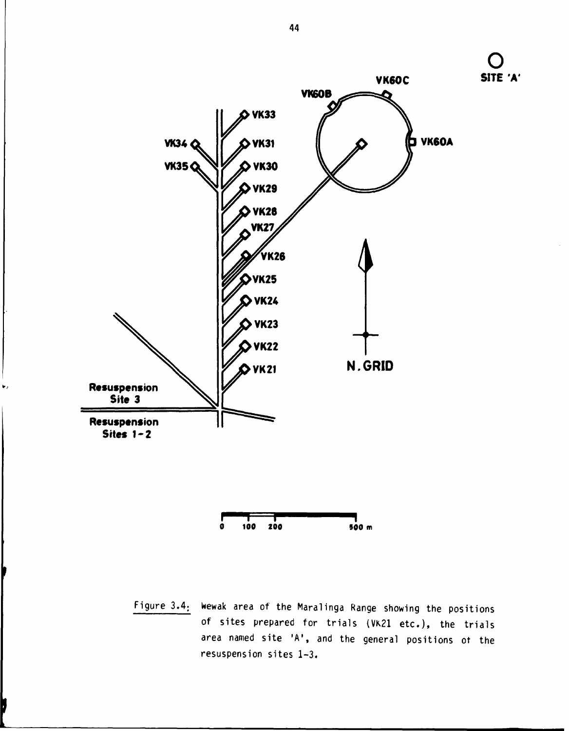Figure 3.4: Wewak area of the Maralinga Range showing the positions of sites prepared for trials (VK21 etc.), the trials area named site 'A', and the general positions of the resuspension sites 1-3.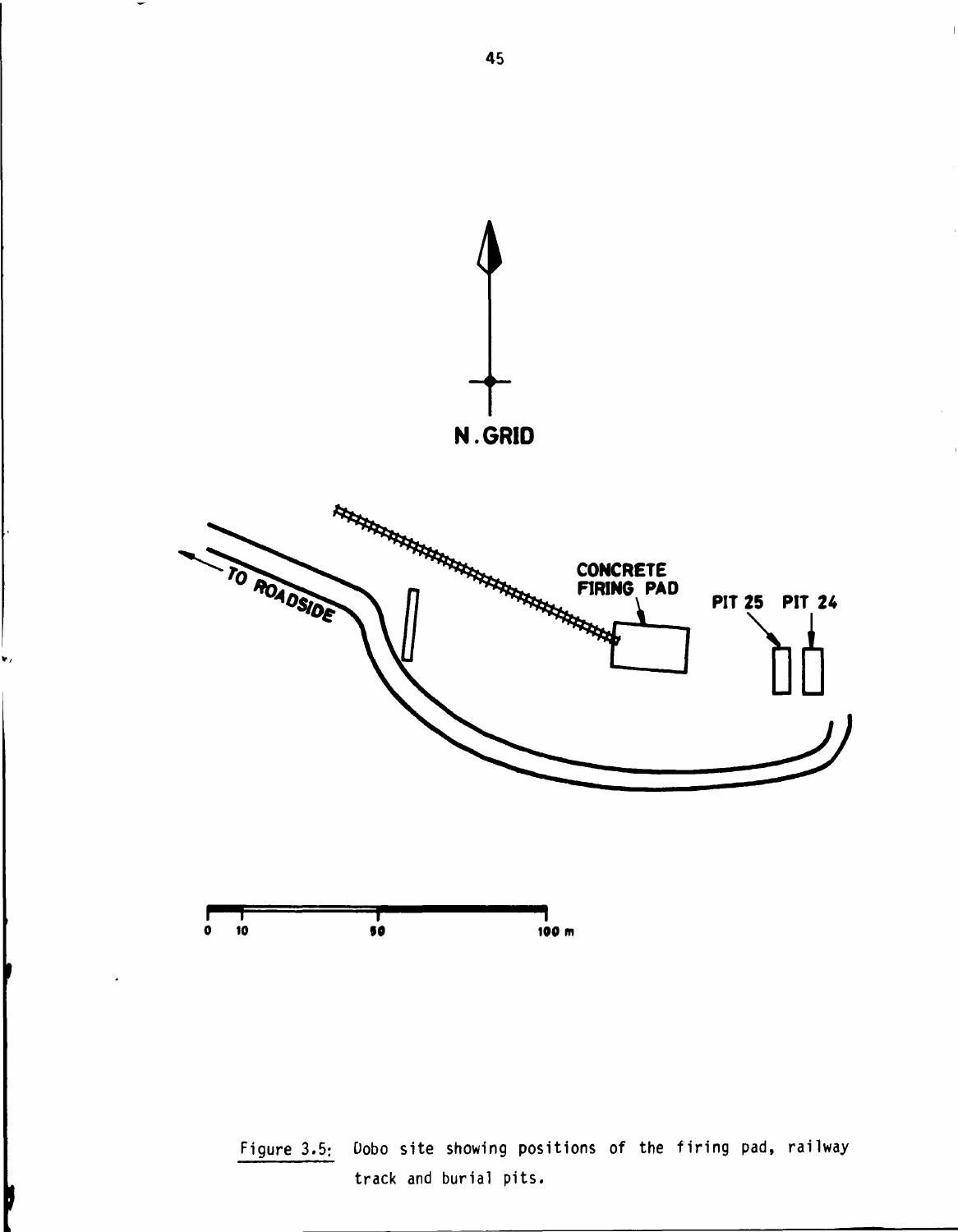N.GRID

TO ROADSIDE

CONCRETE FIRING PAD

PIT 25 PIT 24

0 10 50 100 m

Figure 3.5: Dobo site showing positions of the firing pad, railway track and burial pits.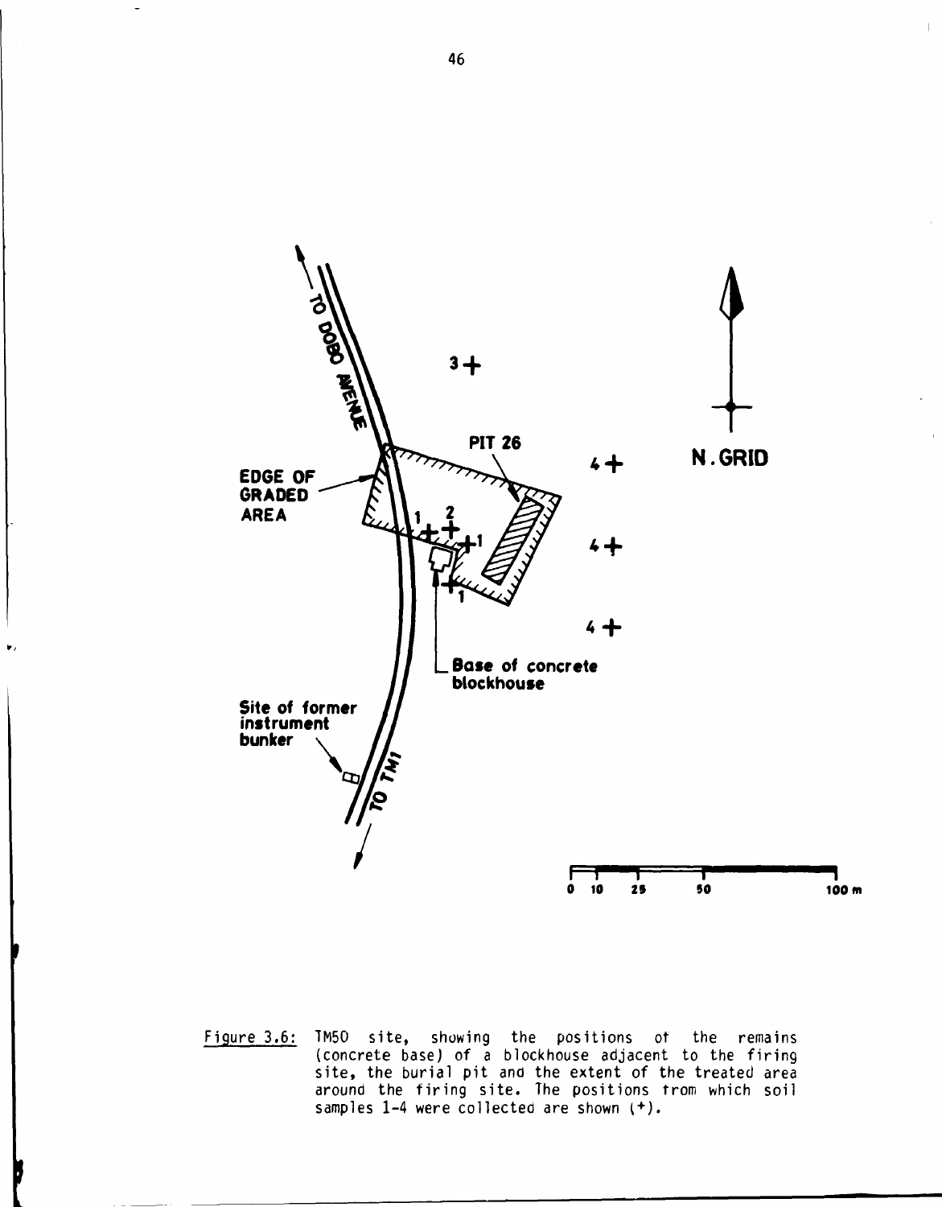Figure 3.6: TM50 site, showing the positions of the remains (concrete base) of a blockhouse adjacent to the firing site, the burial pit and the extent of the treated area around the firing site. The positions from which soil samples 1-4 were collected are shown (+).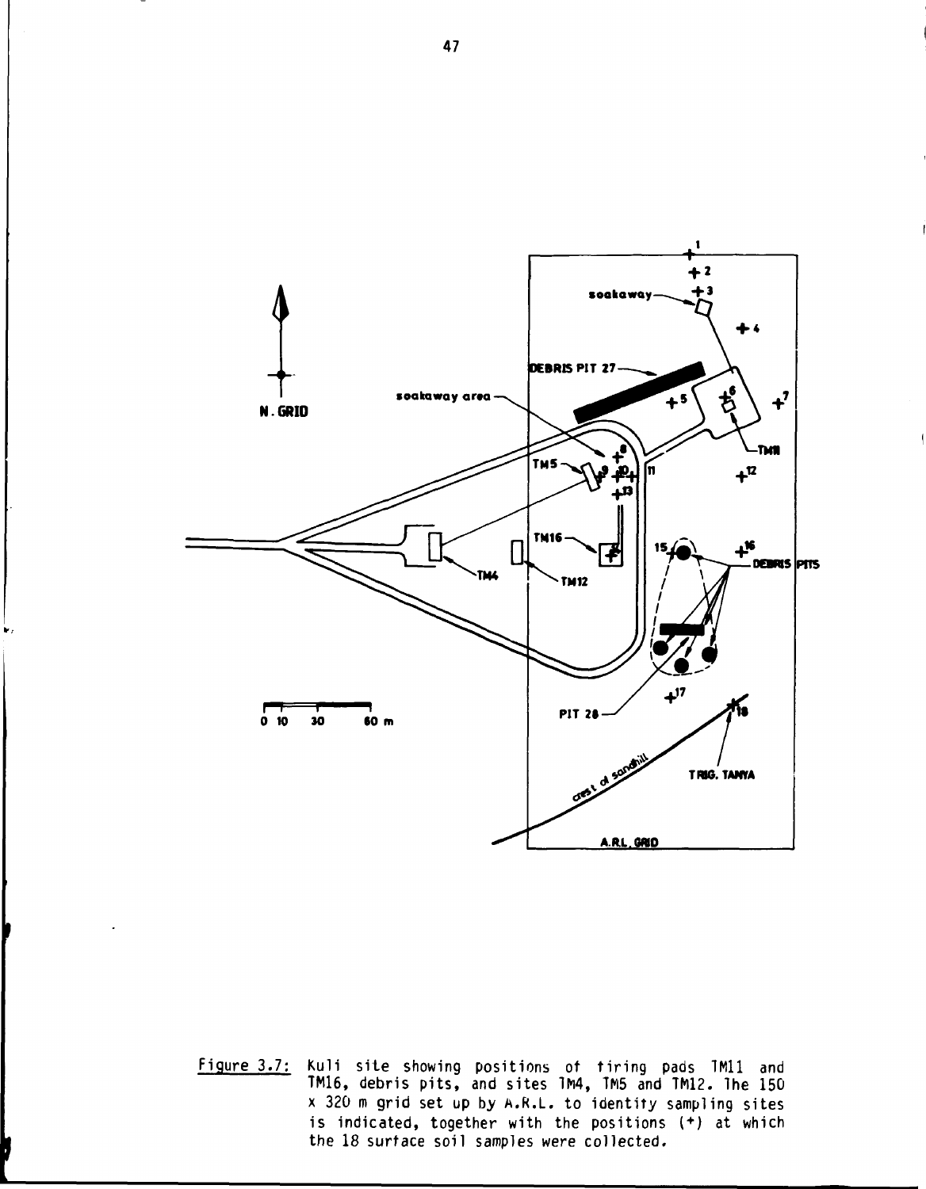Figure 3.7: Kuli site showing positions of firing pads TM11 and TM16, debris pits, and sites TM4, TM5 and TM12. The 150 x 320 m grid set up by A.R.L. to identify sampling sites is indicated, together with the positions (+) at which the 18 surface soil samples were collected.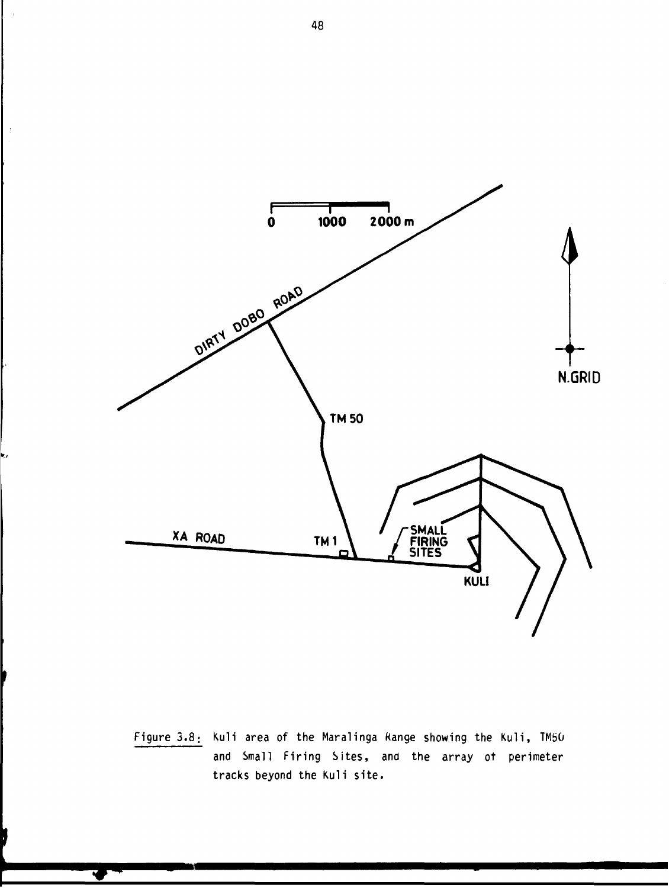Figure 3.8: Kuli area of the Maralinga Range showing the Kuli, TM50 and Small Firing Sites, and the array of perimeter tracks beyond the Kuli site.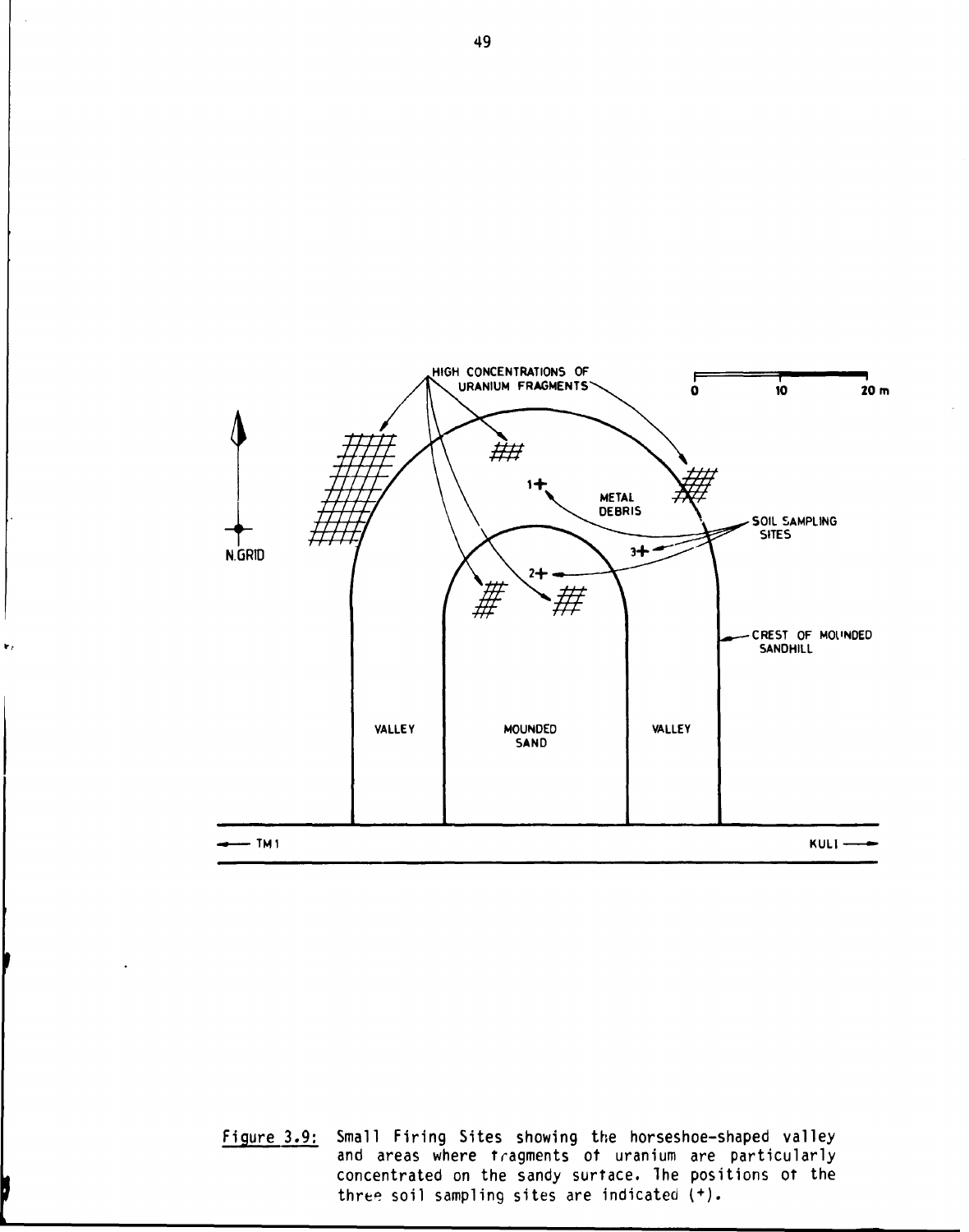Figure 3.9: Small Firing Sites showing the horseshoe-shaped valley and areas where fragments of uranium are particularly concentrated on the sandy surface. The positions of the three soil sampling sites are indicated (+).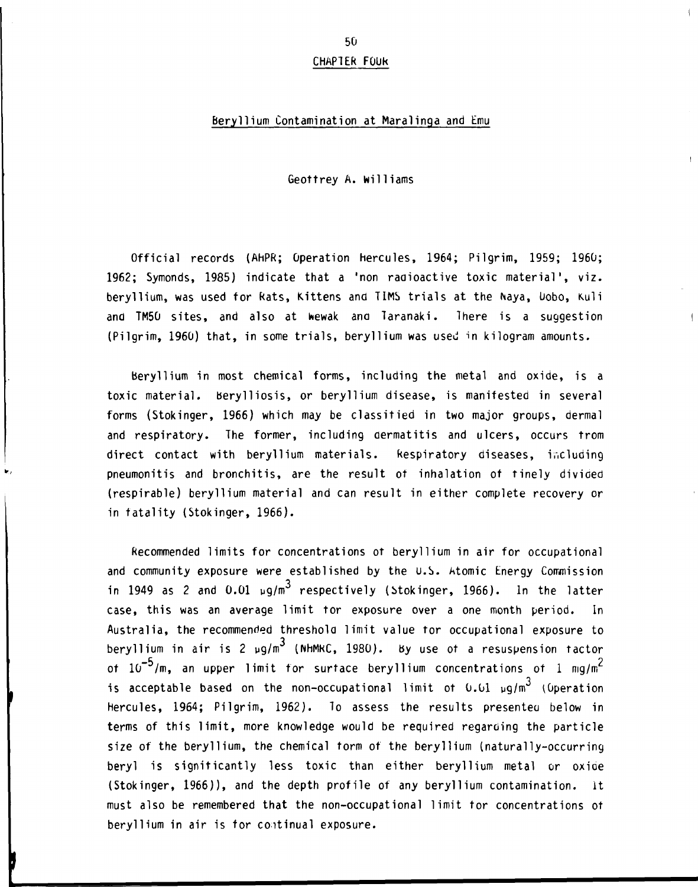# CHAPTER FOUR

## Beryllium Contamination at Maralinga and Emu

Geoffrey A. Williams

Official records (AHPR; Operation Hercules, 1964; Pilgrim, 1959; 1960; 1962; Symonds, 1985) indicate that a 'non radioactive toxic material', viz. beryllium, was used for Rats, Kittens and TIMS trials at the Naya, Dobo, Kuli and TM50 sites, and also at Wewak and Taranaki. There is a suggestion (Pilgrim, 1960) that, in some trials, beryllium was used in kilogram amounts.

Beryllium in most chemical forms, including the metal and oxide, is a toxic material. Berylliosis, or beryllium disease, is manifested in several forms (Stokinger, 1966) which may be classified in two major groups, dermal and respiratory. The former, including dermatitis and ulcers, occurs from direct contact with beryllium materials. Respiratory diseases, including pneumonitis and bronchitis, are the result of inhalation of finely divided (respirable) beryllium material and can result in either complete recovery or in fatality (Stokinger, 1966).

Recommended limits for concentrations of beryllium in air for occupational and community exposure were established by the U.S. Atomic Energy Commission in 1949 as 2 and 0.01 $\mu g/m^3$ respectively (Stokinger, 1966). In the latter case, this was an average limit for exposure over a one month period. In Australia, the recommended threshold limit value for occupational exposure to beryllium in air is 2 $\mu g/m^3$ (NHMRC, 1980). By use of a resuspension factor of $10^{-5}$/m, an upper limit for surface beryllium concentrations of 1 $mg/m^2$ is acceptable based on the non-occupational limit of 0.01 $\mu g/m^3$ (Operation Hercules, 1964; Pilgrim, 1962). To assess the results presented below in terms of this limit, more knowledge would be required regarding the particle size of the beryllium, the chemical form of the beryllium (naturally-occurring beryl is significantly less toxic than either beryllium metal or oxide (Stokinger, 1966)), and the depth profile of any beryllium contamination. It must also be remembered that the non-occupational limit for concentrations of beryllium in air is for continual exposure.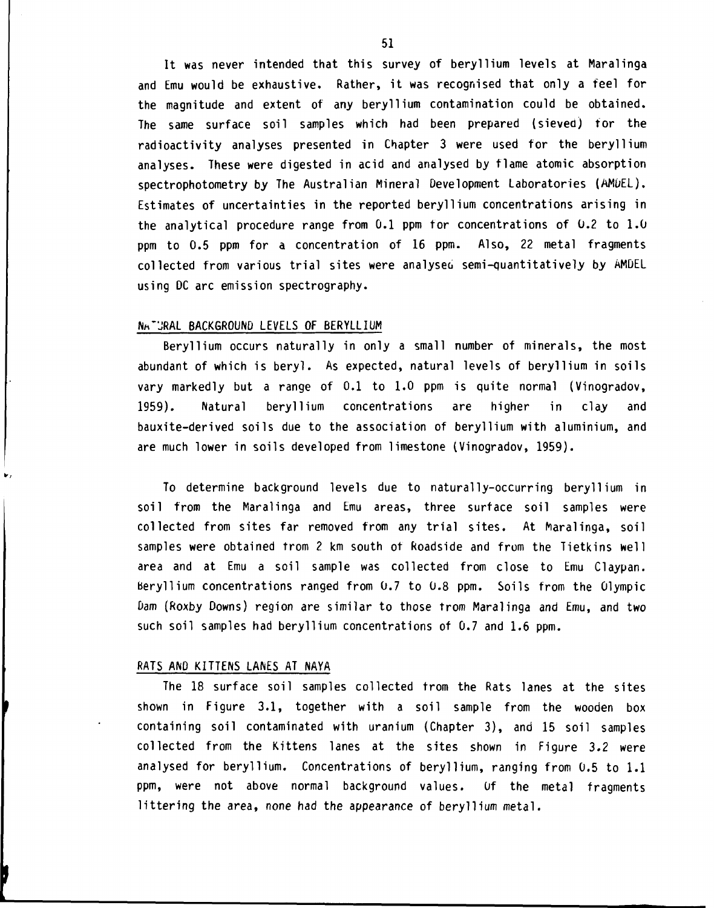It was never intended that this survey of beryllium levels at Maralinga and Emu would be exhaustive. Rather, it was recognised that only a feel for the magnitude and extent of any beryllium contamination could be obtained. The same surface soil samples which had been prepared (sieved) for the radioactivity analyses presented in Chapter 3 were used for the beryllium analyses. These were digested in acid and analysed by flame atomic absorption spectrophotometry by The Australian Mineral Development Laboratories (AMDEL). Estimates of uncertainties in the reported beryllium concentrations arising in the analytical procedure range from 0.1 ppm for concentrations of 0.2 to 1.0 ppm to 0.5 ppm for a concentration of 16 ppm. Also, 22 metal fragments collected from various trial sites were analysed semi-quantitatively by AMDEL using DC arc emission spectrography.

## NATURAL BACKGROUND LEVELS OF BERYLLIUM

Beryllium occurs naturally in only a small number of minerals, the most abundant of which is beryl. As expected, natural levels of beryllium in soils vary markedly but a range of 0.1 to 1.0 ppm is quite normal (Vinogradov, 1959). Natural beryllium concentrations are higher in clay and bauxite-derived soils due to the association of beryllium with aluminium, and are much lower in soils developed from limestone (Vinogradov, 1959).

To determine background levels due to naturally-occurring beryllium in soil from the Maralinga and Emu areas, three surface soil samples were collected from sites far removed from any trial sites. At Maralinga, soil samples were obtained from 2 km south of Roadside and from the Tietkins well area and at Emu a soil sample was collected from close to Emu Claypan. Beryllium concentrations ranged from 0.7 to 0.8 ppm. Soils from the Olympic Dam (Roxby Downs) region are similar to those from Maralinga and Emu, and two such soil samples had beryllium concentrations of 0.7 and 1.6 ppm.

## RATS AND KITTENS LANES AT NAYA

The 18 surface soil samples collected from the Rats lanes at the sites shown in Figure 3.1, together with a soil sample from the wooden box containing soil contaminated with uranium (Chapter 3), and 15 soil samples collected from the Kittens lanes at the sites shown in Figure 3.2 were analysed for beryllium. Concentrations of beryllium, ranging from 0.5 to 1.1 ppm, were not above normal background values. Of the metal fragments littering the area, none had the appearance of beryllium metal.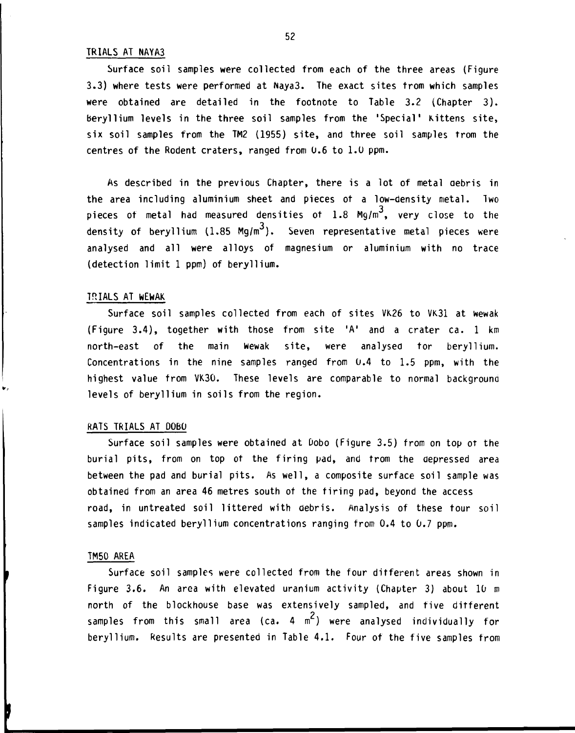## TRIALS AT NAYA3

Surface soil samples were collected from each of the three areas (Figure 3.3) where tests were performed at Naya3. The exact sites from which samples were obtained are detailed in the footnote to Table 3.2 (Chapter 3). Beryllium levels in the three soil samples from the 'Special' Kittens site, six soil samples from the TM2 (1955) site, and three soil samples from the centres of the Rodent craters, ranged from 0.6 to 1.0 ppm.

As described in the previous Chapter, there is a lot of metal debris in the area including aluminium sheet and pieces of a low-density metal. Two pieces of metal had measured densities of 1.8 $Mg/m^3$, very close to the density of beryllium (1.85 $Mg/m^3$). Seven representative metal pieces were analysed and all were alloys of magnesium or aluminium with no trace (detection limit 1 ppm) of beryllium.

## TRIALS AT WEWAK

Surface soil samples collected from each of sites VK26 to VK31 at Wewak (Figure 3.4), together with those from site 'A' and a crater ca. 1 km north-east of the main Wewak site, were analysed for beryllium. Concentrations in the nine samples ranged from 0.4 to 1.5 ppm, with the highest value from VK30. These levels are comparable to normal background levels of beryllium in soils from the region.

## RATS TRIALS AT DOBO

Surface soil samples were obtained at Dobo (Figure 3.5) from on top of the burial pits, from on top of the firing pad, and from the depressed area between the pad and burial pits. As well, a composite surface soil sample was obtained from an area 46 metres south of the firing pad, beyond the access road, in untreated soil littered with debris. Analysis of these four soil samples indicated beryllium concentrations ranging from 0.4 to 0.7 ppm.

## TM50 AREA

Surface soil samples were collected from the four different areas shown in Figure 3.6. An area with elevated uranium activity (Chapter 3) about 10 m north of the blockhouse base was extensively sampled, and five different samples from this small area (ca. 4 $m^2$) were analysed individually for beryllium. Results are presented in Table 4.1. Four of the five samples from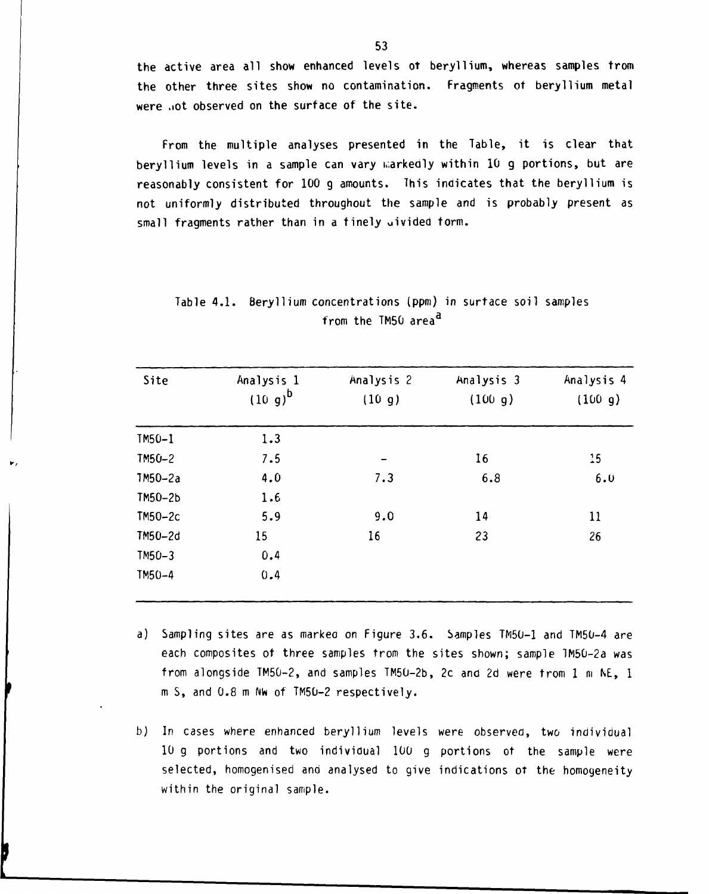the active area all show enhanced levels of beryllium, whereas samples from the other three sites show no contamination. Fragments of beryllium metal were not observed on the surface of the site.

From the multiple analyses presented in the Table, it is clear that beryllium levels in a sample can vary markedly within 10 g portions, but are reasonably consistent for 100 g amounts. This indicates that the beryllium is not uniformly distributed throughout the sample and is probably present as small fragments rather than in a finely divided form.

Table 4.1. Beryllium concentrations (ppm) in surface soil samples from the TM50 area[a]

| Site | Analysis 1 (10 g)[b] | Analysis 2 (10 g) | Analysis 3 (100 g) | Analysis 4 (100 g) |
|---|---|---|---|---|
| TM50-1 | 1.3 | | | |
| TM50-2 | 7.5 | - | 16 | 15 |
| TM50-2a | 4.0 | 7.3 | 6.8 | 6.0 |
| TM50-2b | 1.6 | | | |
| TM50-2c | 5.9 | 9.0 | 14 | 11 |
| TM50-2d | 15 | 16 | 23 | 26 |
| TM50-3 | 0.4 | | | |
| TM50-4 | 0.4 | | | |

a) Sampling sites are as marked on Figure 3.6. Samples TM50-1 and TM50-4 are each composites of three samples from the sites shown; sample TM50-2a was from alongside TM50-2, and samples TM50-2b, 2c and 2d were from 1 m NE, 1 m S, and 0.8 m NW of TM50-2 respectively.

b) In cases where enhanced beryllium levels were observed, two individual 10 g portions and two individual 100 g portions of the sample were selected, homogenised and analysed to give indications of the homogeneity within the original sample.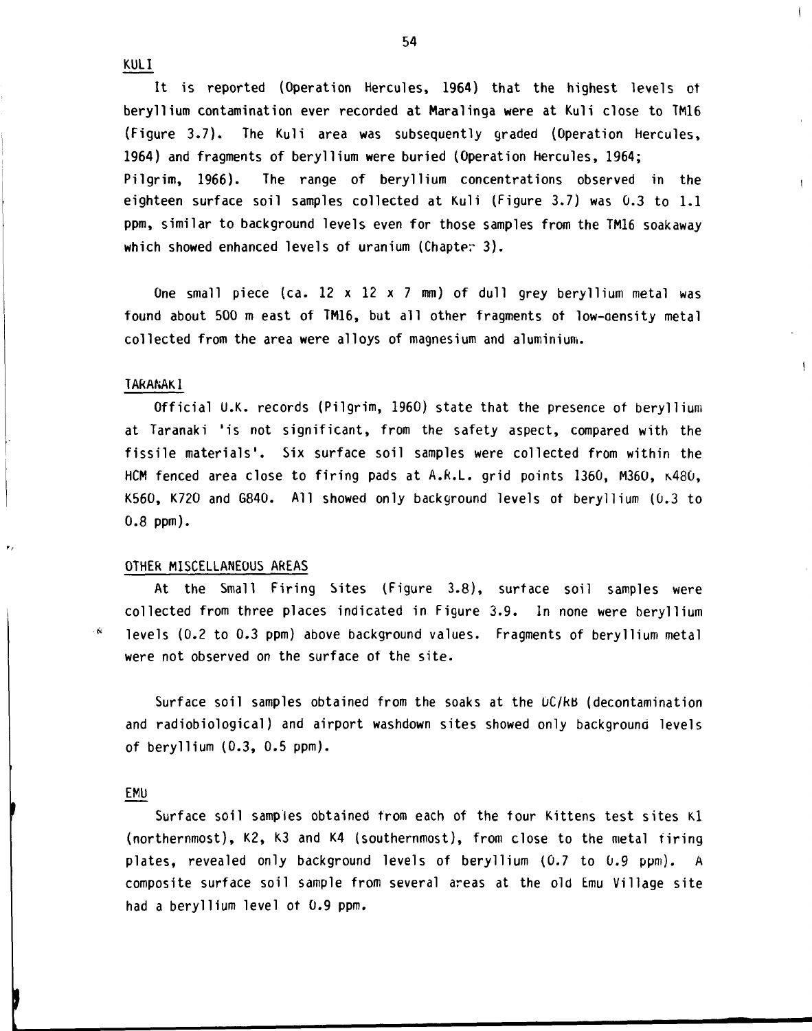KULI

It is reported (Operation Hercules, 1964) that the highest levels of beryllium contamination ever recorded at Maralinga were at Kuli close to TM16 (Figure 3.7). The Kuli area was subsequently graded (Operation Hercules, 1964) and fragments of beryllium were buried (Operation Hercules, 1964; Pilgrim, 1966). The range of beryllium concentrations observed in the eighteen surface soil samples collected at Kuli (Figure 3.7) was 0.3 to 1.1 ppm, similar to background levels even for those samples from the TM16 soakaway which showed enhanced levels of uranium (Chapter 3).

One small piece (ca. 12 x 12 x 7 mm) of dull grey beryllium metal was found about 500 m east of TM16, but all other fragments of low-density metal collected from the area were alloys of magnesium and aluminium.

TARANAKI

Official U.K. records (Pilgrim, 1960) state that the presence of beryllium at Taranaki 'is not significant, from the safety aspect, compared with the fissile materials'. Six surface soil samples were collected from within the HCM fenced area close to firing pads at A.R.L. grid points 1360, M360, K480, K560, K720 and G840. All showed only background levels of beryllium (0.3 to 0.8 ppm).

OTHER MISCELLANEOUS AREAS

At the Small Firing Sites (Figure 3.8), surface soil samples were collected from three places indicated in Figure 3.9. In none were beryllium levels (0.2 to 0.3 ppm) above background values. Fragments of beryllium metal were not observed on the surface of the site.

Surface soil samples obtained from the soaks at the DC/RB (decontamination and radiobiological) and airport washdown sites showed only background levels of beryllium (0.3, 0.5 ppm).

EMU

Surface soil samples obtained from each of the four Kittens test sites K1 (northernmost), K2, K3 and K4 (southernmost), from close to the metal firing plates, revealed only background levels of beryllium (0.7 to 0.9 ppm). A composite surface soil sample from several areas at the old Emu Village site had a beryllium level of 0.9 ppm.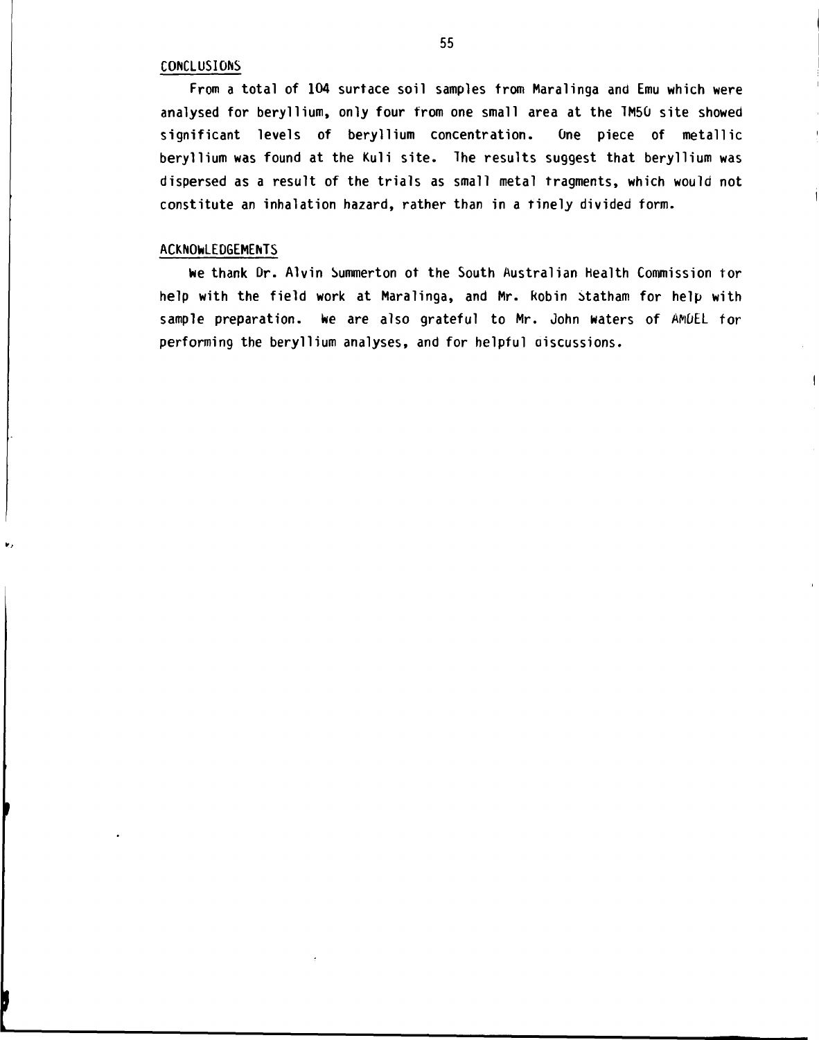## CONCLUSIONS

From a total of 104 surface soil samples from Maralinga and Emu which were analysed for beryllium, only four from one small area at the TM50 site showed significant levels of beryllium concentration. One piece of metallic beryllium was found at the Kuli site. The results suggest that beryllium was dispersed as a result of the trials as small metal fragments, which would not constitute an inhalation hazard, rather than in a finely divided form.

## ACKNOWLEDGEMENTS

We thank Dr. Alvin Summerton of the South Australian Health Commission for help with the field work at Maralinga, and Mr. Robin Statham for help with sample preparation. We are also grateful to Mr. John Waters of AMDEL for performing the beryllium analyses, and for helpful discussions.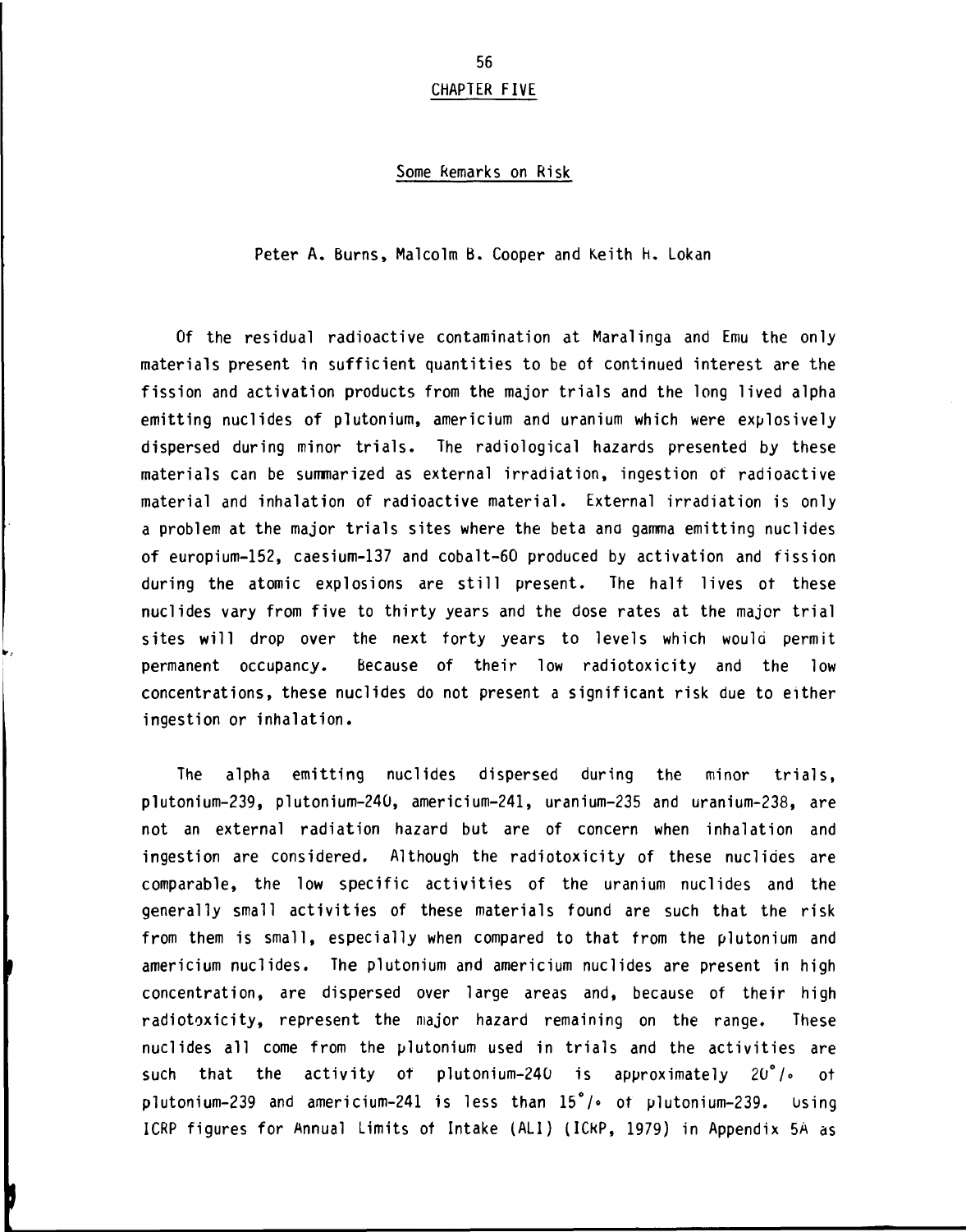# CHAPTER FIVE

## Some Remarks on Risk

Peter A. Burns, Malcolm B. Cooper and Keith H. Lokan

Of the residual radioactive contamination at Maralinga and Emu the only materials present in sufficient quantities to be of continued interest are the fission and activation products from the major trials and the long lived alpha emitting nuclides of plutonium, americium and uranium which were explosively dispersed during minor trials. The radiological hazards presented by these materials can be summarized as external irradiation, ingestion of radioactive material and inhalation of radioactive material. External irradiation is only a problem at the major trials sites where the beta and gamma emitting nuclides of europium-152, caesium-137 and cobalt-60 produced by activation and fission during the atomic explosions are still present. The half lives of these nuclides vary from five to thirty years and the dose rates at the major trial sites will drop over the next forty years to levels which would permit permanent occupancy. Because of their low radiotoxicity and the low concentrations, these nuclides do not present a significant risk due to either ingestion or inhalation.

The alpha emitting nuclides dispersed during the minor trials, plutonium-239, plutonium-240, americium-241, uranium-235 and uranium-238, are not an external radiation hazard but are of concern when inhalation and ingestion are considered. Although the radiotoxicity of these nuclides are comparable, the low specific activities of the uranium nuclides and the generally small activities of these materials found are such that the risk from them is small, especially when compared to that from the plutonium and americium nuclides. The plutonium and americium nuclides are present in high concentration, are dispersed over large areas and, because of their high radiotoxicity, represent the major hazard remaining on the range. These nuclides all come from the plutonium used in trials and the activities are such that the activity of plutonium-240 is approximately 20°/∘ of plutonium-239 and americium-241 is less than 15°/∘ of plutonium-239. Using ICRP figures for Annual Limits of Intake (ALI) (ICRP, 1979) in Appendix 5A as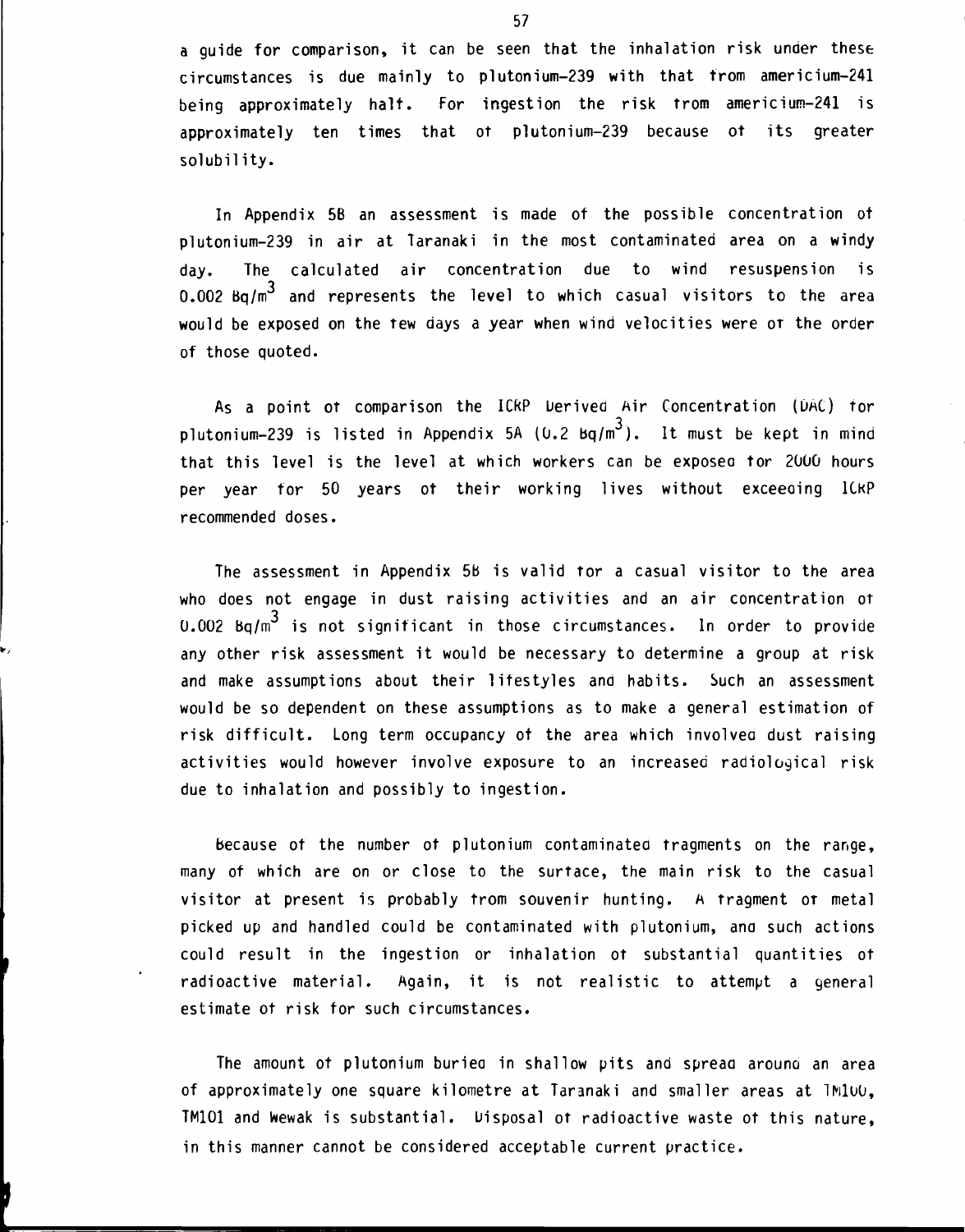a guide for comparison, it can be seen that the inhalation risk under these circumstances is due mainly to plutonium-239 with that from americium-241 being approximately half. For ingestion the risk from americium-241 is approximately ten times that of plutonium-239 because of its greater solubility.

In Appendix 5B an assessment is made of the possible concentration of plutonium-239 in air at Taranaki in the most contaminated area on a windy day. The calculated air concentration due to wind resuspension is 0.002 $Bq/m^3$ and represents the level to which casual visitors to the area would be exposed on the few days a year when wind velocities were of the order of those quoted.

As a point of comparison the ICRP Derived Air Concentration (DAC) for plutonium-239 is listed in Appendix 5A (0.2 $Bq/m^3$). It must be kept in mind that this level is the level at which workers can be exposed for 2000 hours per year for 50 years of their working lives without exceeding ICRP recommended doses.

The assessment in Appendix 5B is valid for a casual visitor to the area who does not engage in dust raising activities and an air concentration of 0.002 $Bq/m^3$ is not significant in those circumstances. In order to provide any other risk assessment it would be necessary to determine a group at risk and make assumptions about their lifestyles and habits. Such an assessment would be so dependent on these assumptions as to make a general estimation of risk difficult. Long term occupancy of the area which involved dust raising activities would however involve exposure to an increased radiological risk due to inhalation and possibly to ingestion.

Because of the number of plutonium contaminated fragments on the range, many of which are on or close to the surface, the main risk to the casual visitor at present is probably from souvenir hunting. A fragment of metal picked up and handled could be contaminated with plutonium, and such actions could result in the ingestion or inhalation of substantial quantities of radioactive material. Again, it is not realistic to attempt a general estimate of risk for such circumstances.

The amount of plutonium buried in shallow pits and spread around an area of approximately one square kilometre at Taranaki and smaller areas at TM100, TM101 and Wewak is substantial. Disposal of radioactive waste of this nature, in this manner cannot be considered acceptable current practice.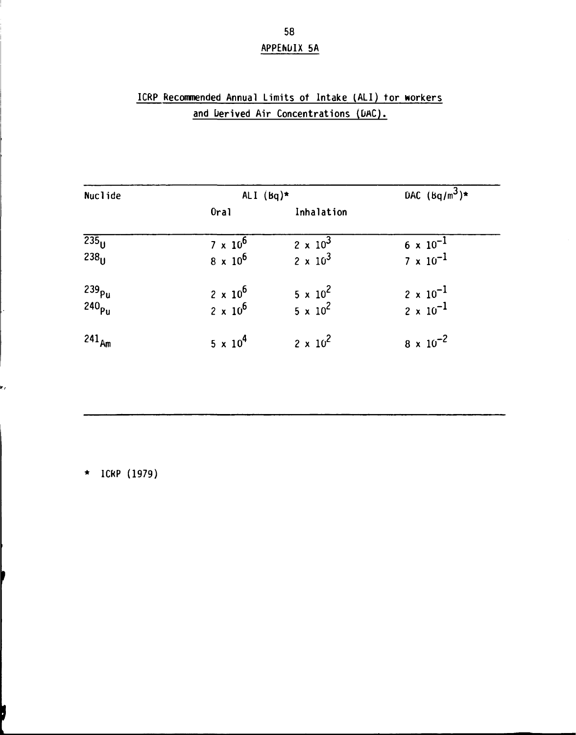## APPENDIX 5A

### ICRP Recommended Annual Limits of Intake (ALI) for workers and Derived Air Concentrations (DAC).

| Nuclide | ALI (Bq)* | | DAC ($Bq/m^3$)* |
|---|---|---|---|
| | Oral | Inhalation | |
| $^{235}U$ | $7 \times 10^6$ | $2 \times 10^3$ | $6 \times 10^{-1}$ |
| $^{238}U$ | $8 \times 10^6$ | $2 \times 10^3$ | $7 \times 10^{-1}$ |
| $^{239}Pu$ | $2 \times 10^6$ | $5 \times 10^2$ | $2 \times 10^{-1}$ |
| $^{240}Pu$ | $2 \times 10^6$ | $5 \times 10^2$ | $2 \times 10^{-1}$ |
| $^{241}Am$ | $5 \times 10^4$ | $2 \times 10^2$ | $8 \times 10^{-2}$ |

\* ICRP (1979)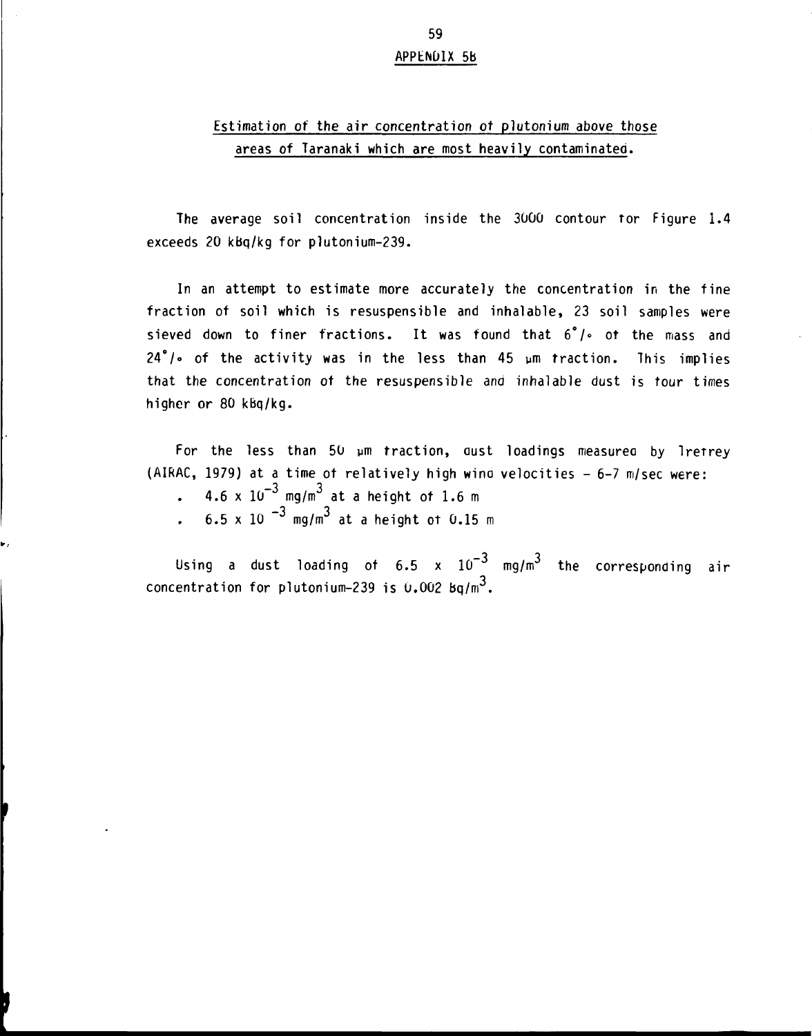# APPENDIX 5B

## Estimation of the air concentration of plutonium above those areas of Taranaki which are most heavily contaminated.

The average soil concentration inside the 3000 contour for Figure 1.4 exceeds 20 kBq/kg for plutonium-239.

In an attempt to estimate more accurately the concentration in the fine fraction of soil which is resuspensible and inhalable, 23 soil samples were sieved down to finer fractions. It was found that 6 °/∘ of the mass and 24 °/∘ of the activity was in the less than 45 μm fraction. This implies that the concentration of the resuspensible and inhalable dust is four times higher or 80 kBq/kg.

For the less than 50 μm fraction, dust loadings measured by Tretrey (AIRAC, 1979) at a time of relatively high wind velocities - 6-7 m/sec were:

- $4.6 \times 10^{-3}$ mg/m$^3$ at a height of 1.6 m
- $6.5 \times 10^{-3}$ mg/m$^3$ at a height of 0.15 m

Using a dust loading of $6.5 \times 10^{-3}$ mg/m$^3$ the corresponding air concentration for plutonium-239 is 0.002 Bq/m$^3$.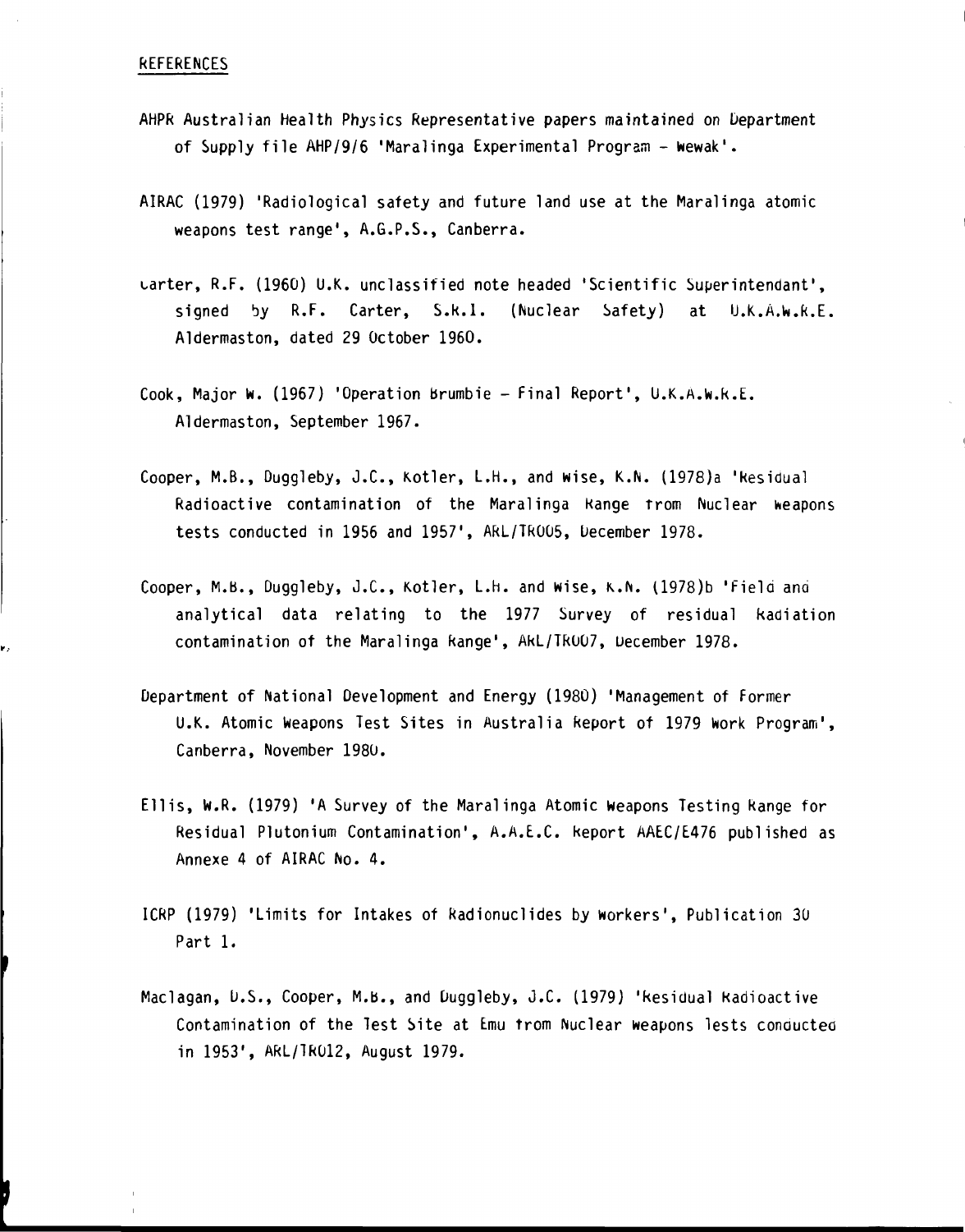## REFERENCES

AHPR Australian Health Physics Representative papers maintained on Department of Supply file AHP/9/6 'Maralinga Experimental Program - Wewak'.

AIRAC (1979) 'Radiological safety and future land use at the Maralinga atomic weapons test range', A.G.P.S., Canberra.

Carter, R.F. (1960) U.K. unclassified note headed 'Scientific Superintendant', signed by R.F. Carter, S.R.I. (Nuclear Safety) at U.K.A.W.R.E. Aldermaston, dated 29 October 1960.

Cook, Major W. (1967) 'Operation Brumbie - Final Report', U.K.A.W.R.E. Aldermaston, September 1967.

Cooper, M.B., Duggleby, J.C., Kotler, L.H., and Wise, K.N. (1978)a 'Residual Radioactive contamination of the Maralinga Range from Nuclear Weapons tests conducted in 1956 and 1957', ARL/TR005, December 1978.

Cooper, M.B., Duggleby, J.C., Kotler, L.H. and Wise, K.N. (1978)b 'Field and analytical data relating to the 1977 Survey of residual Radiation contamination of the Maralinga Range', ARL/TR007, December 1978.

Department of National Development and Energy (1980) 'Management of Former U.K. Atomic Weapons Test Sites in Australia Report of 1979 Work Program', Canberra, November 1980.

Ellis, W.R. (1979) 'A Survey of the Maralinga Atomic Weapons Testing Range for Residual Plutonium Contamination', A.A.E.C. Report AAEC/E476 published as Annexe 4 of AIRAC No. 4.

ICRP (1979) 'Limits for Intakes of Radionuclides by Workers', Publication 30 Part 1.

Maclagan, D.S., Cooper, M.B., and Duggleby, J.C. (1979) 'Residual Radioactive Contamination of the Test Site at Emu from Nuclear Weapons Tests conducted in 1953', ARL/TR012, August 1979.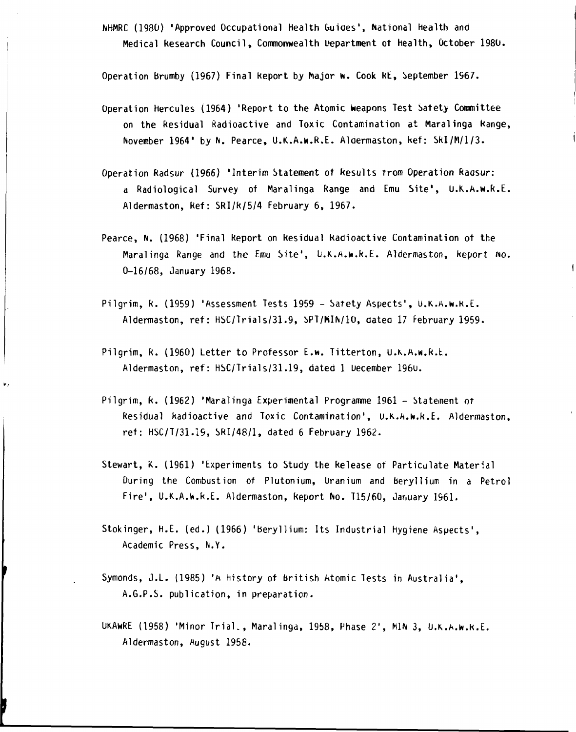NHMRC (1980) 'Approved Occupational Health Guides', National Health and Medical Research Council, Commonwealth Department of Health, October 1980.

Operation Brumby (1967) Final Report by Major W. Cook RE, September 1967.

Operation Hercules (1964) 'Report to the Atomic Weapons Test Safety Committee on the Residual Radioactive and Toxic Contamination at Maralinga Range, November 1964' by N. Pearce, U.K.A.W.R.E. Aldermaston, Ref: SRI/M/1/3.

Operation Radsur (1966) 'Interim Statement of Results from Operation Radsur: a Radiological Survey of Maralinga Range and Emu Site', U.K.A.W.R.E. Aldermaston, Ref: SRI/R/5/4 February 6, 1967.

Pearce, N. (1968) 'Final Report on Residual Radioactive Contamination of the Maralinga Range and the Emu Site', U.K.A.W.R.E. Aldermaston, Report No. O-16/68, January 1968.

Pilgrim, R. (1959) 'Assessment Tests 1959 - Safety Aspects', U.K.A.W.R.E. Aldermaston, ref: HSC/Trials/31.9, SPT/MIN/10, dated 17 February 1959.

Pilgrim, R. (1960) Letter to Professor E.W. Titterton, U.K.A.W.R.E. Aldermaston, ref: HSC/Trials/31.19, dated 1 December 1960.

Pilgrim, R. (1962) 'Maralinga Experimental Programme 1961 - Statement of Residual Radioactive and Toxic Contamination', U.K.A.W.R.E. Aldermaston, ref: HSC/T/31.19, SRI/48/1, dated 6 February 1962.

Stewart, K. (1961) 'Experiments to Study the Release of Particulate Material During the Combustion of Plutonium, Uranium and Beryllium in a Petrol Fire', U.K.A.W.R.E. Aldermaston, Report No. T15/60, January 1961.

Stokinger, H.E. (ed.) (1966) 'Beryllium: Its Industrial Hygiene Aspects', Academic Press, N.Y.

Symonds, J.L. (1985) 'A History of British Atomic Tests in Australia', A.G.P.S. publication, in preparation.

UKAWRE (1958) 'Minor Trial., Maralinga, 1958, Phase 2', MIN 3, U.K.A.W.R.E. Aldermaston, August 1958.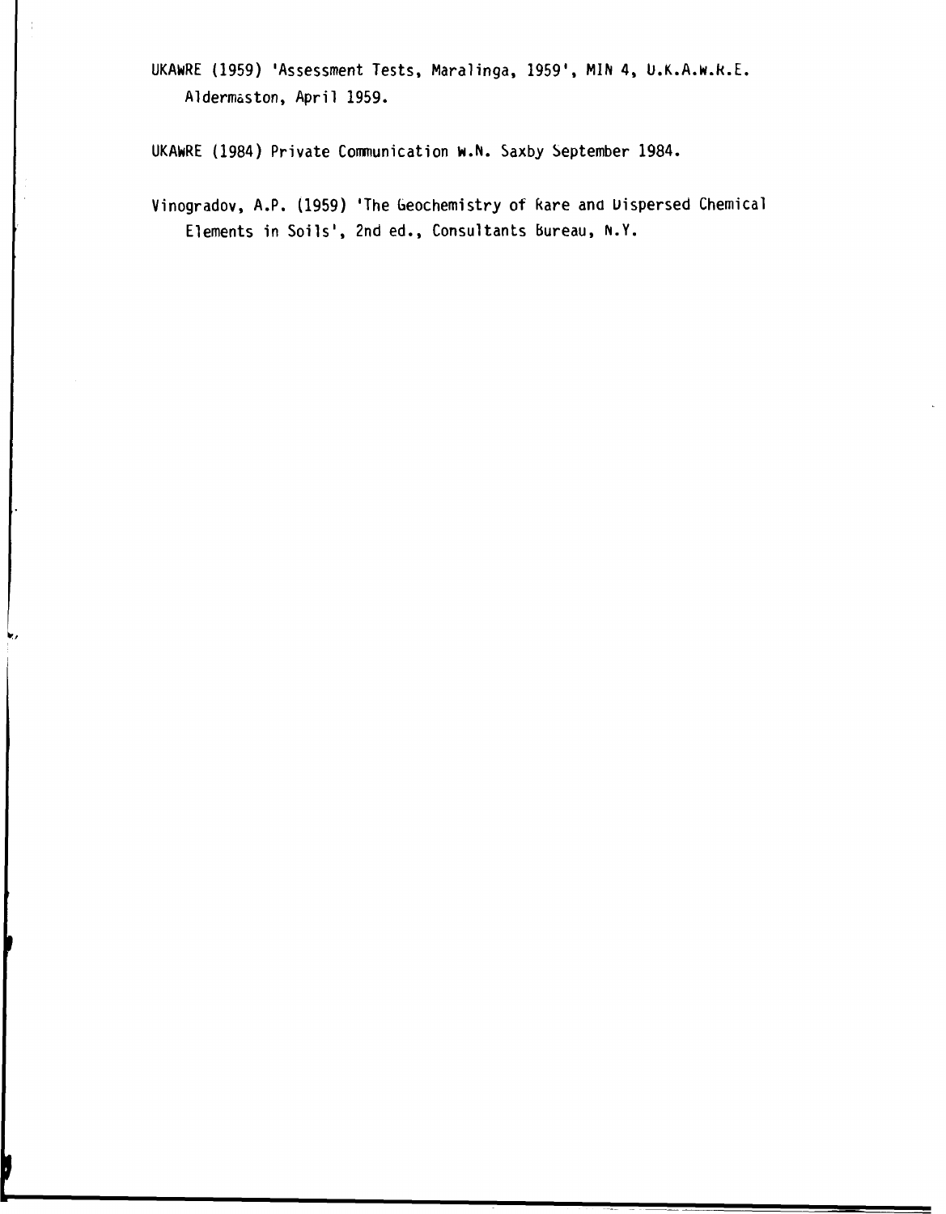UKAWRE (1959) 'Assessment Tests, Maralinga, 1959', MIN 4, U.K.A.W.R.E. Aldermaston, April 1959.

UKAWRE (1984) Private Communication W.N. Saxby September 1984.

Vinogradov, A.P. (1959) 'The Geochemistry of Rare and Dispersed Chemical Elements in Soils', 2nd ed., Consultants Bureau, N.Y.